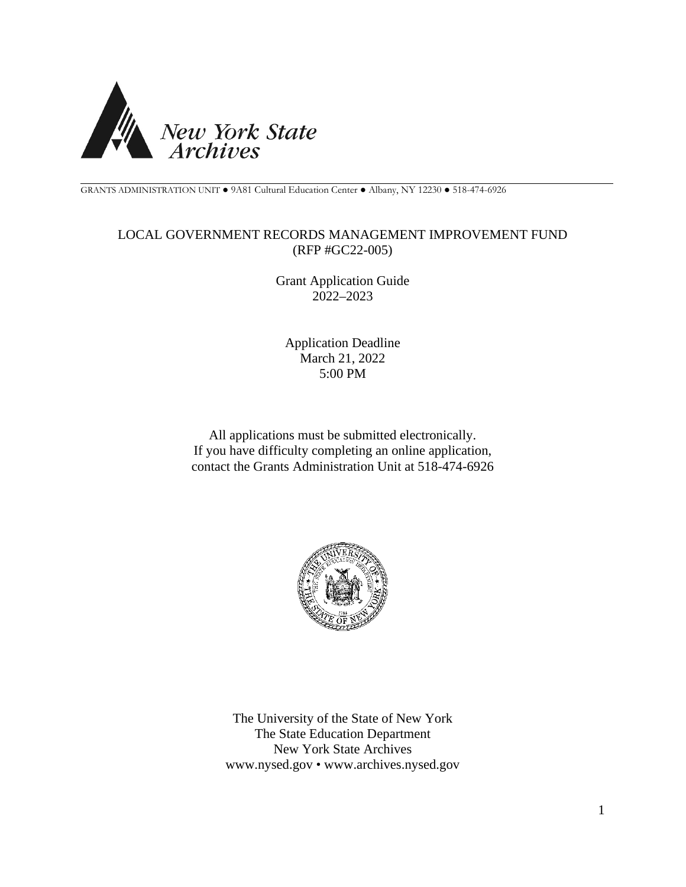New York State Archives

GRANTS ADMINISTRATION UNIT ● 9A81 Cultural Education Center ● Albany, NY 12230 ● 518-474-6926

# LOCAL GOVERNMENT RECORDS MANAGEMENT IMPROVEMENT FUND (RFP #GC22-005)

## Grant Application Guide 2022–2023

Application Deadline
March 21, 2022
5:00 PM

All applications must be submitted electronically.
If you have difficulty completing an online application,
contact the Grants Administration Unit at 518-474-6926

The University of the State of New York
The State Education Department
New York State Archives
www.nysed.gov • www.archives.nysed.gov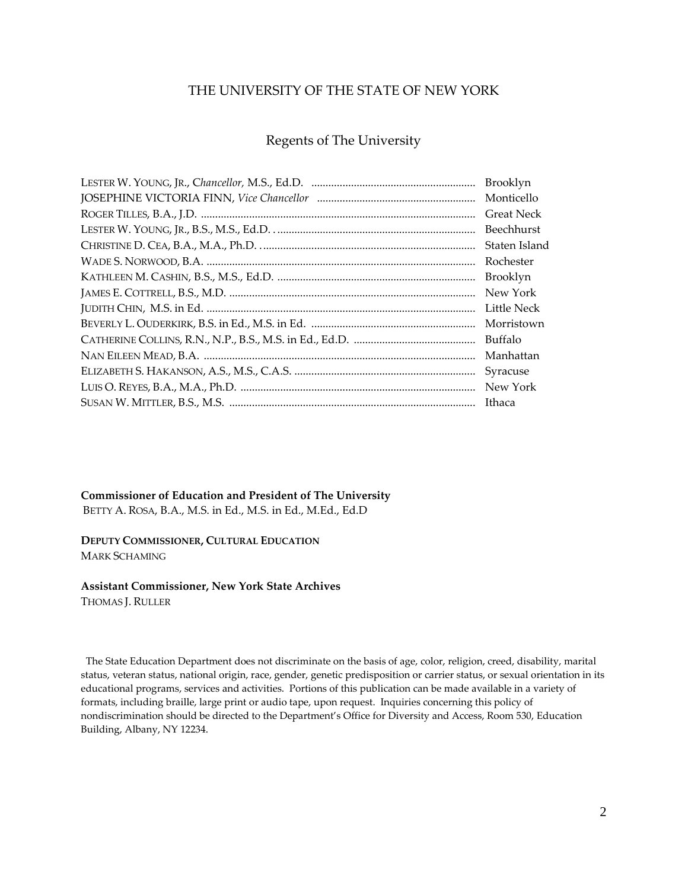# THE UNIVERSITY OF THE STATE OF NEW YORK

## Regents of The University

LESTER W. YOUNG, JR., *Chancellor,* M.S., Ed.D. .......................................................... Brooklyn
JOSEPHINE VICTORIA FINN, *Vice Chancellor* ....................................................... Monticello
ROGER TILLES, B.A., J.D. ................................................................................................ Great Neck
LESTER W. YOUNG, JR., B.S., M.S., Ed.D. . ..................................................................... Beechhurst
CHRISTINE D. CEA, B.A., M.A., Ph.D. . .......................................................................... Staten Island
WADE S. NORWOOD, B.A. .............................................................................................. Rochester
KATHLEEN M. CASHIN, B.S., M.S., Ed.D. ..................................................................... Brooklyn
JAMES E. COTTRELL, B.S., M.D. ...................................................................................... New York
JUDITH CHIN, M.S. in Ed. .............................................................................................. Little Neck
BEVERLY L. OUDERKIRK, B.S. in Ed., M.S. in Ed. .......................................................... Morristown
CATHERINE COLLINS, R.N., N.P., B.S., M.S. in Ed., Ed.D. ........................................... Buffalo
NAN EILEEN MEAD, B.A. ............................................................................................... Manhattan
ELIZABETH S. HAKANSON, A.S., M.S., C.A.S. ................................................................ Syracuse
LUIS O. REYES, B.A., M.A., Ph.D. .................................................................................. New York
SUSAN W. MITTLER, B.S., M.S. ...................................................................................... Ithaca

**Commissioner of Education and President of The University**
BETTY A. ROSA, B.A., M.S. in Ed., M.S. in Ed., M.Ed., Ed.D

**DEPUTY COMMISSIONER, CULTURAL EDUCATION**
MARK SCHAMING

**Assistant Commissioner, New York State Archives**
THOMAS J. RULLER

The State Education Department does not discriminate on the basis of age, color, religion, creed, disability, marital status, veteran status, national origin, race, gender, genetic predisposition or carrier status, or sexual orientation in its educational programs, services and activities. Portions of this publication can be made available in a variety of formats, including braille, large print or audio tape, upon request. Inquiries concerning this policy of nondiscrimination should be directed to the Department's Office for Diversity and Access, Room 530, Education Building, Albany, NY 12234.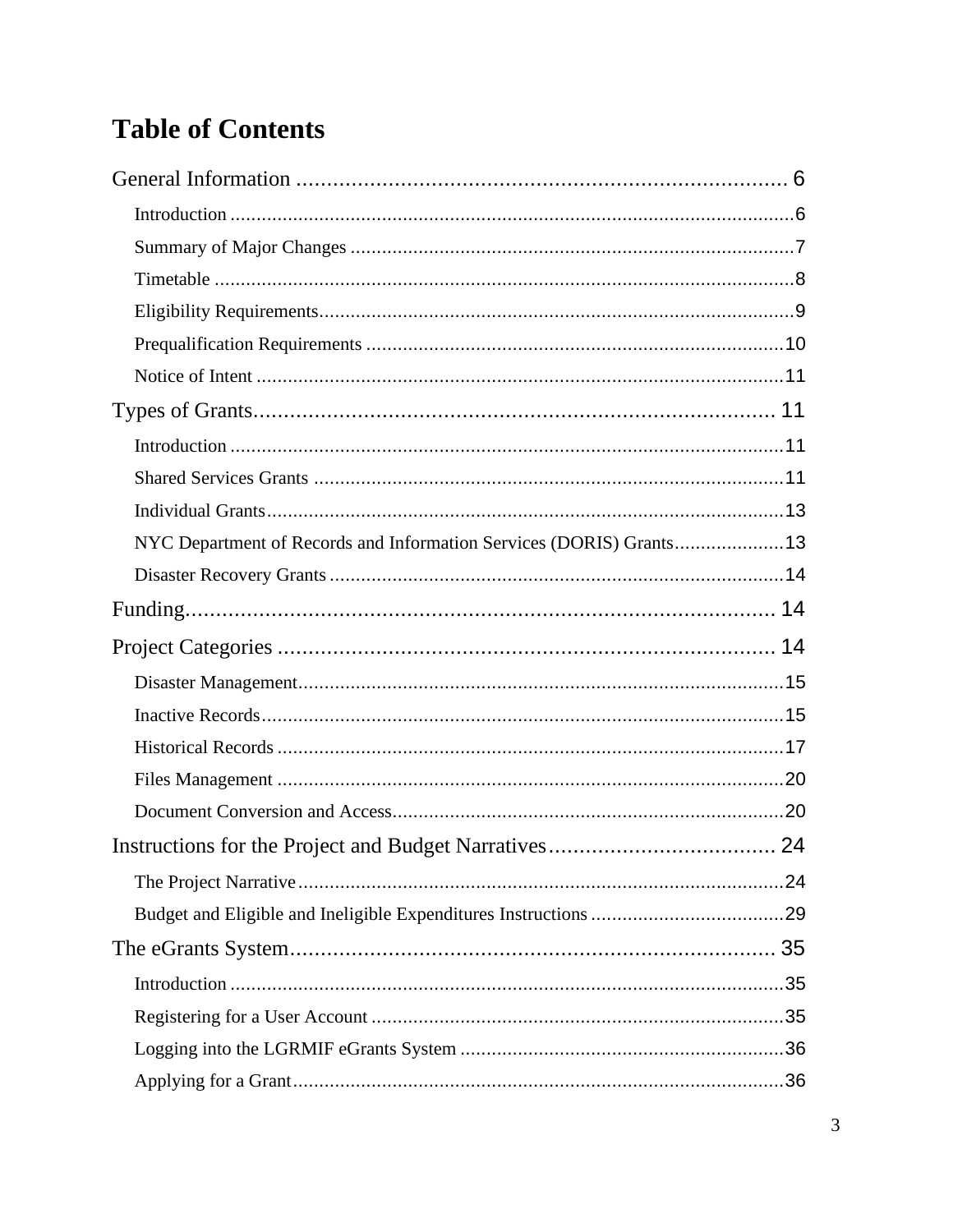# Table of Contents

General Information ................................................................................ 6

- Introduction ............................................................................................................6
- Summary of Major Changes .....................................................................................7
- Timetable ...............................................................................................................8
- Eligibility Requirements..........................................................................................9
- Prequalification Requirements ................................................................................10
- Notice of Intent .....................................................................................................11

Types of Grants.................................................................................... 11

- Introduction ..........................................................................................................11
- Shared Services Grants ..........................................................................................11
- Individual Grants...................................................................................................13
- NYC Department of Records and Information Services (DORIS) Grants.....................13
- Disaster Recovery Grants .......................................................................................14

Funding............................................................................................... 14

Project Categories ................................................................................ 14

- Disaster Management.............................................................................................15
- Inactive Records....................................................................................................15
- Historical Records .................................................................................................17
- Files Management .................................................................................................20
- Document Conversion and Access...........................................................................20

Instructions for the Project and Budget Narratives..................................... 24

- The Project Narrative.............................................................................................24
- Budget and Eligible and Ineligible Expenditures Instructions .....................................29

The eGrants System.............................................................................. 35

- Introduction ..........................................................................................................35
- Registering for a User Account ...............................................................................35
- Logging into the LGRMIF eGrants System ..............................................................36
- Applying for a Grant..............................................................................................36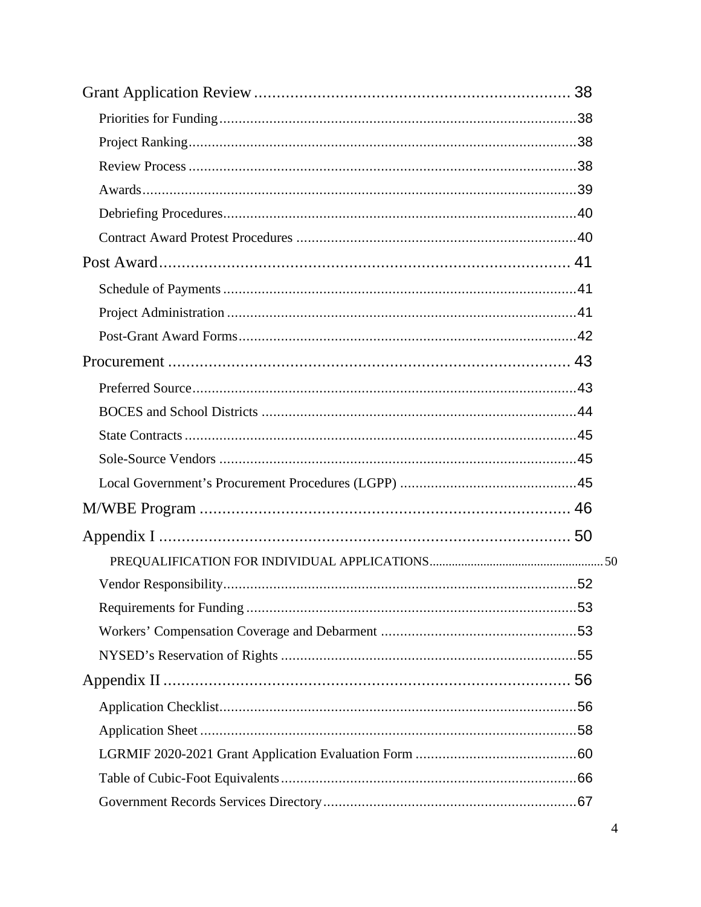Grant Application Review ..................................................................... 38

- Priorities for Funding ......................................................................................38
- Project Ranking ..............................................................................................38
- Review Process ..............................................................................................38
- Awards ..........................................................................................................39
- Debriefing Procedures ......................................................................................40
- Contract Award Protest Procedures ....................................................................40

Post Award ...................................................................................... 41

- Schedule of Payments ......................................................................................41
- Project Administration .....................................................................................41
- Post-Grant Award Forms ..................................................................................42

Procurement ..................................................................................... 43

- Preferred Source .............................................................................................43
- BOCES and School Districts ............................................................................44
- State Contracts ...............................................................................................45
- Sole-Source Vendors .......................................................................................45
- Local Government's Procurement Procedures (LGPP) ..........................................45

M/WBE Program ................................................................................ 46

Appendix I ........................................................................................ 50

- PREQUALIFICATION FOR INDIVIDUAL APPLICATIONS ...............................50
- Vendor Responsibility ......................................................................................52
- Requirements for Funding ................................................................................53
- Workers' Compensation Coverage and Debarment ..............................................53
- NYSED's Reservation of Rights ........................................................................55

Appendix II ....................................................................................... 56

- Application Checklist .......................................................................................56
- Application Sheet ............................................................................................58
- LGRMIF 2020-2021 Grant Application Evaluation Form ......................................60
- Table of Cubic-Foot Equivalents .......................................................................66
- Government Records Services Directory ............................................................67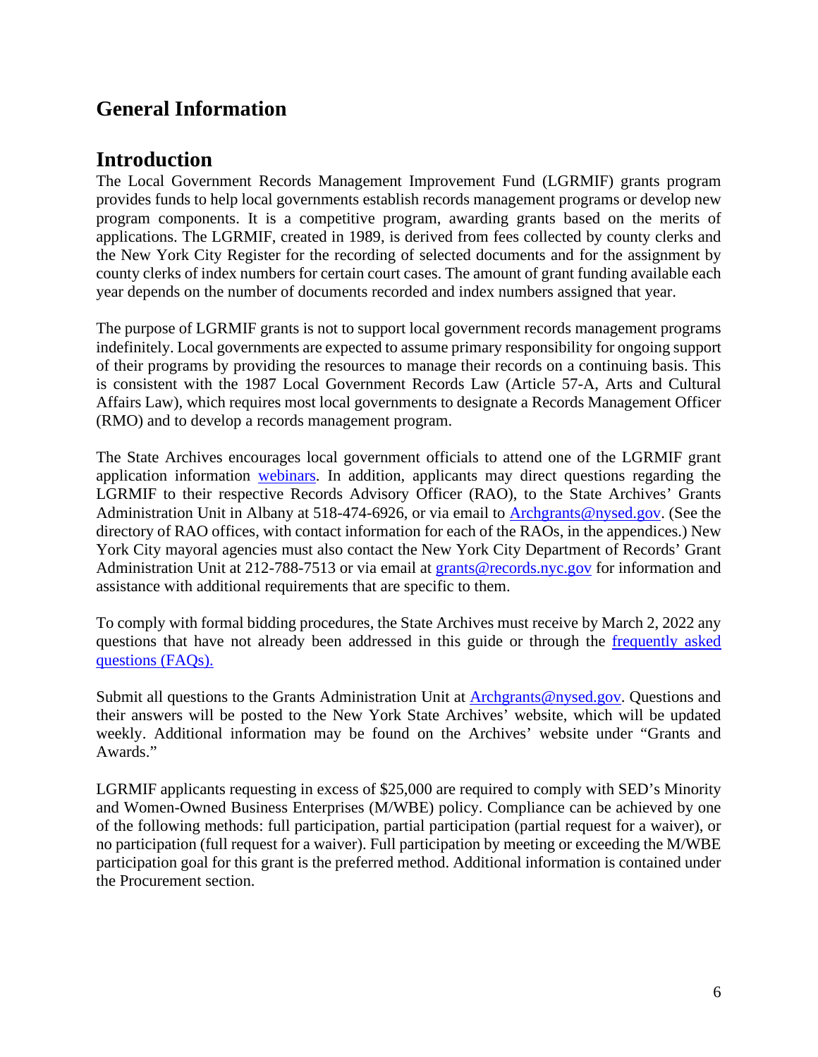# General Information

## Introduction

The Local Government Records Management Improvement Fund (LGRMIF) grants program provides funds to help local governments establish records management programs or develop new program components. It is a competitive program, awarding grants based on the merits of applications. The LGRMIF, created in 1989, is derived from fees collected by county clerks and the New York City Register for the recording of selected documents and for the assignment by county clerks of index numbers for certain court cases. The amount of grant funding available each year depends on the number of documents recorded and index numbers assigned that year.

The purpose of LGRMIF grants is not to support local government records management programs indefinitely. Local governments are expected to assume primary responsibility for ongoing support of their programs by providing the resources to manage their records on a continuing basis. This is consistent with the 1987 Local Government Records Law (Article 57-A, Arts and Cultural Affairs Law), which requires most local governments to designate a Records Management Officer (RMO) and to develop a records management program.

The State Archives encourages local government officials to attend one of the LGRMIF grant application information webinars. In addition, applicants may direct questions regarding the LGRMIF to their respective Records Advisory Officer (RAO), to the State Archives' Grants Administration Unit in Albany at 518-474-6926, or via email to Archgrants@nysed.gov. (See the directory of RAO offices, with contact information for each of the RAOs, in the appendices.) New York City mayoral agencies must also contact the New York City Department of Records' Grant Administration Unit at 212-788-7513 or via email at grants@records.nyc.gov for information and assistance with additional requirements that are specific to them.

To comply with formal bidding procedures, the State Archives must receive by March 2, 2022 any questions that have not already been addressed in this guide or through the frequently asked questions (FAQs).

Submit all questions to the Grants Administration Unit at Archgrants@nysed.gov. Questions and their answers will be posted to the New York State Archives' website, which will be updated weekly. Additional information may be found on the Archives' website under "Grants and Awards."

LGRMIF applicants requesting in excess of $25,000 are required to comply with SED's Minority and Women-Owned Business Enterprises (M/WBE) policy. Compliance can be achieved by one of the following methods: full participation, partial participation (partial request for a waiver), or no participation (full request for a waiver). Full participation by meeting or exceeding the M/WBE participation goal for this grant is the preferred method. Additional information is contained under the Procurement section.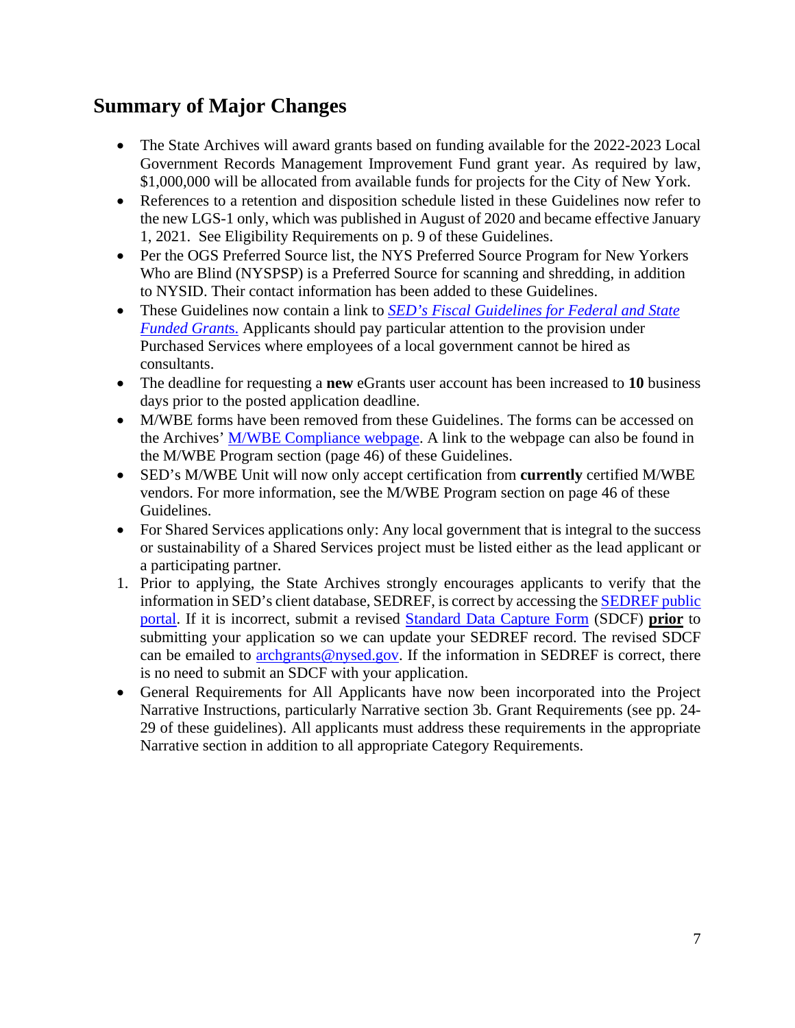## Summary of Major Changes

- The State Archives will award grants based on funding available for the 2022-2023 Local Government Records Management Improvement Fund grant year. As required by law, $1,000,000 will be allocated from available funds for projects for the City of New York.
- References to a retention and disposition schedule listed in these Guidelines now refer to the new LGS-1 only, which was published in August of 2020 and became effective January 1, 2021. See Eligibility Requirements on p. 9 of these Guidelines.
- Per the OGS Preferred Source list, the NYS Preferred Source Program for New Yorkers Who are Blind (NYSPSP) is a Preferred Source for scanning and shredding, in addition to NYSID. Their contact information has been added to these Guidelines.
- These Guidelines now contain a link to *SED's Fiscal Guidelines for Federal and State Funded Grants.* Applicants should pay particular attention to the provision under Purchased Services where employees of a local government cannot be hired as consultants.
- The deadline for requesting a **new** eGrants user account has been increased to **10** business days prior to the posted application deadline.
- M/WBE forms have been removed from these Guidelines. The forms can be accessed on the Archives' M/WBE Compliance webpage. A link to the webpage can also be found in the M/WBE Program section (page 46) of these Guidelines.
- SED's M/WBE Unit will now only accept certification from **currently** certified M/WBE vendors. For more information, see the M/WBE Program section on page 46 of these Guidelines.
- For Shared Services applications only: Any local government that is integral to the success or sustainability of a Shared Services project must be listed either as the lead applicant or a participating partner.

1. Prior to applying, the State Archives strongly encourages applicants to verify that the information in SED's client database, SEDREF, is correct by accessing the SEDREF public portal. If it is incorrect, submit a revised Standard Data Capture Form (SDCF) **prior** to submitting your application so we can update your SEDREF record. The revised SDCF can be emailed to archgrants@nysed.gov. If the information in SEDREF is correct, there is no need to submit an SDCF with your application.

- General Requirements for All Applicants have now been incorporated into the Project Narrative Instructions, particularly Narrative section 3b. Grant Requirements (see pp. 24-29 of these guidelines). All applicants must address these requirements in the appropriate Narrative section in addition to all appropriate Category Requirements.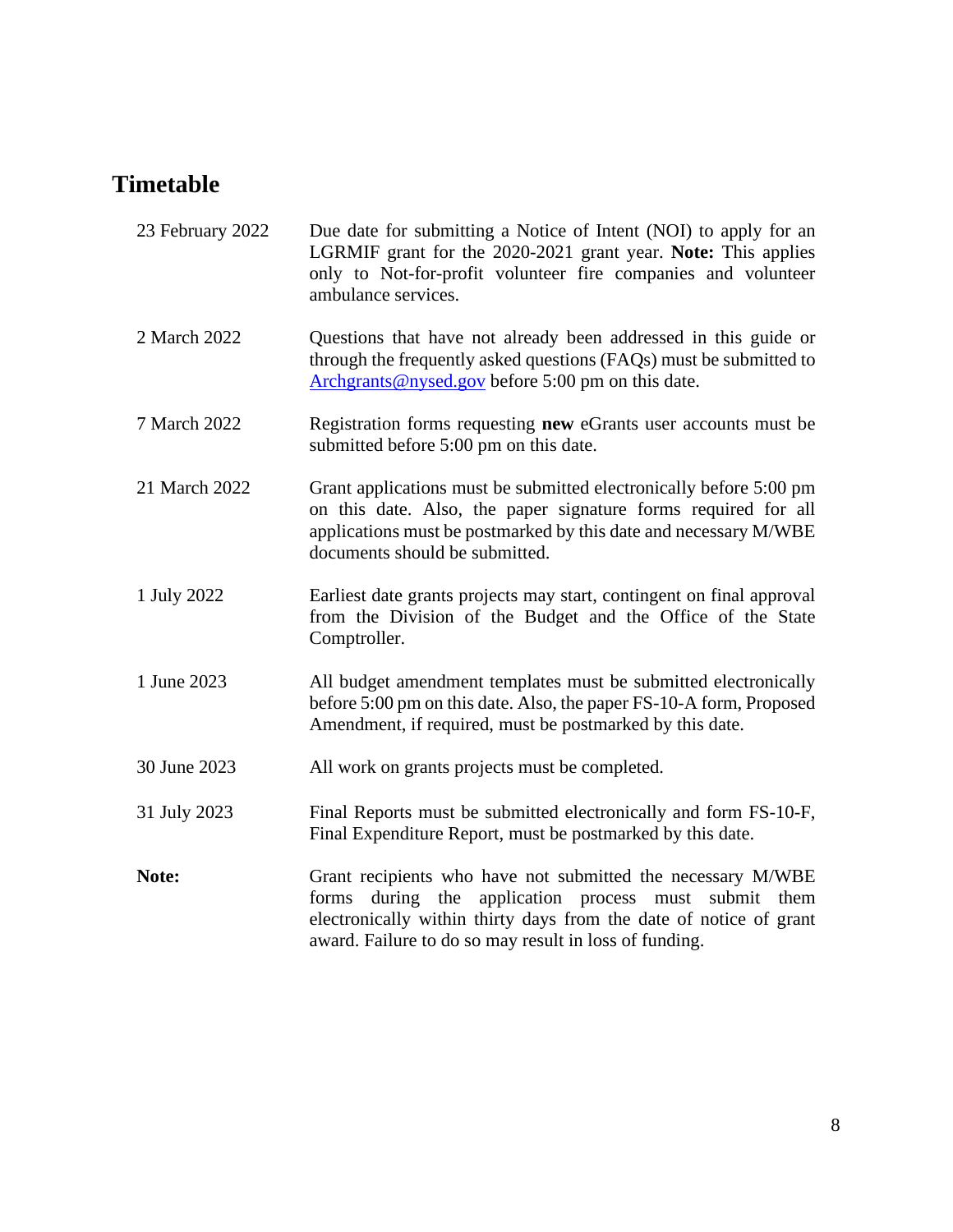## Timetable

| | |
|---|---|
| 23 February 2022 | Due date for submitting a Notice of Intent (NOI) to apply for an LGRMIF grant for the 2020-2021 grant year. **Note:** This applies only to Not-for-profit volunteer fire companies and volunteer ambulance services. |
| 2 March 2022 | Questions that have not already been addressed in this guide or through the frequently asked questions (FAQs) must be submitted to [Archgrants@nysed.gov](mailto:Archgrants@nysed.gov) before 5:00 pm on this date. |
| 7 March 2022 | Registration forms requesting **new** eGrants user accounts must be submitted before 5:00 pm on this date. |
| 21 March 2022 | Grant applications must be submitted electronically before 5:00 pm on this date. Also, the paper signature forms required for all applications must be postmarked by this date and necessary M/WBE documents should be submitted. |
| 1 July 2022 | Earliest date grants projects may start, contingent on final approval from the Division of the Budget and the Office of the State Comptroller. |
| 1 June 2023 | All budget amendment templates must be submitted electronically before 5:00 pm on this date. Also, the paper FS-10-A form, Proposed Amendment, if required, must be postmarked by this date. |
| 30 June 2023 | All work on grants projects must be completed. |
| 31 July 2023 | Final Reports must be submitted electronically and form FS-10-F, Final Expenditure Report, must be postmarked by this date. |
| **Note:** | Grant recipients who have not submitted the necessary M/WBE forms during the application process must submit them electronically within thirty days from the date of notice of grant award. Failure to do so may result in loss of funding. |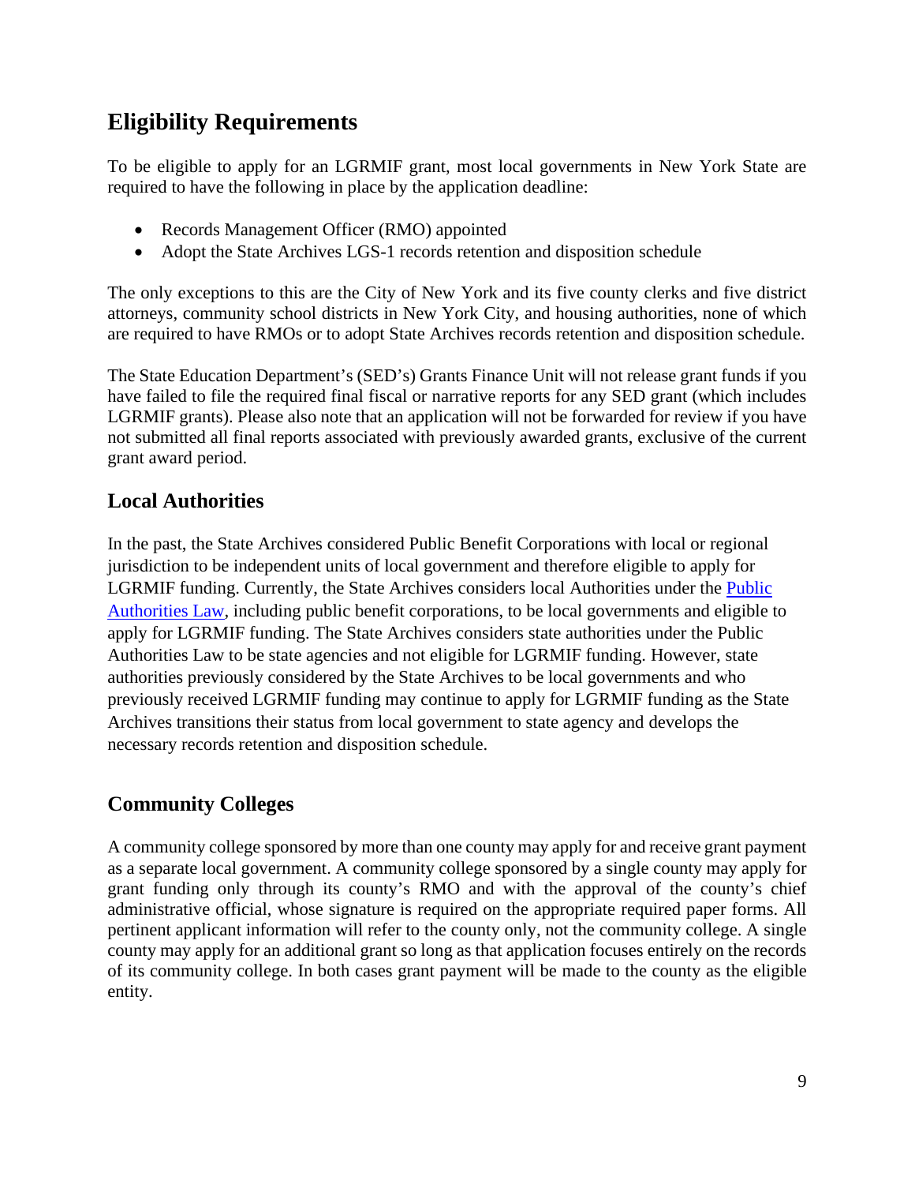## Eligibility Requirements

To be eligible to apply for an LGRMIF grant, most local governments in New York State are required to have the following in place by the application deadline:

- Records Management Officer (RMO) appointed
- Adopt the State Archives LGS-1 records retention and disposition schedule

The only exceptions to this are the City of New York and its five county clerks and five district attorneys, community school districts in New York City, and housing authorities, none of which are required to have RMOs or to adopt State Archives records retention and disposition schedule.

The State Education Department's (SED's) Grants Finance Unit will not release grant funds if you have failed to file the required final fiscal or narrative reports for any SED grant (which includes LGRMIF grants). Please also note that an application will not be forwarded for review if you have not submitted all final reports associated with previously awarded grants, exclusive of the current grant award period.

### Local Authorities

In the past, the State Archives considered Public Benefit Corporations with local or regional jurisdiction to be independent units of local government and therefore eligible to apply for LGRMIF funding. Currently, the State Archives considers local Authorities under the Public Authorities Law, including public benefit corporations, to be local governments and eligible to apply for LGRMIF funding. The State Archives considers state authorities under the Public Authorities Law to be state agencies and not eligible for LGRMIF funding. However, state authorities previously considered by the State Archives to be local governments and who previously received LGRMIF funding may continue to apply for LGRMIF funding as the State Archives transitions their status from local government to state agency and develops the necessary records retention and disposition schedule.

### Community Colleges

A community college sponsored by more than one county may apply for and receive grant payment as a separate local government. A community college sponsored by a single county may apply for grant funding only through its county's RMO and with the approval of the county's chief administrative official, whose signature is required on the appropriate required paper forms. All pertinent applicant information will refer to the county only, not the community college. A single county may apply for an additional grant so long as that application focuses entirely on the records of its community college. In both cases grant payment will be made to the county as the eligible entity.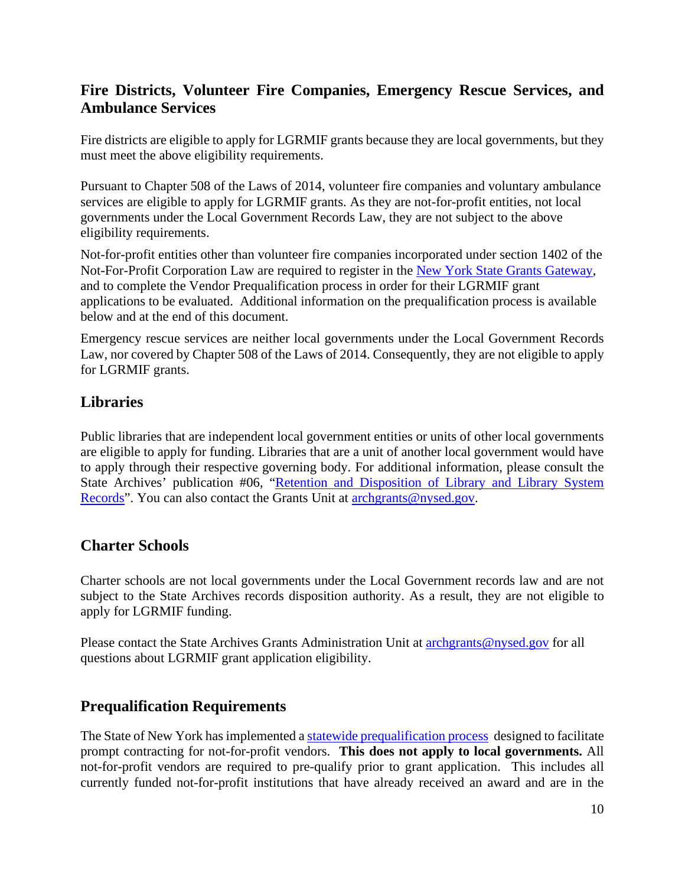## Fire Districts, Volunteer Fire Companies, Emergency Rescue Services, and Ambulance Services

Fire districts are eligible to apply for LGRMIF grants because they are local governments, but they must meet the above eligibility requirements.

Pursuant to Chapter 508 of the Laws of 2014, volunteer fire companies and voluntary ambulance services are eligible to apply for LGRMIF grants. As they are not-for-profit entities, not local governments under the Local Government Records Law, they are not subject to the above eligibility requirements.

Not-for-profit entities other than volunteer fire companies incorporated under section 1402 of the Not-For-Profit Corporation Law are required to register in the New York State Grants Gateway, and to complete the Vendor Prequalification process in order for their LGRMIF grant applications to be evaluated. Additional information on the prequalification process is available below and at the end of this document.

Emergency rescue services are neither local governments under the Local Government Records Law, nor covered by Chapter 508 of the Laws of 2014. Consequently, they are not eligible to apply for LGRMIF grants.

## Libraries

Public libraries that are independent local government entities or units of other local governments are eligible to apply for funding. Libraries that are a unit of another local government would have to apply through their respective governing body. For additional information, please consult the State Archives' publication #06, "Retention and Disposition of Library and Library System Records". You can also contact the Grants Unit at archgrants@nysed.gov.

## Charter Schools

Charter schools are not local governments under the Local Government records law and are not subject to the State Archives records disposition authority. As a result, they are not eligible to apply for LGRMIF funding.

Please contact the State Archives Grants Administration Unit at archgrants@nysed.gov for all questions about LGRMIF grant application eligibility.

## Prequalification Requirements

The State of New York has implemented a statewide prequalification process designed to facilitate prompt contracting for not-for-profit vendors. **This does not apply to local governments.** All not-for-profit vendors are required to pre-qualify prior to grant application. This includes all currently funded not-for-profit institutions that have already received an award and are in the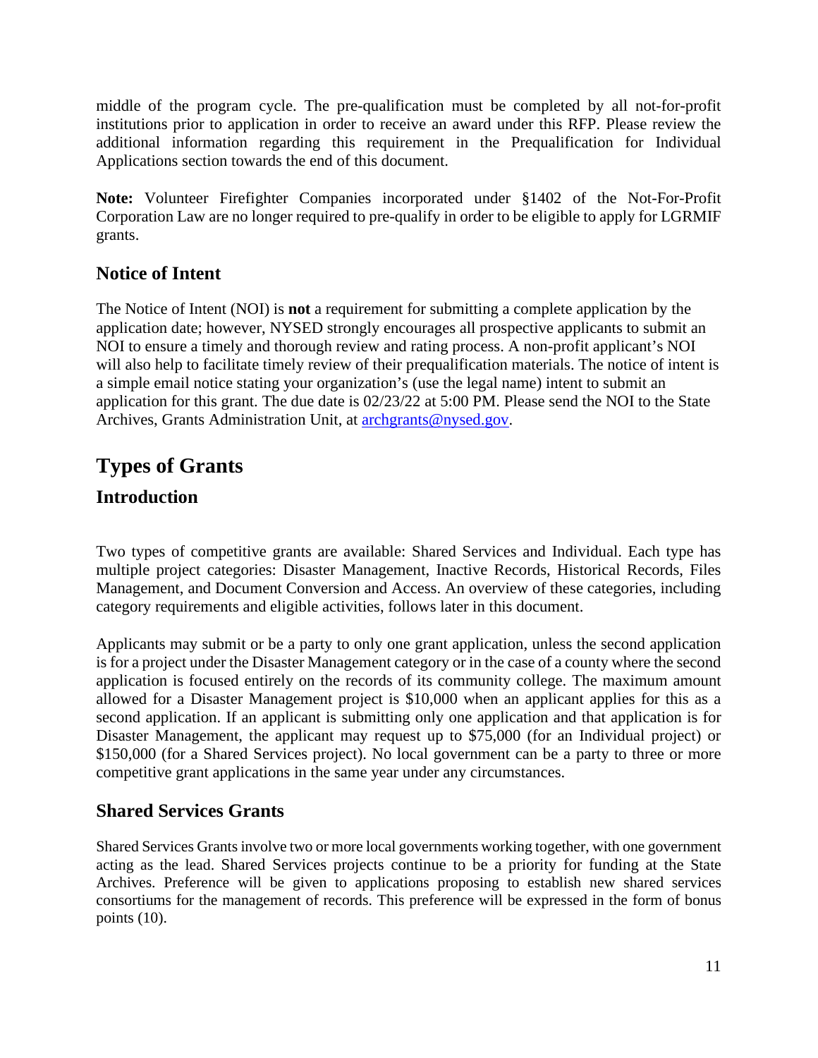middle of the program cycle. The pre-qualification must be completed by all not-for-profit institutions prior to application in order to receive an award under this RFP. Please review the additional information regarding this requirement in the Prequalification for Individual Applications section towards the end of this document.

**Note:** Volunteer Firefighter Companies incorporated under §1402 of the Not-For-Profit Corporation Law are no longer required to pre-qualify in order to be eligible to apply for LGRMIF grants.

## Notice of Intent

The Notice of Intent (NOI) is **not** a requirement for submitting a complete application by the application date; however, NYSED strongly encourages all prospective applicants to submit an NOI to ensure a timely and thorough review and rating process. A non-profit applicant's NOI will also help to facilitate timely review of their prequalification materials. The notice of intent is a simple email notice stating your organization's (use the legal name) intent to submit an application for this grant. The due date is 02/23/22 at 5:00 PM. Please send the NOI to the State Archives, Grants Administration Unit, at [archgrants@nysed.gov](mailto:archgrants@nysed.gov).

# Types of Grants

## Introduction

Two types of competitive grants are available: Shared Services and Individual. Each type has multiple project categories: Disaster Management, Inactive Records, Historical Records, Files Management, and Document Conversion and Access. An overview of these categories, including category requirements and eligible activities, follows later in this document.

Applicants may submit or be a party to only one grant application, unless the second application is for a project under the Disaster Management category or in the case of a county where the second application is focused entirely on the records of its community college. The maximum amount allowed for a Disaster Management project is $10,000 when an applicant applies for this as a second application. If an applicant is submitting only one application and that application is for Disaster Management, the applicant may request up to $75,000 (for an Individual project) or $150,000 (for a Shared Services project). No local government can be a party to three or more competitive grant applications in the same year under any circumstances.

## Shared Services Grants

Shared Services Grants involve two or more local governments working together, with one government acting as the lead. Shared Services projects continue to be a priority for funding at the State Archives. Preference will be given to applications proposing to establish new shared services consortiums for the management of records. This preference will be expressed in the form of bonus points (10).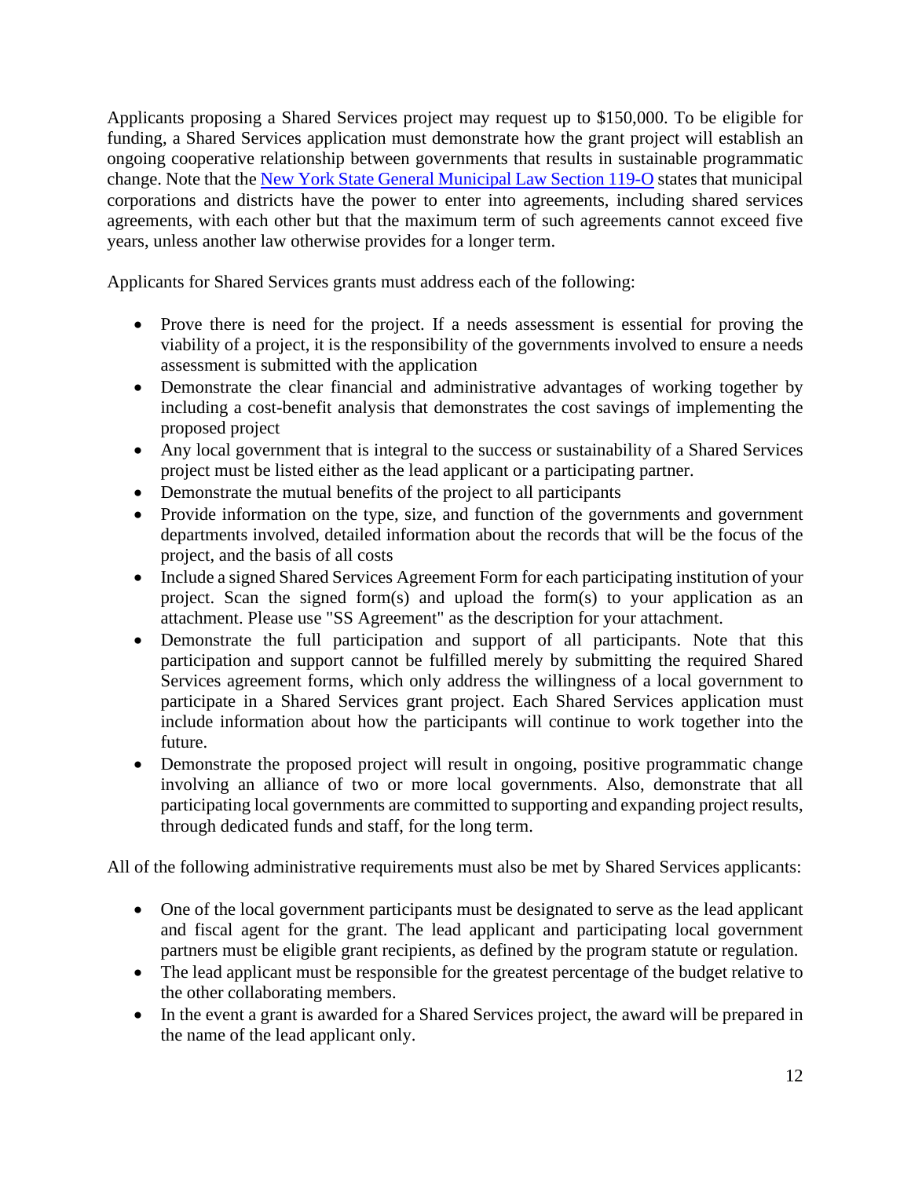Applicants proposing a Shared Services project may request up to $150,000. To be eligible for funding, a Shared Services application must demonstrate how the grant project will establish an ongoing cooperative relationship between governments that results in sustainable programmatic change. Note that the [New York State General Municipal Law Section 119-O]() states that municipal corporations and districts have the power to enter into agreements, including shared services agreements, with each other but that the maximum term of such agreements cannot exceed five years, unless another law otherwise provides for a longer term.

Applicants for Shared Services grants must address each of the following:

- Prove there is need for the project. If a needs assessment is essential for proving the viability of a project, it is the responsibility of the governments involved to ensure a needs assessment is submitted with the application
- Demonstrate the clear financial and administrative advantages of working together by including a cost-benefit analysis that demonstrates the cost savings of implementing the proposed project
- Any local government that is integral to the success or sustainability of a Shared Services project must be listed either as the lead applicant or a participating partner.
- Demonstrate the mutual benefits of the project to all participants
- Provide information on the type, size, and function of the governments and government departments involved, detailed information about the records that will be the focus of the project, and the basis of all costs
- Include a signed Shared Services Agreement Form for each participating institution of your project. Scan the signed form(s) and upload the form(s) to your application as an attachment. Please use "SS Agreement" as the description for your attachment.
- Demonstrate the full participation and support of all participants. Note that this participation and support cannot be fulfilled merely by submitting the required Shared Services agreement forms, which only address the willingness of a local government to participate in a Shared Services grant project. Each Shared Services application must include information about how the participants will continue to work together into the future.
- Demonstrate the proposed project will result in ongoing, positive programmatic change involving an alliance of two or more local governments. Also, demonstrate that all participating local governments are committed to supporting and expanding project results, through dedicated funds and staff, for the long term.

All of the following administrative requirements must also be met by Shared Services applicants:

- One of the local government participants must be designated to serve as the lead applicant and fiscal agent for the grant. The lead applicant and participating local government partners must be eligible grant recipients, as defined by the program statute or regulation.
- The lead applicant must be responsible for the greatest percentage of the budget relative to the other collaborating members.
- In the event a grant is awarded for a Shared Services project, the award will be prepared in the name of the lead applicant only.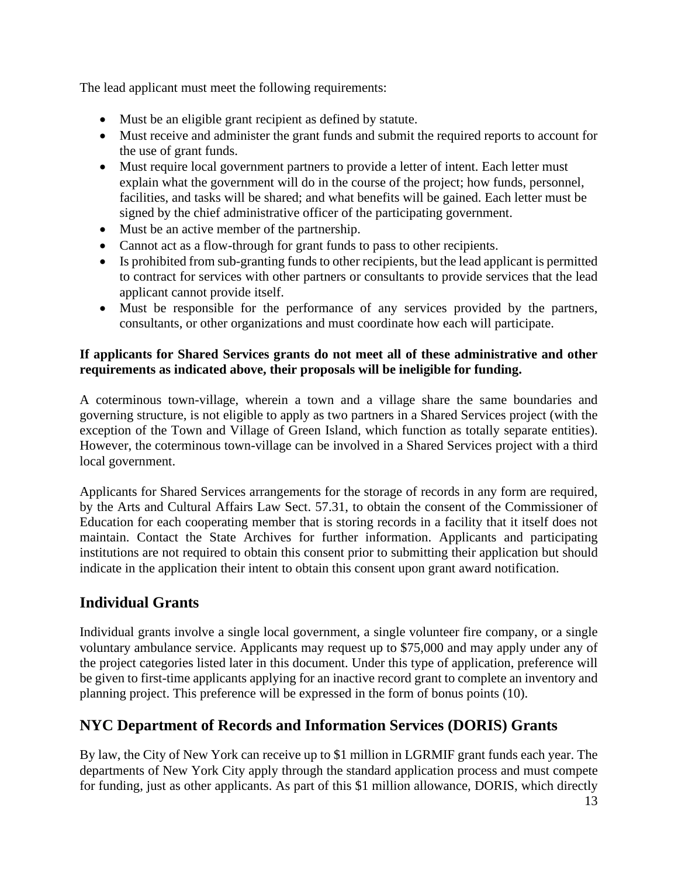The lead applicant must meet the following requirements:

- Must be an eligible grant recipient as defined by statute.
- Must receive and administer the grant funds and submit the required reports to account for the use of grant funds.
- Must require local government partners to provide a letter of intent. Each letter must explain what the government will do in the course of the project; how funds, personnel, facilities, and tasks will be shared; and what benefits will be gained. Each letter must be signed by the chief administrative officer of the participating government.
- Must be an active member of the partnership.
- Cannot act as a flow-through for grant funds to pass to other recipients.
- Is prohibited from sub-granting funds to other recipients, but the lead applicant is permitted to contract for services with other partners or consultants to provide services that the lead applicant cannot provide itself.
- Must be responsible for the performance of any services provided by the partners, consultants, or other organizations and must coordinate how each will participate.

**If applicants for Shared Services grants do not meet all of these administrative and other requirements as indicated above, their proposals will be ineligible for funding.**

A coterminous town-village, wherein a town and a village share the same boundaries and governing structure, is not eligible to apply as two partners in a Shared Services project (with the exception of the Town and Village of Green Island, which function as totally separate entities). However, the coterminous town-village can be involved in a Shared Services project with a third local government.

Applicants for Shared Services arrangements for the storage of records in any form are required, by the Arts and Cultural Affairs Law Sect. 57.31, to obtain the consent of the Commissioner of Education for each cooperating member that is storing records in a facility that it itself does not maintain. Contact the State Archives for further information. Applicants and participating institutions are not required to obtain this consent prior to submitting their application but should indicate in the application their intent to obtain this consent upon grant award notification.

## Individual Grants

Individual grants involve a single local government, a single volunteer fire company, or a single voluntary ambulance service. Applicants may request up to $75,000 and may apply under any of the project categories listed later in this document. Under this type of application, preference will be given to first-time applicants applying for an inactive record grant to complete an inventory and planning project. This preference will be expressed in the form of bonus points (10).

## NYC Department of Records and Information Services (DORIS) Grants

By law, the City of New York can receive up to $1 million in LGRMIF grant funds each year. The departments of New York City apply through the standard application process and must compete for funding, just as other applicants. As part of this $1 million allowance, DORIS, which directly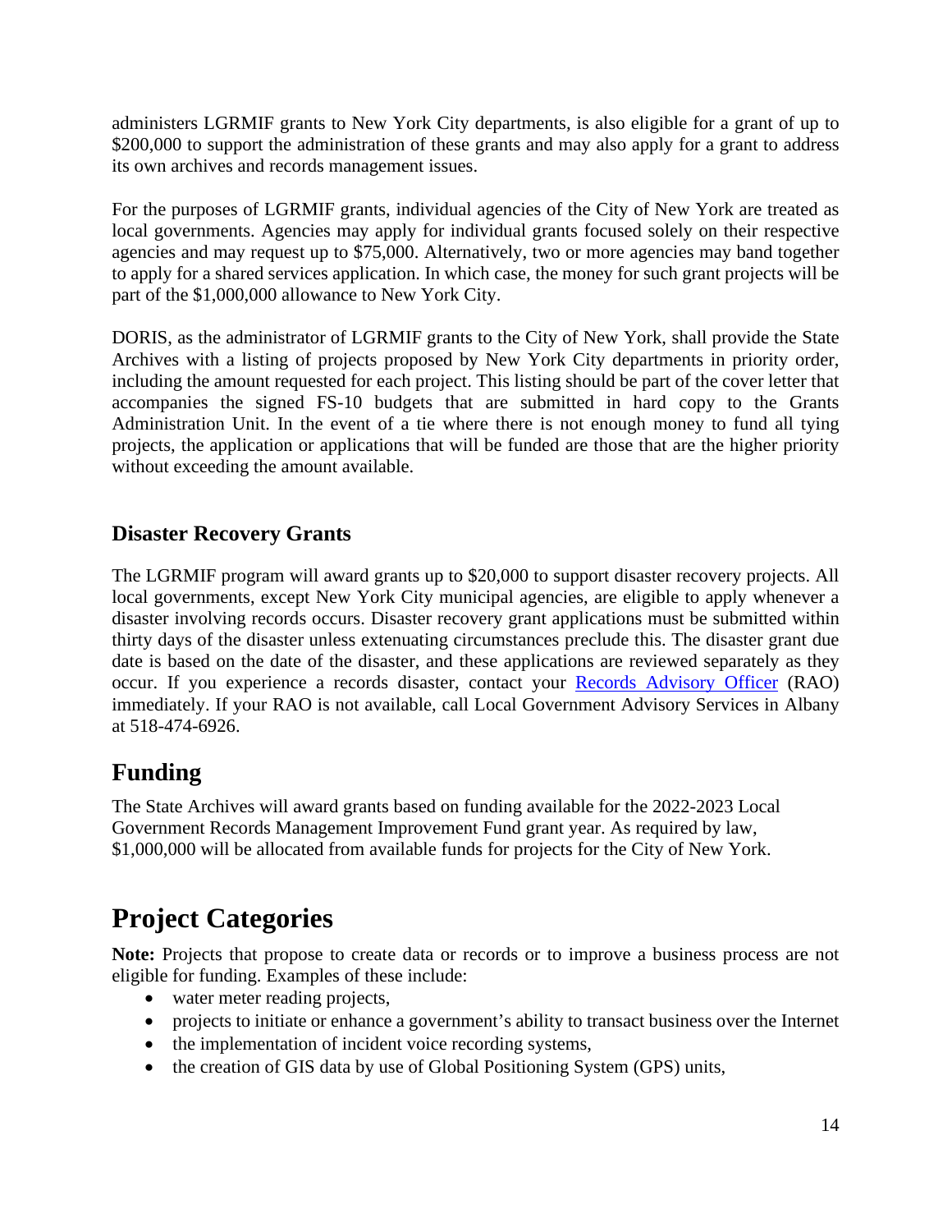administers LGRMIF grants to New York City departments, is also eligible for a grant of up to $200,000 to support the administration of these grants and may also apply for a grant to address its own archives and records management issues.

For the purposes of LGRMIF grants, individual agencies of the City of New York are treated as local governments. Agencies may apply for individual grants focused solely on their respective agencies and may request up to $75,000. Alternatively, two or more agencies may band together to apply for a shared services application. In which case, the money for such grant projects will be part of the $1,000,000 allowance to New York City.

DORIS, as the administrator of LGRMIF grants to the City of New York, shall provide the State Archives with a listing of projects proposed by New York City departments in priority order, including the amount requested for each project. This listing should be part of the cover letter that accompanies the signed FS-10 budgets that are submitted in hard copy to the Grants Administration Unit. In the event of a tie where there is not enough money to fund all tying projects, the application or applications that will be funded are those that are the higher priority without exceeding the amount available.

### Disaster Recovery Grants

The LGRMIF program will award grants up to $20,000 to support disaster recovery projects. All local governments, except New York City municipal agencies, are eligible to apply whenever a disaster involving records occurs. Disaster recovery grant applications must be submitted within thirty days of the disaster unless extenuating circumstances preclude this. The disaster grant due date is based on the date of the disaster, and these applications are reviewed separately as they occur. If you experience a records disaster, contact your Records Advisory Officer (RAO) immediately. If your RAO is not available, call Local Government Advisory Services in Albany at 518-474-6926.

## Funding

The State Archives will award grants based on funding available for the 2022-2023 Local Government Records Management Improvement Fund grant year. As required by law, $1,000,000 will be allocated from available funds for projects for the City of New York.

# Project Categories

**Note:** Projects that propose to create data or records or to improve a business process are not eligible for funding. Examples of these include:

- water meter reading projects,
- projects to initiate or enhance a government's ability to transact business over the Internet
- the implementation of incident voice recording systems,
- the creation of GIS data by use of Global Positioning System (GPS) units,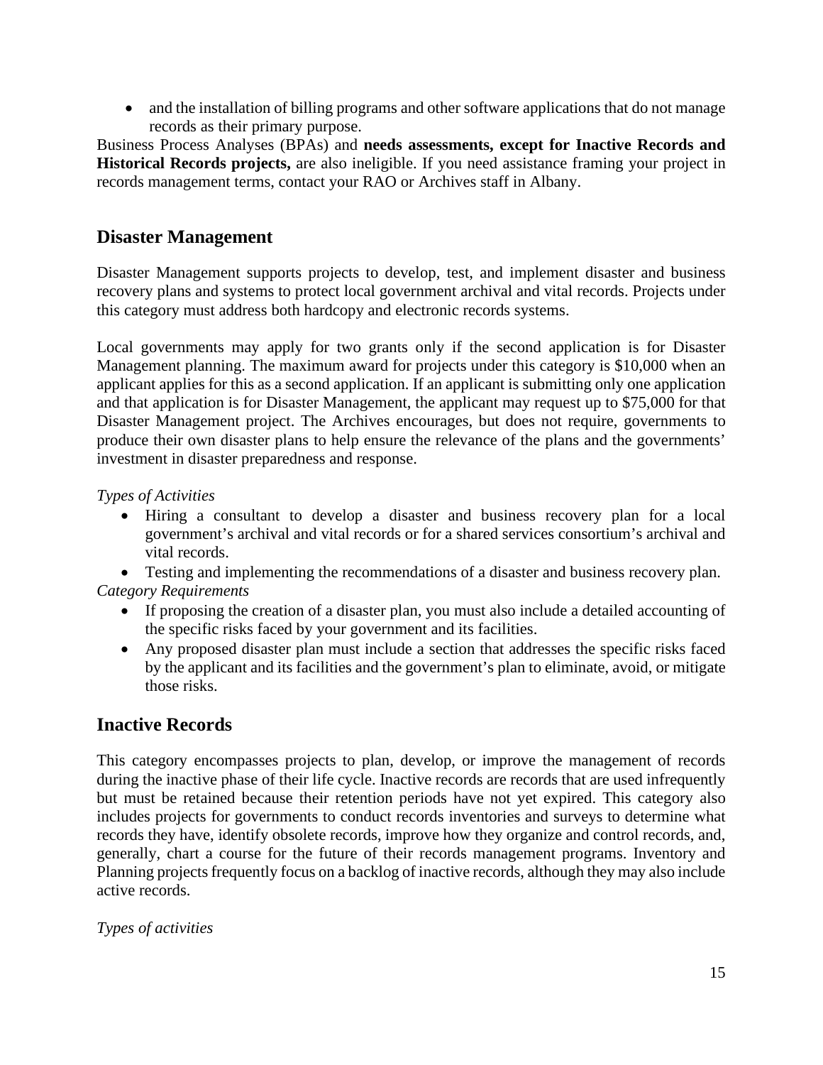- and the installation of billing programs and other software applications that do not manage records as their primary purpose.

Business Process Analyses (BPAs) and **needs assessments, except for Inactive Records and Historical Records projects,** are also ineligible. If you need assistance framing your project in records management terms, contact your RAO or Archives staff in Albany.

## Disaster Management

Disaster Management supports projects to develop, test, and implement disaster and business recovery plans and systems to protect local government archival and vital records. Projects under this category must address both hardcopy and electronic records systems.

Local governments may apply for two grants only if the second application is for Disaster Management planning. The maximum award for projects under this category is $10,000 when an applicant applies for this as a second application. If an applicant is submitting only one application and that application is for Disaster Management, the applicant may request up to $75,000 for that Disaster Management project. The Archives encourages, but does not require, governments to produce their own disaster plans to help ensure the relevance of the plans and the governments' investment in disaster preparedness and response.

*Types of Activities*

- Hiring a consultant to develop a disaster and business recovery plan for a local government's archival and vital records or for a shared services consortium's archival and vital records.
- Testing and implementing the recommendations of a disaster and business recovery plan.

*Category Requirements*

- If proposing the creation of a disaster plan, you must also include a detailed accounting of the specific risks faced by your government and its facilities.
- Any proposed disaster plan must include a section that addresses the specific risks faced by the applicant and its facilities and the government's plan to eliminate, avoid, or mitigate those risks.

## Inactive Records

This category encompasses projects to plan, develop, or improve the management of records during the inactive phase of their life cycle. Inactive records are records that are used infrequently but must be retained because their retention periods have not yet expired. This category also includes projects for governments to conduct records inventories and surveys to determine what records they have, identify obsolete records, improve how they organize and control records, and, generally, chart a course for the future of their records management programs. Inventory and Planning projects frequently focus on a backlog of inactive records, although they may also include active records.

*Types of activities*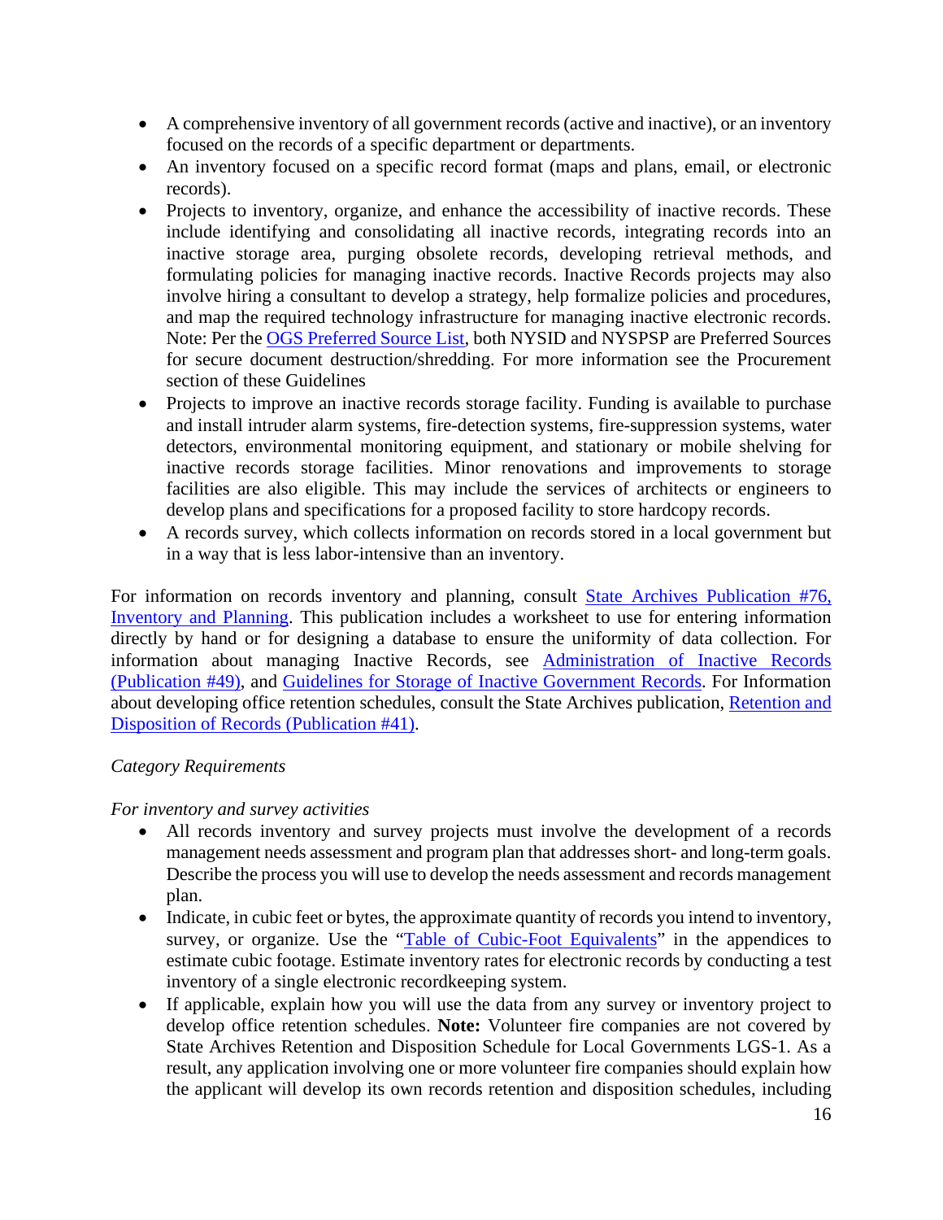- A comprehensive inventory of all government records (active and inactive), or an inventory focused on the records of a specific department or departments.
- An inventory focused on a specific record format (maps and plans, email, or electronic records).
- Projects to inventory, organize, and enhance the accessibility of inactive records. These include identifying and consolidating all inactive records, integrating records into an inactive storage area, purging obsolete records, developing retrieval methods, and formulating policies for managing inactive records. Inactive Records projects may also involve hiring a consultant to develop a strategy, help formalize policies and procedures, and map the required technology infrastructure for managing inactive electronic records. Note: Per the OGS Preferred Source List, both NYSID and NYSPSP are Preferred Sources for secure document destruction/shredding. For more information see the Procurement section of these Guidelines
- Projects to improve an inactive records storage facility. Funding is available to purchase and install intruder alarm systems, fire-detection systems, fire-suppression systems, water detectors, environmental monitoring equipment, and stationary or mobile shelving for inactive records storage facilities. Minor renovations and improvements to storage facilities are also eligible. This may include the services of architects or engineers to develop plans and specifications for a proposed facility to store hardcopy records.
- A records survey, which collects information on records stored in a local government but in a way that is less labor-intensive than an inventory.

For information on records inventory and planning, consult State Archives Publication #76, Inventory and Planning. This publication includes a worksheet to use for entering information directly by hand or for designing a database to ensure the uniformity of data collection. For information about managing Inactive Records, see Administration of Inactive Records (Publication #49), and Guidelines for Storage of Inactive Government Records. For Information about developing office retention schedules, consult the State Archives publication, Retention and Disposition of Records (Publication #41).

*Category Requirements*

*For inventory and survey activities*

- All records inventory and survey projects must involve the development of a records management needs assessment and program plan that addresses short- and long-term goals. Describe the process you will use to develop the needs assessment and records management plan.
- Indicate, in cubic feet or bytes, the approximate quantity of records you intend to inventory, survey, or organize. Use the "Table of Cubic-Foot Equivalents" in the appendices to estimate cubic footage. Estimate inventory rates for electronic records by conducting a test inventory of a single electronic recordkeeping system.
- If applicable, explain how you will use the data from any survey or inventory project to develop office retention schedules. **Note:** Volunteer fire companies are not covered by State Archives Retention and Disposition Schedule for Local Governments LGS-1. As a result, any application involving one or more volunteer fire companies should explain how the applicant will develop its own records retention and disposition schedules, including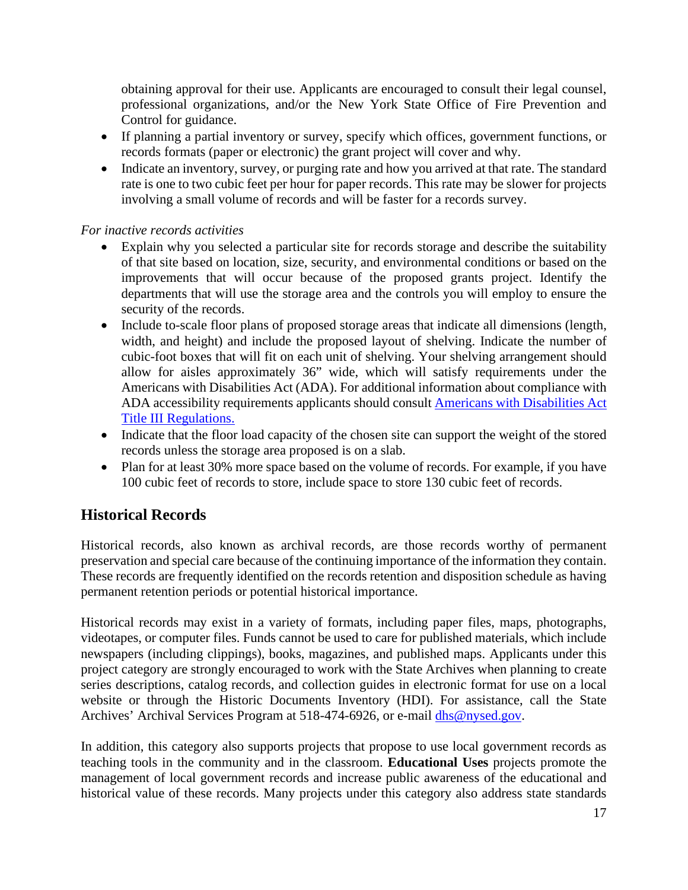obtaining approval for their use. Applicants are encouraged to consult their legal counsel, professional organizations, and/or the New York State Office of Fire Prevention and Control for guidance.

- If planning a partial inventory or survey, specify which offices, government functions, or records formats (paper or electronic) the grant project will cover and why.
- Indicate an inventory, survey, or purging rate and how you arrived at that rate. The standard rate is one to two cubic feet per hour for paper records. This rate may be slower for projects involving a small volume of records and will be faster for a records survey.

*For inactive records activities*

- Explain why you selected a particular site for records storage and describe the suitability of that site based on location, size, security, and environmental conditions or based on the improvements that will occur because of the proposed grants project. Identify the departments that will use the storage area and the controls you will employ to ensure the security of the records.
- Include to-scale floor plans of proposed storage areas that indicate all dimensions (length, width, and height) and include the proposed layout of shelving. Indicate the number of cubic-foot boxes that will fit on each unit of shelving. Your shelving arrangement should allow for aisles approximately 36" wide, which will satisfy requirements under the Americans with Disabilities Act (ADA). For additional information about compliance with ADA accessibility requirements applicants should consult [Americans with Disabilities Act Title III Regulations.]
- Indicate that the floor load capacity of the chosen site can support the weight of the stored records unless the storage area proposed is on a slab.
- Plan for at least 30% more space based on the volume of records. For example, if you have 100 cubic feet of records to store, include space to store 130 cubic feet of records.

## Historical Records

Historical records, also known as archival records, are those records worthy of permanent preservation and special care because of the continuing importance of the information they contain. These records are frequently identified on the records retention and disposition schedule as having permanent retention periods or potential historical importance.

Historical records may exist in a variety of formats, including paper files, maps, photographs, videotapes, or computer files. Funds cannot be used to care for published materials, which include newspapers (including clippings), books, magazines, and published maps. Applicants under this project category are strongly encouraged to work with the State Archives when planning to create series descriptions, catalog records, and collection guides in electronic format for use on a local website or through the Historic Documents Inventory (HDI). For assistance, call the State Archives' Archival Services Program at 518-474-6926, or e-mail dhs@nysed.gov.

In addition, this category also supports projects that propose to use local government records as teaching tools in the community and in the classroom. **Educational Uses** projects promote the management of local government records and increase public awareness of the educational and historical value of these records. Many projects under this category also address state standards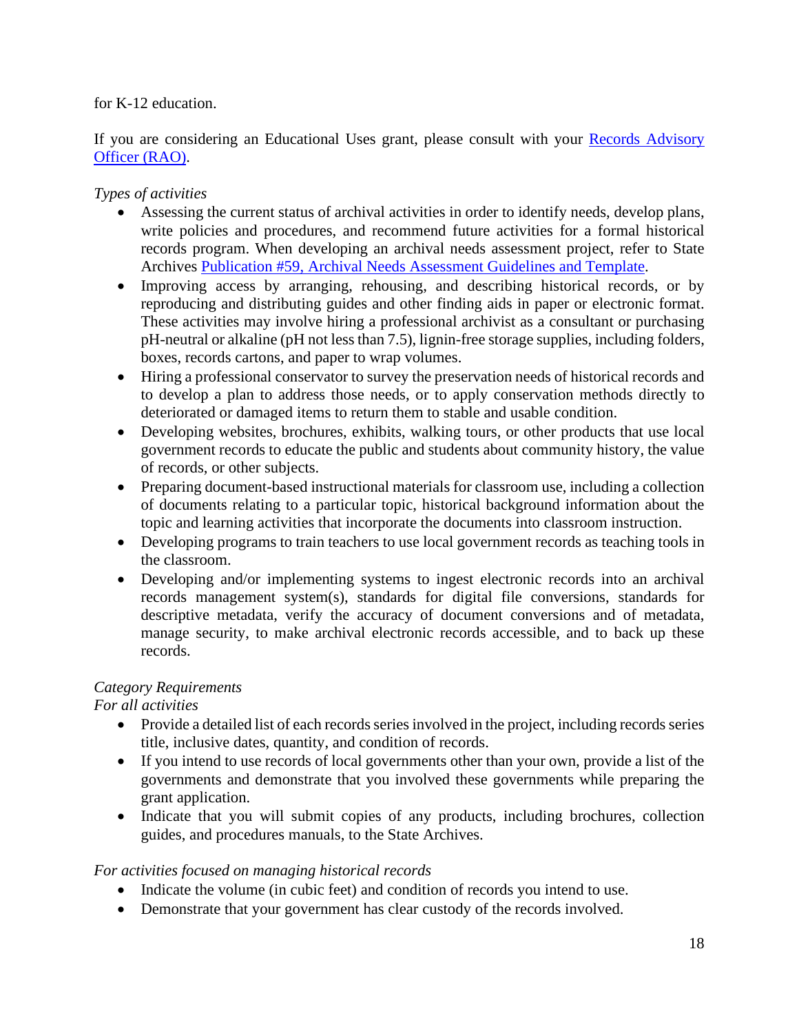for K-12 education.

If you are considering an Educational Uses grant, please consult with your [Records Advisory Officer (RAO)](#).

*Types of activities*

- Assessing the current status of archival activities in order to identify needs, develop plans, write policies and procedures, and recommend future activities for a formal historical records program. When developing an archival needs assessment project, refer to State Archives [Publication #59, Archival Needs Assessment Guidelines and Template](#).
- Improving access by arranging, rehousing, and describing historical records, or by reproducing and distributing guides and other finding aids in paper or electronic format. These activities may involve hiring a professional archivist as a consultant or purchasing pH-neutral or alkaline (pH not less than 7.5), lignin-free storage supplies, including folders, boxes, records cartons, and paper to wrap volumes.
- Hiring a professional conservator to survey the preservation needs of historical records and to develop a plan to address those needs, or to apply conservation methods directly to deteriorated or damaged items to return them to stable and usable condition.
- Developing websites, brochures, exhibits, walking tours, or other products that use local government records to educate the public and students about community history, the value of records, or other subjects.
- Preparing document-based instructional materials for classroom use, including a collection of documents relating to a particular topic, historical background information about the topic and learning activities that incorporate the documents into classroom instruction.
- Developing programs to train teachers to use local government records as teaching tools in the classroom.
- Developing and/or implementing systems to ingest electronic records into an archival records management system(s), standards for digital file conversions, standards for descriptive metadata, verify the accuracy of document conversions and of metadata, manage security, to make archival electronic records accessible, and to back up these records.

*Category Requirements*

*For all activities*

- Provide a detailed list of each records series involved in the project, including records series title, inclusive dates, quantity, and condition of records.
- If you intend to use records of local governments other than your own, provide a list of the governments and demonstrate that you involved these governments while preparing the grant application.
- Indicate that you will submit copies of any products, including brochures, collection guides, and procedures manuals, to the State Archives.

*For activities focused on managing historical records*

- Indicate the volume (in cubic feet) and condition of records you intend to use.
- Demonstrate that your government has clear custody of the records involved.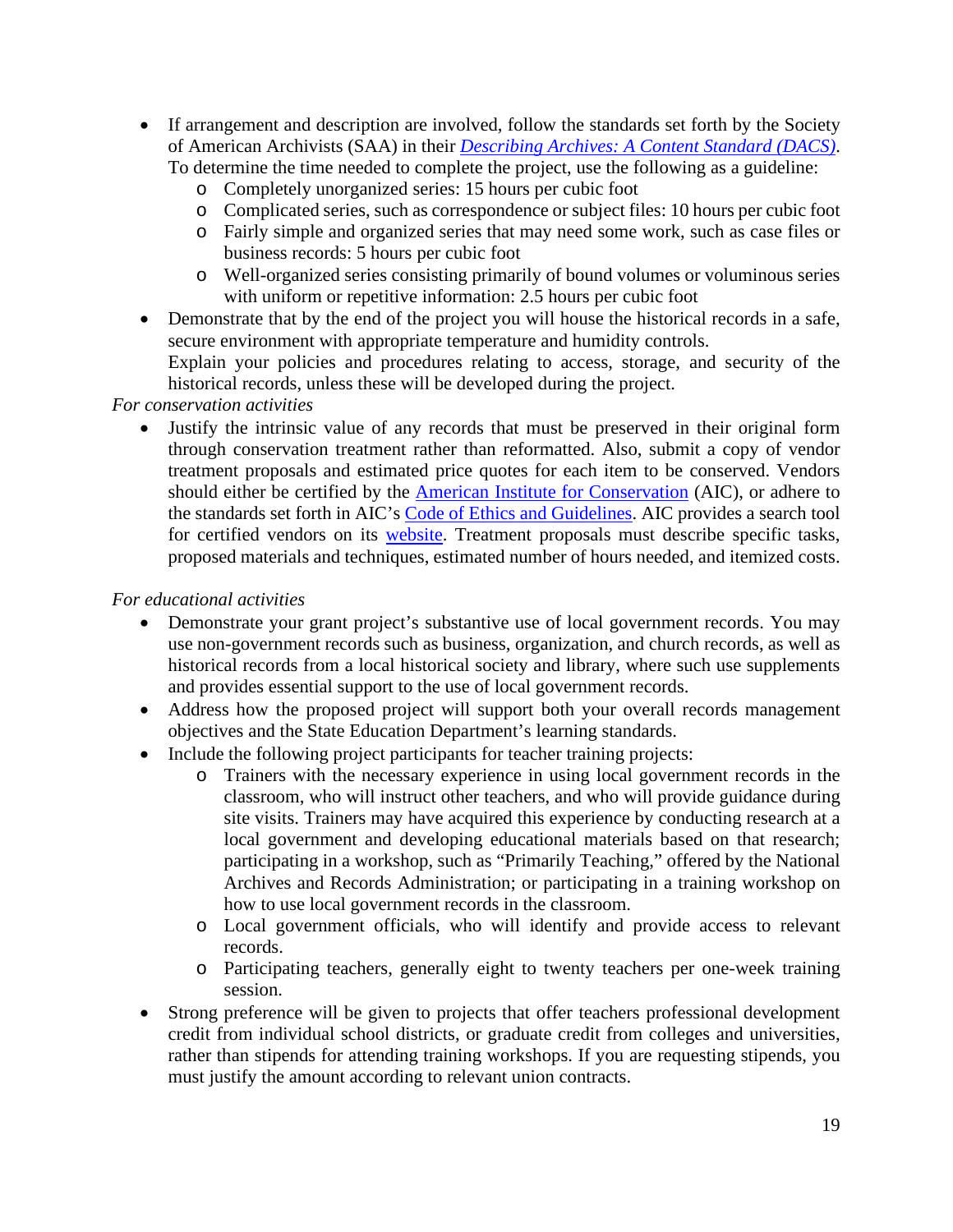- If arrangement and description are involved, follow the standards set forth by the Society of American Archivists (SAA) in their [*Describing Archives: A Content Standard (DACS)*](). To determine the time needed to complete the project, use the following as a guideline:
  - Completely unorganized series: 15 hours per cubic foot
  - Complicated series, such as correspondence or subject files: 10 hours per cubic foot
  - Fairly simple and organized series that may need some work, such as case files or business records: 5 hours per cubic foot
  - Well-organized series consisting primarily of bound volumes or voluminous series with uniform or repetitive information: 2.5 hours per cubic foot
- Demonstrate that by the end of the project you will house the historical records in a safe, secure environment with appropriate temperature and humidity controls. Explain your policies and procedures relating to access, storage, and security of the historical records, unless these will be developed during the project.

*For conservation activities*

- Justify the intrinsic value of any records that must be preserved in their original form through conservation treatment rather than reformatted. Also, submit a copy of vendor treatment proposals and estimated price quotes for each item to be conserved. Vendors should either be certified by the American Institute for Conservation (AIC), or adhere to the standards set forth in AIC's Code of Ethics and Guidelines. AIC provides a search tool for certified vendors on its website. Treatment proposals must describe specific tasks, proposed materials and techniques, estimated number of hours needed, and itemized costs.

*For educational activities*

- Demonstrate your grant project's substantive use of local government records. You may use non-government records such as business, organization, and church records, as well as historical records from a local historical society and library, where such use supplements and provides essential support to the use of local government records.
- Address how the proposed project will support both your overall records management objectives and the State Education Department's learning standards.
- Include the following project participants for teacher training projects:
  - Trainers with the necessary experience in using local government records in the classroom, who will instruct other teachers, and who will provide guidance during site visits. Trainers may have acquired this experience by conducting research at a local government and developing educational materials based on that research; participating in a workshop, such as "Primarily Teaching," offered by the National Archives and Records Administration; or participating in a training workshop on how to use local government records in the classroom.
  - Local government officials, who will identify and provide access to relevant records.
  - Participating teachers, generally eight to twenty teachers per one-week training session.
- Strong preference will be given to projects that offer teachers professional development credit from individual school districts, or graduate credit from colleges and universities, rather than stipends for attending training workshops. If you are requesting stipends, you must justify the amount according to relevant union contracts.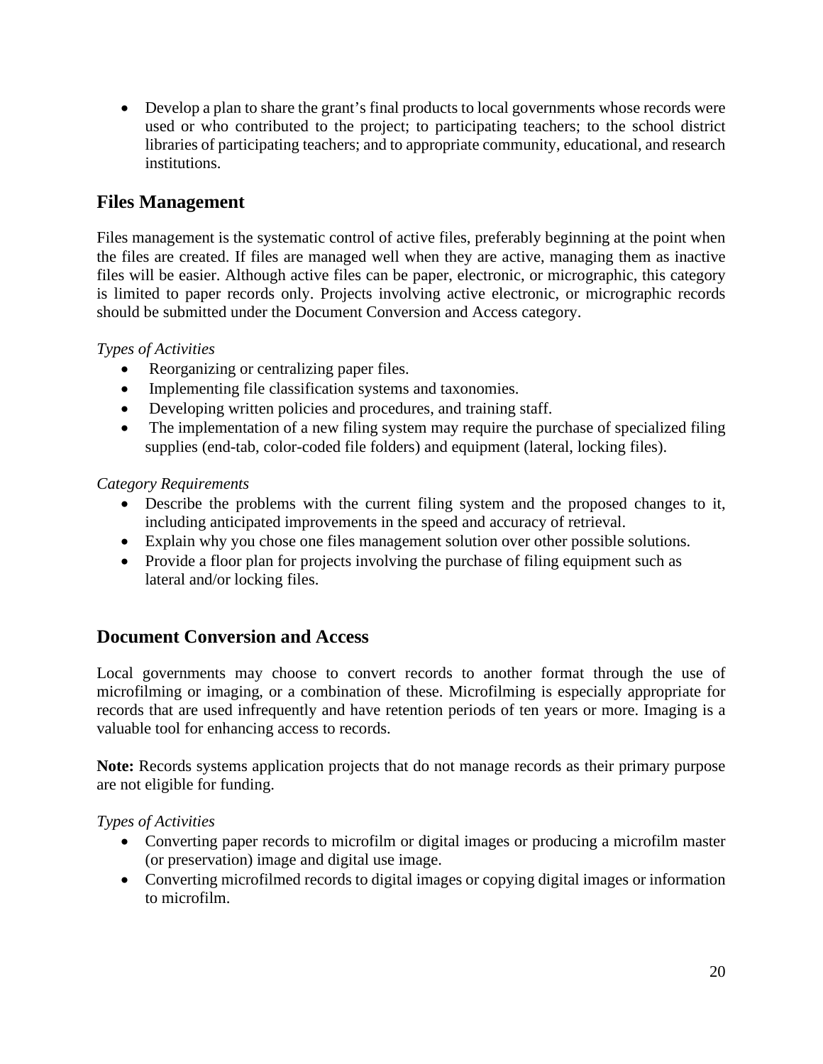- Develop a plan to share the grant's final products to local governments whose records were used or who contributed to the project; to participating teachers; to the school district libraries of participating teachers; and to appropriate community, educational, and research institutions.

## Files Management

Files management is the systematic control of active files, preferably beginning at the point when the files are created. If files are managed well when they are active, managing them as inactive files will be easier. Although active files can be paper, electronic, or micrographic, this category is limited to paper records only. Projects involving active electronic, or micrographic records should be submitted under the Document Conversion and Access category.

*Types of Activities*

- Reorganizing or centralizing paper files.
- Implementing file classification systems and taxonomies.
- Developing written policies and procedures, and training staff.
- The implementation of a new filing system may require the purchase of specialized filing supplies (end-tab, color-coded file folders) and equipment (lateral, locking files).

*Category Requirements*

- Describe the problems with the current filing system and the proposed changes to it, including anticipated improvements in the speed and accuracy of retrieval.
- Explain why you chose one files management solution over other possible solutions.
- Provide a floor plan for projects involving the purchase of filing equipment such as lateral and/or locking files.

## Document Conversion and Access

Local governments may choose to convert records to another format through the use of microfilming or imaging, or a combination of these. Microfilming is especially appropriate for records that are used infrequently and have retention periods of ten years or more. Imaging is a valuable tool for enhancing access to records.

**Note:** Records systems application projects that do not manage records as their primary purpose are not eligible for funding.

*Types of Activities*

- Converting paper records to microfilm or digital images or producing a microfilm master (or preservation) image and digital use image.
- Converting microfilmed records to digital images or copying digital images or information to microfilm.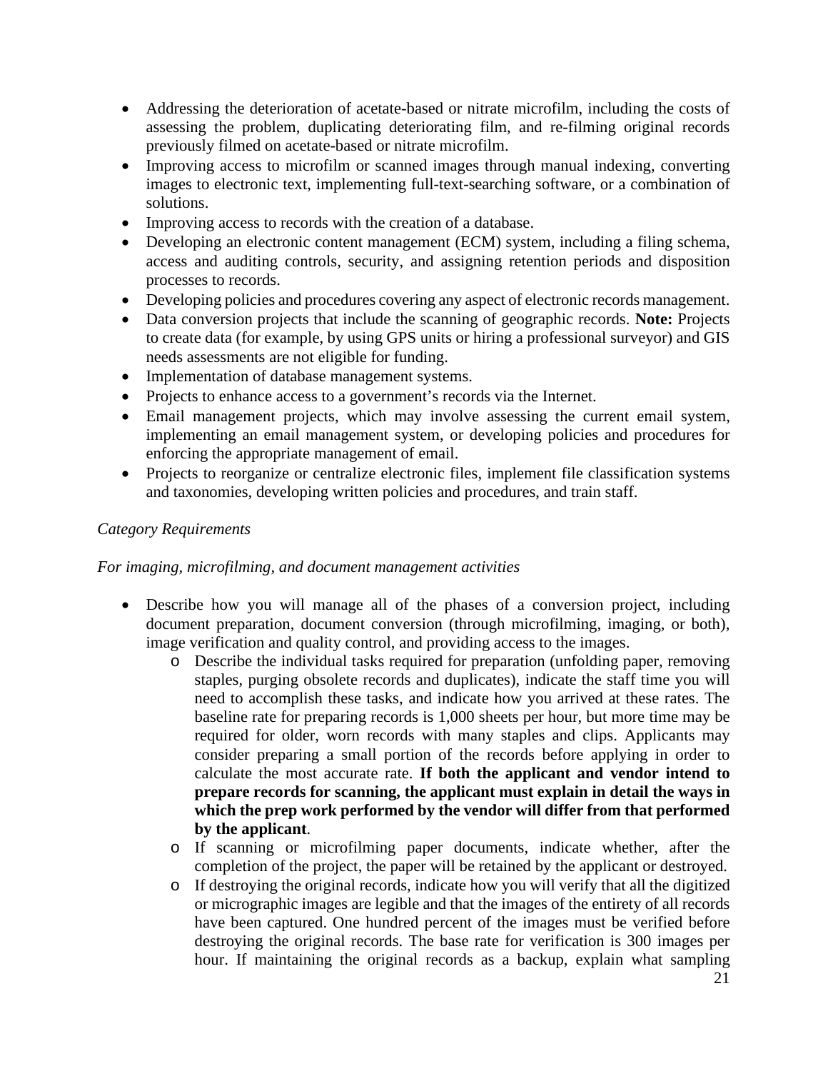- Addressing the deterioration of acetate-based or nitrate microfilm, including the costs of assessing the problem, duplicating deteriorating film, and re-filming original records previously filmed on acetate-based or nitrate microfilm.
- Improving access to microfilm or scanned images through manual indexing, converting images to electronic text, implementing full-text-searching software, or a combination of solutions.
- Improving access to records with the creation of a database.
- Developing an electronic content management (ECM) system, including a filing schema, access and auditing controls, security, and assigning retention periods and disposition processes to records.
- Developing policies and procedures covering any aspect of electronic records management.
- Data conversion projects that include the scanning of geographic records. **Note:** Projects to create data (for example, by using GPS units or hiring a professional surveyor) and GIS needs assessments are not eligible for funding.
- Implementation of database management systems.
- Projects to enhance access to a government's records via the Internet.
- Email management projects, which may involve assessing the current email system, implementing an email management system, or developing policies and procedures for enforcing the appropriate management of email.
- Projects to reorganize or centralize electronic files, implement file classification systems and taxonomies, developing written policies and procedures, and train staff.

*Category Requirements*

*For imaging, microfilming, and document management activities*

- Describe how you will manage all of the phases of a conversion project, including document preparation, document conversion (through microfilming, imaging, or both), image verification and quality control, and providing access to the images.
  - Describe the individual tasks required for preparation (unfolding paper, removing staples, purging obsolete records and duplicates), indicate the staff time you will need to accomplish these tasks, and indicate how you arrived at these rates. The baseline rate for preparing records is 1,000 sheets per hour, but more time may be required for older, worn records with many staples and clips. Applicants may consider preparing a small portion of the records before applying in order to calculate the most accurate rate. **If both the applicant and vendor intend to prepare records for scanning, the applicant must explain in detail the ways in which the prep work performed by the vendor will differ from that performed by the applicant**.
  - If scanning or microfilming paper documents, indicate whether, after the completion of the project, the paper will be retained by the applicant or destroyed.
  - If destroying the original records, indicate how you will verify that all the digitized or micrographic images are legible and that the images of the entirety of all records have been captured. One hundred percent of the images must be verified before destroying the original records. The base rate for verification is 300 images per hour. If maintaining the original records as a backup, explain what sampling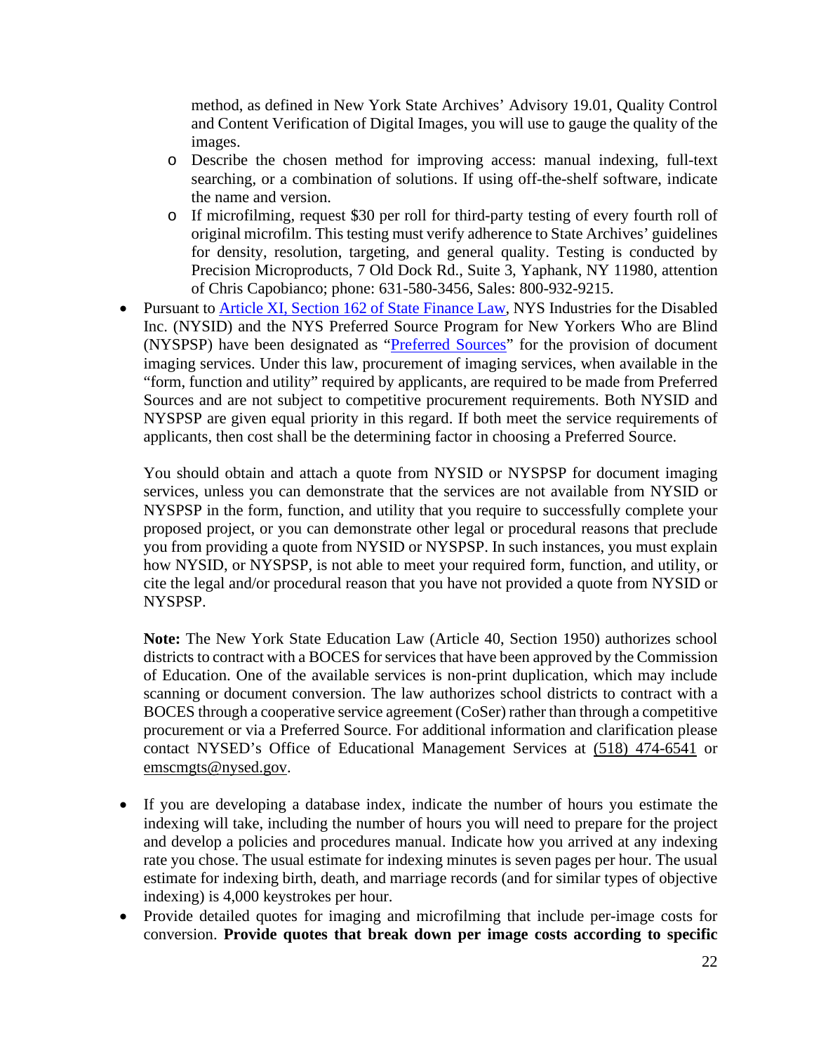method, as defined in New York State Archives' Advisory 19.01, Quality Control and Content Verification of Digital Images, you will use to gauge the quality of the images.

  - Describe the chosen method for improving access: manual indexing, full-text searching, or a combination of solutions. If using off-the-shelf software, indicate the name and version.
  - If microfilming, request $30 per roll for third-party testing of every fourth roll of original microfilm. This testing must verify adherence to State Archives' guidelines for density, resolution, targeting, and general quality. Testing is conducted by Precision Microproducts, 7 Old Dock Rd., Suite 3, Yaphank, NY 11980, attention of Chris Capobianco; phone: 631-580-3456, Sales: 800-932-9215.

- Pursuant to Article XI, Section 162 of State Finance Law, NYS Industries for the Disabled Inc. (NYSID) and the NYS Preferred Source Program for New Yorkers Who are Blind (NYSPSP) have been designated as "Preferred Sources" for the provision of document imaging services. Under this law, procurement of imaging services, when available in the "form, function and utility" required by applicants, are required to be made from Preferred Sources and are not subject to competitive procurement requirements. Both NYSID and NYSPSP are given equal priority in this regard. If both meet the service requirements of applicants, then cost shall be the determining factor in choosing a Preferred Source.

  You should obtain and attach a quote from NYSID or NYSPSP for document imaging services, unless you can demonstrate that the services are not available from NYSID or NYSPSP in the form, function, and utility that you require to successfully complete your proposed project, or you can demonstrate other legal or procedural reasons that preclude you from providing a quote from NYSID or NYSPSP. In such instances, you must explain how NYSID, or NYSPSP, is not able to meet your required form, function, and utility, or cite the legal and/or procedural reason that you have not provided a quote from NYSID or NYSPSP.

  **Note:** The New York State Education Law (Article 40, Section 1950) authorizes school districts to contract with a BOCES for services that have been approved by the Commission of Education. One of the available services is non-print duplication, which may include scanning or document conversion. The law authorizes school districts to contract with a BOCES through a cooperative service agreement (CoSer) rather than through a competitive procurement or via a Preferred Source. For additional information and clarification please contact NYSED's Office of Educational Management Services at (518) 474-6541 or emscmgts@nysed.gov.

- If you are developing a database index, indicate the number of hours you estimate the indexing will take, including the number of hours you will need to prepare for the project and develop a policies and procedures manual. Indicate how you arrived at any indexing rate you chose. The usual estimate for indexing minutes is seven pages per hour. The usual estimate for indexing birth, death, and marriage records (and for similar types of objective indexing) is 4,000 keystrokes per hour.
- Provide detailed quotes for imaging and microfilming that include per-image costs for conversion. **Provide quotes that break down per image costs according to specific**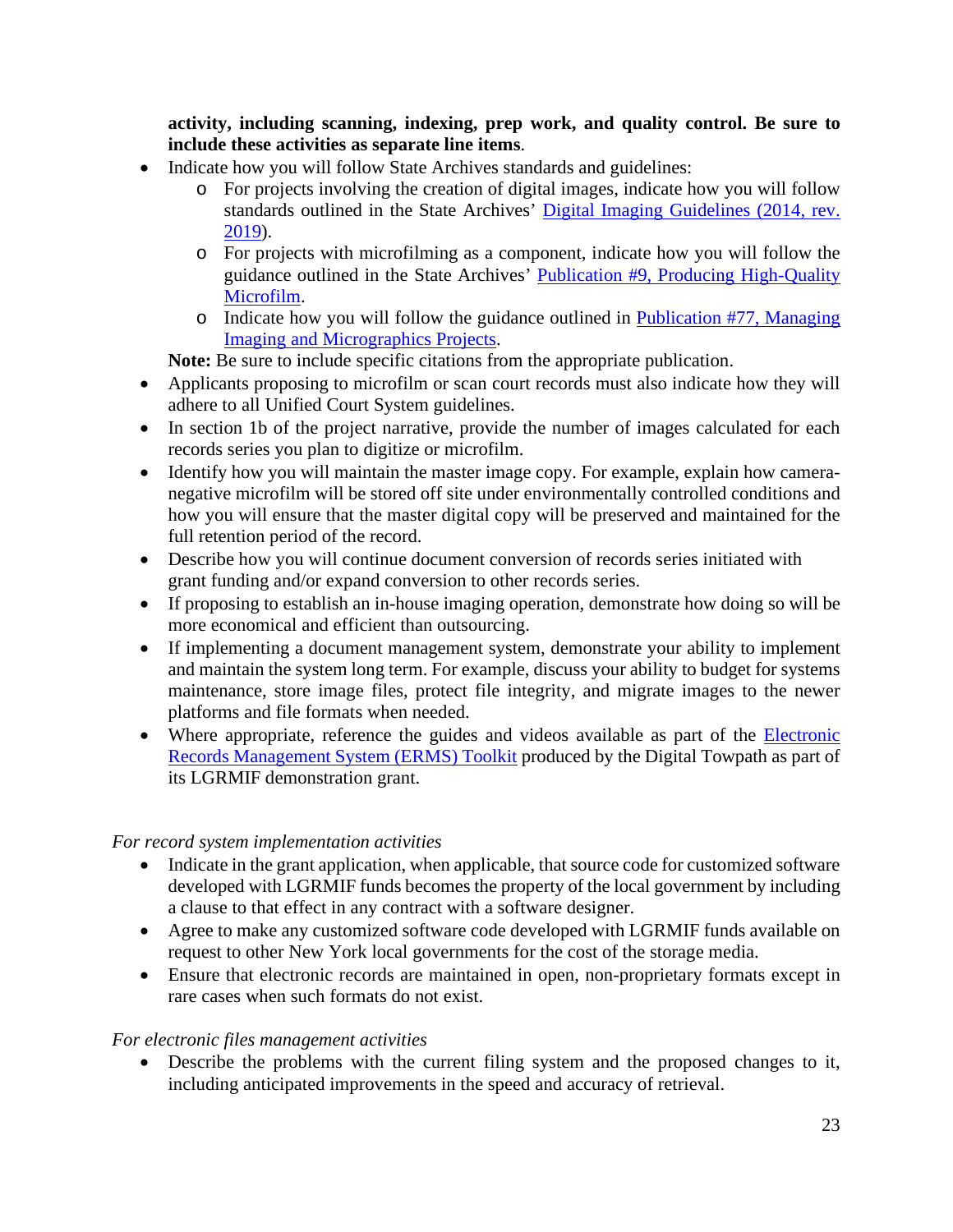**activity, including scanning, indexing, prep work, and quality control. Be sure to include these activities as separate line items**.

- Indicate how you will follow State Archives standards and guidelines:
  - For projects involving the creation of digital images, indicate how you will follow standards outlined in the State Archives' Digital Imaging Guidelines (2014, rev. 2019).
  - For projects with microfilming as a component, indicate how you will follow the guidance outlined in the State Archives' Publication #9, Producing High-Quality Microfilm.
  - Indicate how you will follow the guidance outlined in Publication #77, Managing Imaging and Micrographics Projects.

  **Note:** Be sure to include specific citations from the appropriate publication.
- Applicants proposing to microfilm or scan court records must also indicate how they will adhere to all Unified Court System guidelines.
- In section 1b of the project narrative, provide the number of images calculated for each records series you plan to digitize or microfilm.
- Identify how you will maintain the master image copy. For example, explain how camera-negative microfilm will be stored off site under environmentally controlled conditions and how you will ensure that the master digital copy will be preserved and maintained for the full retention period of the record.
- Describe how you will continue document conversion of records series initiated with grant funding and/or expand conversion to other records series.
- If proposing to establish an in-house imaging operation, demonstrate how doing so will be more economical and efficient than outsourcing.
- If implementing a document management system, demonstrate your ability to implement and maintain the system long term. For example, discuss your ability to budget for systems maintenance, store image files, protect file integrity, and migrate images to the newer platforms and file formats when needed.
- Where appropriate, reference the guides and videos available as part of the Electronic Records Management System (ERMS) Toolkit produced by the Digital Towpath as part of its LGRMIF demonstration grant.

*For record system implementation activities*

- Indicate in the grant application, when applicable, that source code for customized software developed with LGRMIF funds becomes the property of the local government by including a clause to that effect in any contract with a software designer.
- Agree to make any customized software code developed with LGRMIF funds available on request to other New York local governments for the cost of the storage media.
- Ensure that electronic records are maintained in open, non-proprietary formats except in rare cases when such formats do not exist.

*For electronic files management activities*

- Describe the problems with the current filing system and the proposed changes to it, including anticipated improvements in the speed and accuracy of retrieval.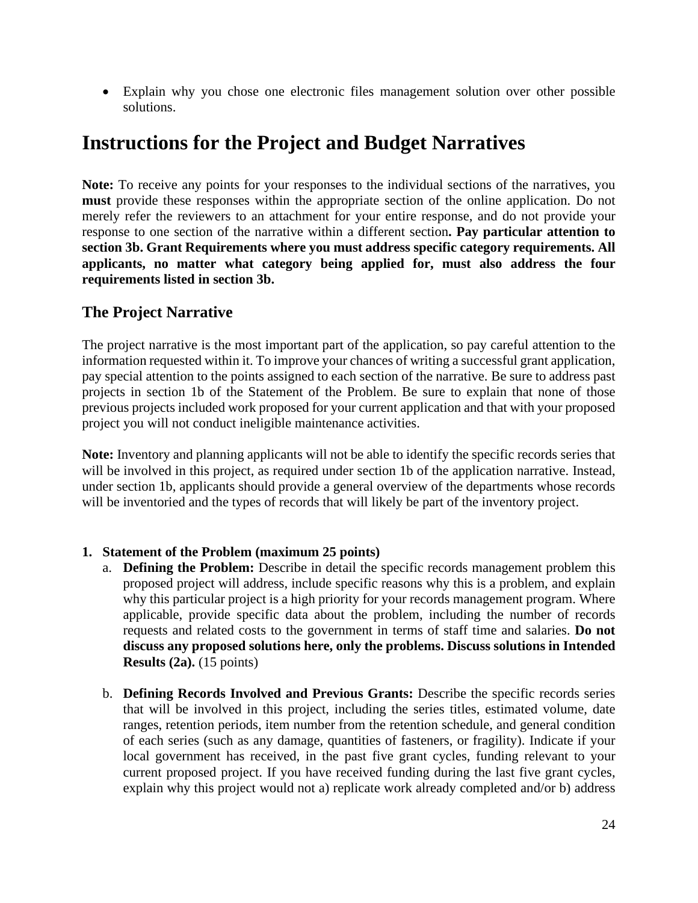- Explain why you chose one electronic files management solution over other possible solutions.

# Instructions for the Project and Budget Narratives

**Note:** To receive any points for your responses to the individual sections of the narratives, you **must** provide these responses within the appropriate section of the online application. Do not merely refer the reviewers to an attachment for your entire response, and do not provide your response to one section of the narrative within a different section**. Pay particular attention to section 3b. Grant Requirements where you must address specific category requirements. All applicants, no matter what category being applied for, must also address the four requirements listed in section 3b.**

## The Project Narrative

The project narrative is the most important part of the application, so pay careful attention to the information requested within it. To improve your chances of writing a successful grant application, pay special attention to the points assigned to each section of the narrative. Be sure to address past projects in section 1b of the Statement of the Problem. Be sure to explain that none of those previous projects included work proposed for your current application and that with your proposed project you will not conduct ineligible maintenance activities.

**Note:** Inventory and planning applicants will not be able to identify the specific records series that will be involved in this project, as required under section 1b of the application narrative. Instead, under section 1b, applicants should provide a general overview of the departments whose records will be inventoried and the types of records that will likely be part of the inventory project.

1. **Statement of the Problem (maximum 25 points)**
   a. **Defining the Problem:** Describe in detail the specific records management problem this proposed project will address, include specific reasons why this is a problem, and explain why this particular project is a high priority for your records management program. Where applicable, provide specific data about the problem, including the number of records requests and related costs to the government in terms of staff time and salaries. **Do not discuss any proposed solutions here, only the problems. Discuss solutions in Intended Results (2a).** (15 points)

   b. **Defining Records Involved and Previous Grants:** Describe the specific records series that will be involved in this project, including the series titles, estimated volume, date ranges, retention periods, item number from the retention schedule, and general condition of each series (such as any damage, quantities of fasteners, or fragility). Indicate if your local government has received, in the past five grant cycles, funding relevant to your current proposed project. If you have received funding during the last five grant cycles, explain why this project would not a) replicate work already completed and/or b) address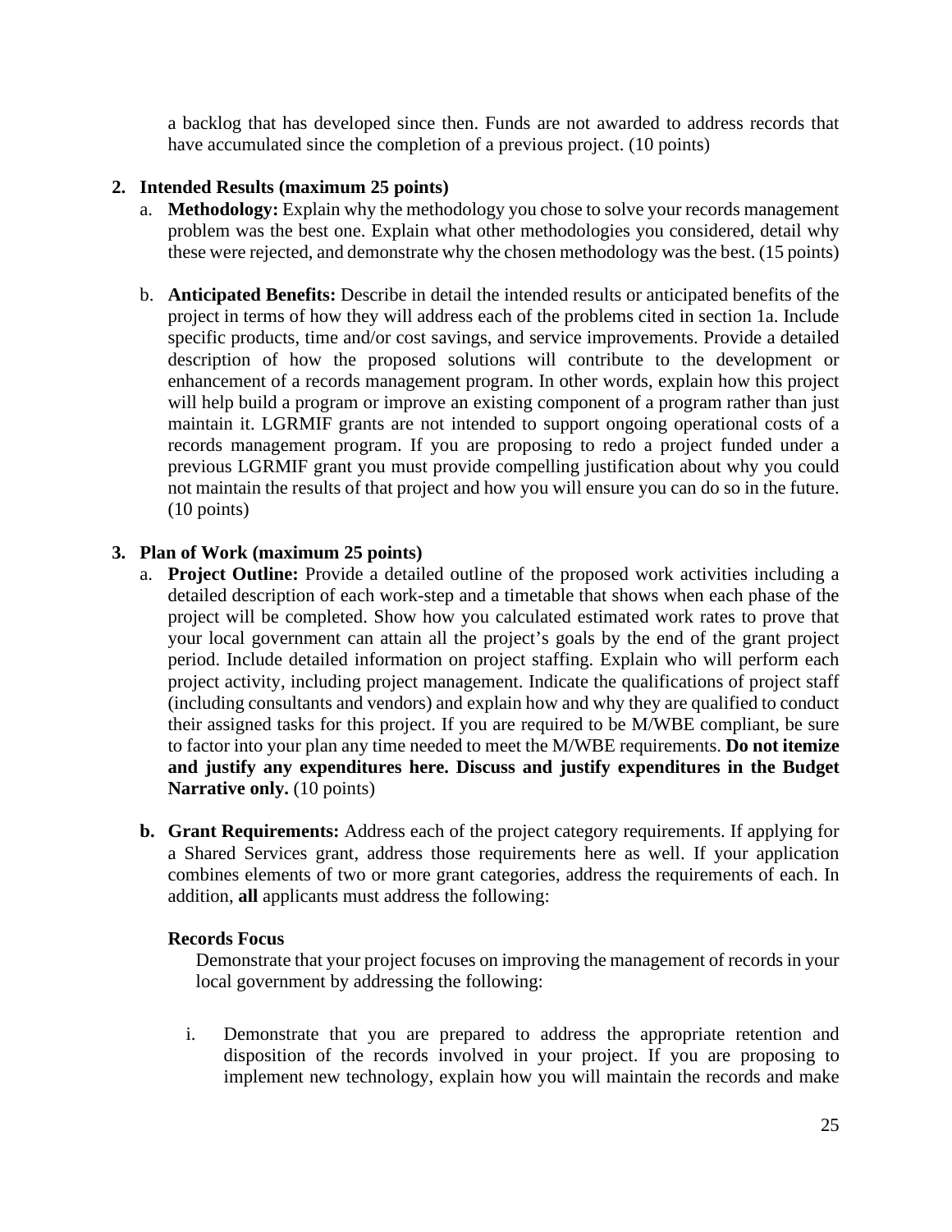a backlog that has developed since then. Funds are not awarded to address records that have accumulated since the completion of a previous project. (10 points)

2. **Intended Results (maximum 25 points)**
   a. **Methodology:** Explain why the methodology you chose to solve your records management problem was the best one. Explain what other methodologies you considered, detail why these were rejected, and demonstrate why the chosen methodology was the best. (15 points)

   b. **Anticipated Benefits:** Describe in detail the intended results or anticipated benefits of the project in terms of how they will address each of the problems cited in section 1a. Include specific products, time and/or cost savings, and service improvements. Provide a detailed description of how the proposed solutions will contribute to the development or enhancement of a records management program. In other words, explain how this project will help build a program or improve an existing component of a program rather than just maintain it. LGRMIF grants are not intended to support ongoing operational costs of a records management program. If you are proposing to redo a project funded under a previous LGRMIF grant you must provide compelling justification about why you could not maintain the results of that project and how you will ensure you can do so in the future. (10 points)

3. **Plan of Work (maximum 25 points)**
   a. **Project Outline:** Provide a detailed outline of the proposed work activities including a detailed description of each work-step and a timetable that shows when each phase of the project will be completed. Show how you calculated estimated work rates to prove that your local government can attain all the project's goals by the end of the grant project period. Include detailed information on project staffing. Explain who will perform each project activity, including project management. Indicate the qualifications of project staff (including consultants and vendors) and explain how and why they are qualified to conduct their assigned tasks for this project. If you are required to be M/WBE compliant, be sure to factor into your plan any time needed to meet the M/WBE requirements. **Do not itemize and justify any expenditures here. Discuss and justify expenditures in the Budget Narrative only.** (10 points)

   **b. Grant Requirements:** Address each of the project category requirements. If applying for a Shared Services grant, address those requirements here as well. If your application combines elements of two or more grant categories, address the requirements of each. In addition, **all** applicants must address the following:

   **Records Focus**

   Demonstrate that your project focuses on improving the management of records in your local government by addressing the following:

   i. Demonstrate that you are prepared to address the appropriate retention and disposition of the records involved in your project. If you are proposing to implement new technology, explain how you will maintain the records and make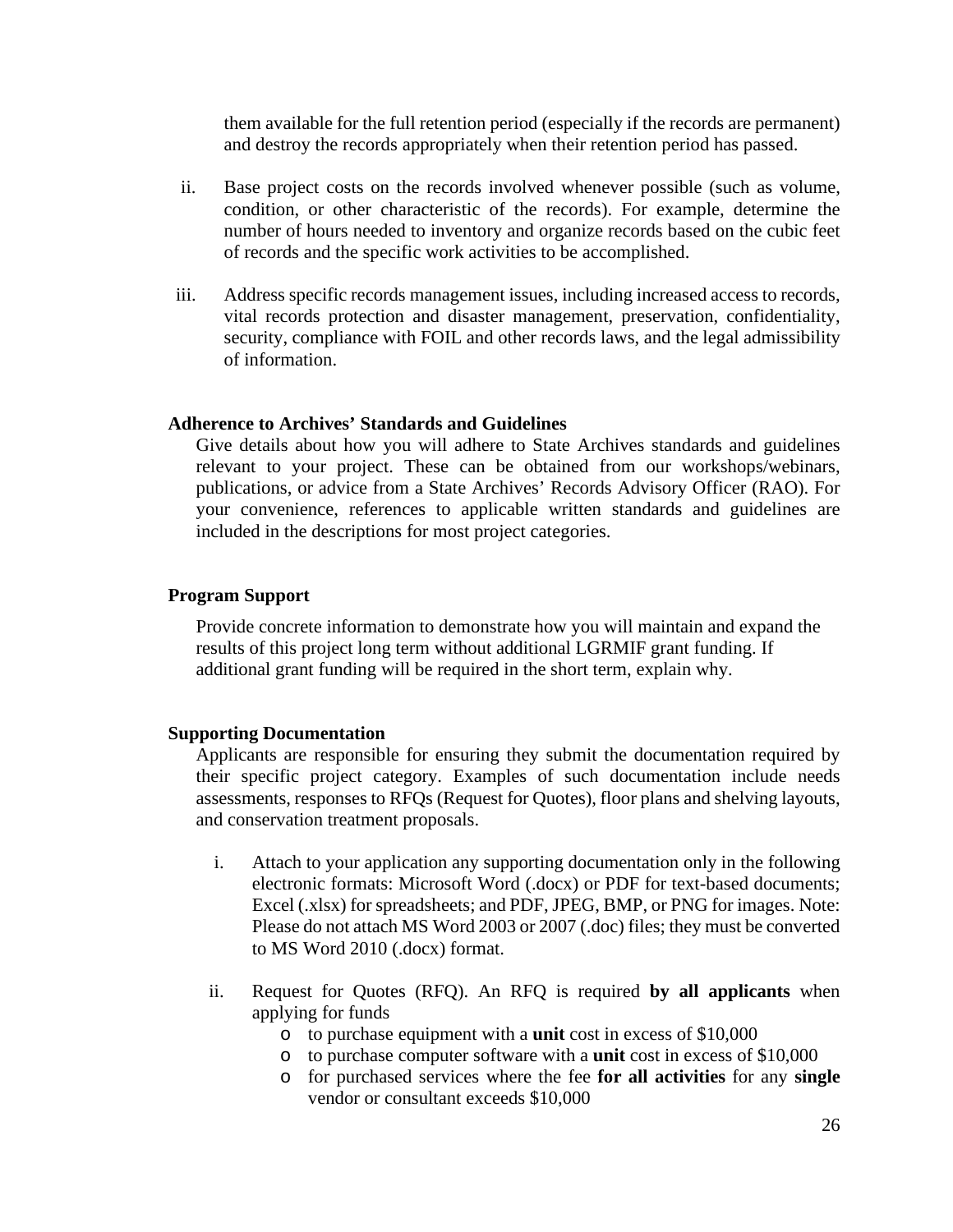them available for the full retention period (especially if the records are permanent) and destroy the records appropriately when their retention period has passed.

ii. Base project costs on the records involved whenever possible (such as volume, condition, or other characteristic of the records). For example, determine the number of hours needed to inventory and organize records based on the cubic feet of records and the specific work activities to be accomplished.

iii. Address specific records management issues, including increased access to records, vital records protection and disaster management, preservation, confidentiality, security, compliance with FOIL and other records laws, and the legal admissibility of information.

**Adherence to Archives' Standards and Guidelines**

Give details about how you will adhere to State Archives standards and guidelines relevant to your project. These can be obtained from our workshops/webinars, publications, or advice from a State Archives' Records Advisory Officer (RAO). For your convenience, references to applicable written standards and guidelines are included in the descriptions for most project categories.

**Program Support**

Provide concrete information to demonstrate how you will maintain and expand the results of this project long term without additional LGRMIF grant funding. If additional grant funding will be required in the short term, explain why.

**Supporting Documentation**

Applicants are responsible for ensuring they submit the documentation required by their specific project category. Examples of such documentation include needs assessments, responses to RFQs (Request for Quotes), floor plans and shelving layouts, and conservation treatment proposals.

i. Attach to your application any supporting documentation only in the following electronic formats: Microsoft Word (.docx) or PDF for text-based documents; Excel (.xlsx) for spreadsheets; and PDF, JPEG, BMP, or PNG for images. Note: Please do not attach MS Word 2003 or 2007 (.doc) files; they must be converted to MS Word 2010 (.docx) format.

ii. Request for Quotes (RFQ). An RFQ is required **by all applicants** when applying for funds
   - to purchase equipment with a **unit** cost in excess of $10,000
   - to purchase computer software with a **unit** cost in excess of $10,000
   - for purchased services where the fee **for all activities** for any **single** vendor or consultant exceeds $10,000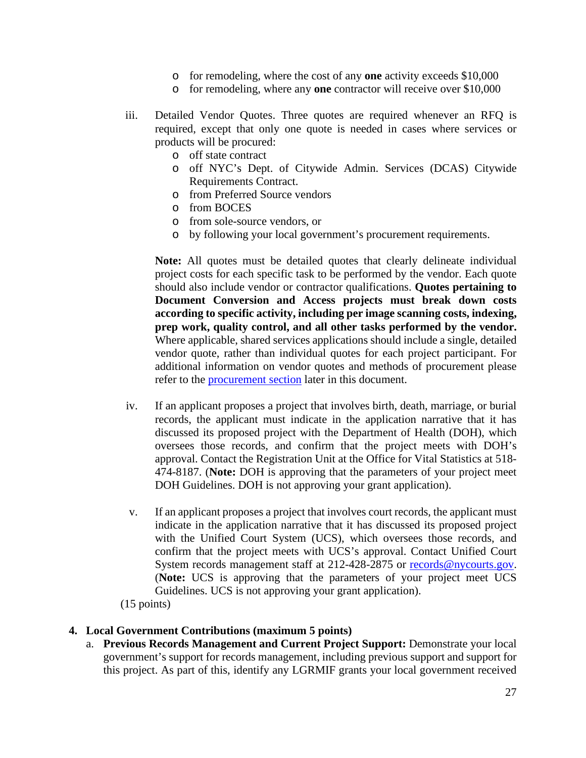- for remodeling, where the cost of any **one** activity exceeds $10,000
- for remodeling, where any **one** contractor will receive over $10,000

iii. Detailed Vendor Quotes. Three quotes are required whenever an RFQ is required, except that only one quote is needed in cases where services or products will be procured:

- off state contract
- off NYC's Dept. of Citywide Admin. Services (DCAS) Citywide Requirements Contract.
- from Preferred Source vendors
- from BOCES
- from sole-source vendors, or
- by following your local government's procurement requirements.

**Note:** All quotes must be detailed quotes that clearly delineate individual project costs for each specific task to be performed by the vendor. Each quote should also include vendor or contractor qualifications. **Quotes pertaining to Document Conversion and Access projects must break down costs according to specific activity, including per image scanning costs, indexing, prep work, quality control, and all other tasks performed by the vendor.** Where applicable, shared services applications should include a single, detailed vendor quote, rather than individual quotes for each project participant. For additional information on vendor quotes and methods of procurement please refer to the procurement section later in this document.

iv. If an applicant proposes a project that involves birth, death, marriage, or burial records, the applicant must indicate in the application narrative that it has discussed its proposed project with the Department of Health (DOH), which oversees those records, and confirm that the project meets with DOH's approval. Contact the Registration Unit at the Office for Vital Statistics at 518-474-8187. (**Note:** DOH is approving that the parameters of your project meet DOH Guidelines. DOH is not approving your grant application).

v. If an applicant proposes a project that involves court records, the applicant must indicate in the application narrative that it has discussed its proposed project with the Unified Court System (UCS), which oversees those records, and confirm that the project meets with UCS's approval. Contact Unified Court System records management staff at 212-428-2875 or records@nycourts.gov. (**Note:** UCS is approving that the parameters of your project meet UCS Guidelines. UCS is not approving your grant application).

(15 points)

**4. Local Government Contributions (maximum 5 points)**

a. **Previous Records Management and Current Project Support:** Demonstrate your local government's support for records management, including previous support and support for this project. As part of this, identify any LGRMIF grants your local government received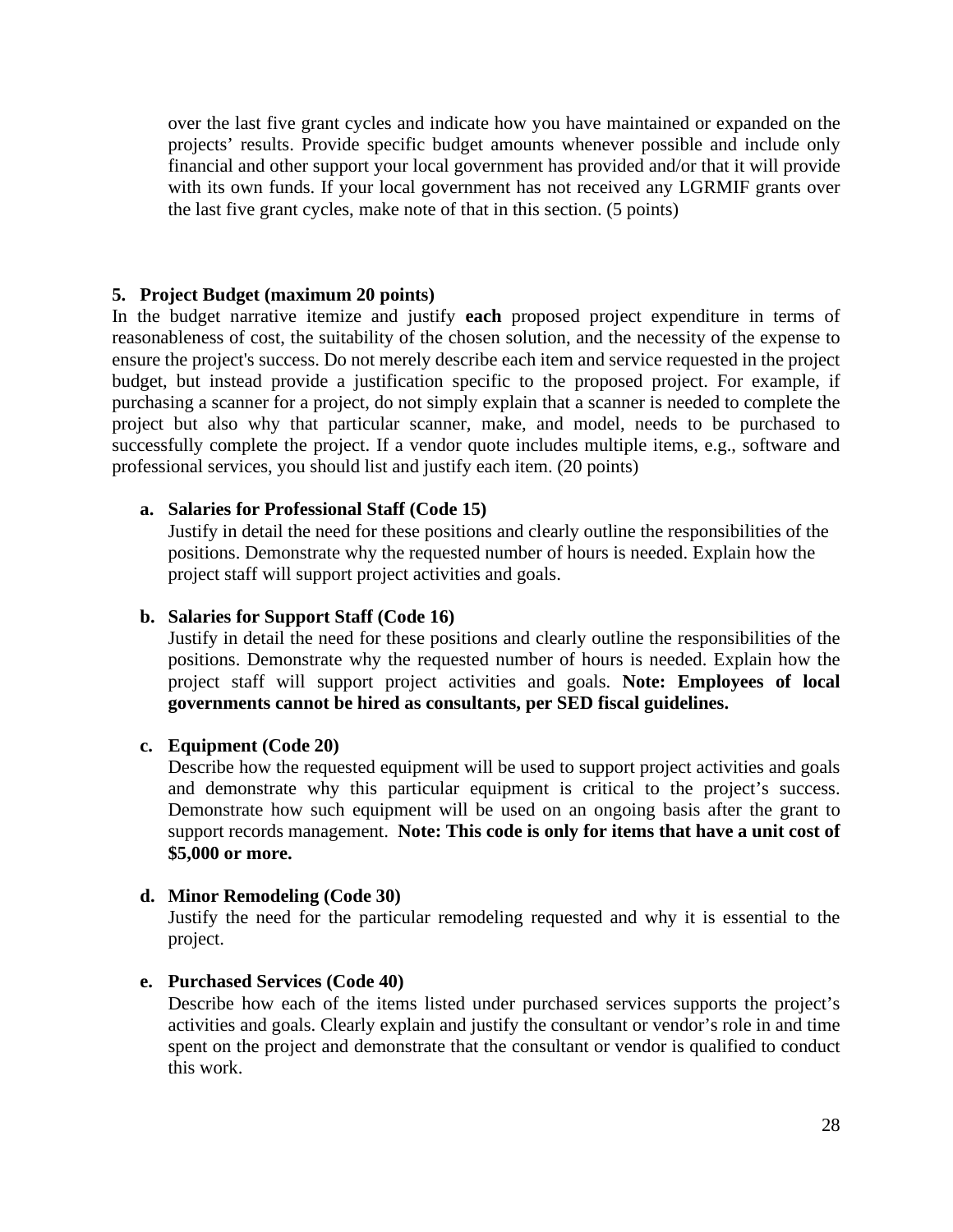over the last five grant cycles and indicate how you have maintained or expanded on the projects' results. Provide specific budget amounts whenever possible and include only financial and other support your local government has provided and/or that it will provide with its own funds. If your local government has not received any LGRMIF grants over the last five grant cycles, make note of that in this section. (5 points)

**5. Project Budget (maximum 20 points)**

In the budget narrative itemize and justify **each** proposed project expenditure in terms of reasonableness of cost, the suitability of the chosen solution, and the necessity of the expense to ensure the project's success. Do not merely describe each item and service requested in the project budget, but instead provide a justification specific to the proposed project. For example, if purchasing a scanner for a project, do not simply explain that a scanner is needed to complete the project but also why that particular scanner, make, and model, needs to be purchased to successfully complete the project. If a vendor quote includes multiple items, e.g., software and professional services, you should list and justify each item. (20 points)

**a. Salaries for Professional Staff (Code 15)**
Justify in detail the need for these positions and clearly outline the responsibilities of the positions. Demonstrate why the requested number of hours is needed. Explain how the project staff will support project activities and goals.

**b. Salaries for Support Staff (Code 16)**
Justify in detail the need for these positions and clearly outline the responsibilities of the positions. Demonstrate why the requested number of hours is needed. Explain how the project staff will support project activities and goals. **Note: Employees of local governments cannot be hired as consultants, per SED fiscal guidelines.**

**c. Equipment (Code 20)**
Describe how the requested equipment will be used to support project activities and goals and demonstrate why this particular equipment is critical to the project's success. Demonstrate how such equipment will be used on an ongoing basis after the grant to support records management. **Note: This code is only for items that have a unit cost of $5,000 or more.**

**d. Minor Remodeling (Code 30)**
Justify the need for the particular remodeling requested and why it is essential to the project.

**e. Purchased Services (Code 40)**
Describe how each of the items listed under purchased services supports the project's activities and goals. Clearly explain and justify the consultant or vendor's role in and time spent on the project and demonstrate that the consultant or vendor is qualified to conduct this work.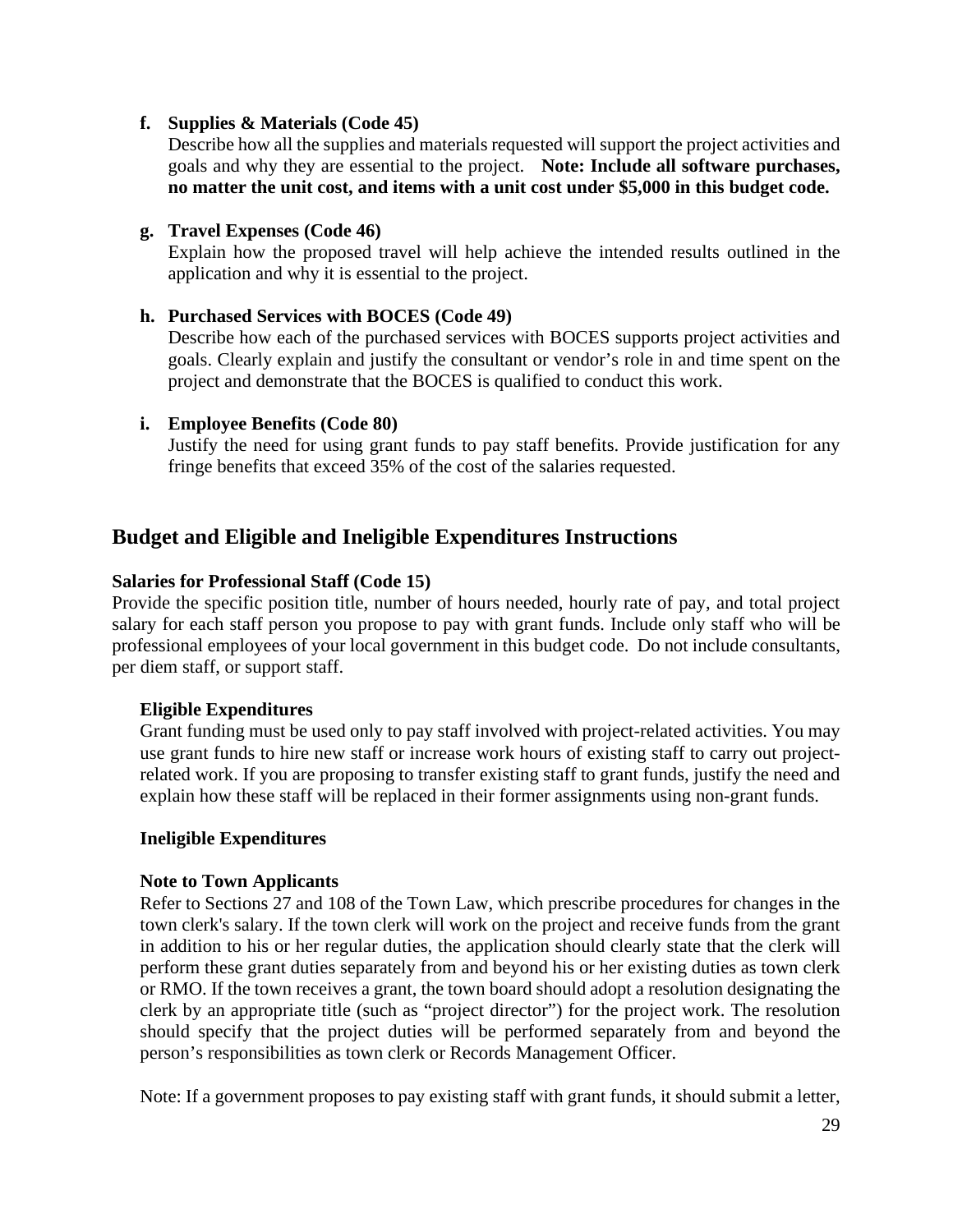**f. Supplies & Materials (Code 45)**

Describe how all the supplies and materials requested will support the project activities and goals and why they are essential to the project. **Note: Include all software purchases, no matter the unit cost, and items with a unit cost under $5,000 in this budget code.**

**g. Travel Expenses (Code 46)**

Explain how the proposed travel will help achieve the intended results outlined in the application and why it is essential to the project.

**h. Purchased Services with BOCES (Code 49)**

Describe how each of the purchased services with BOCES supports project activities and goals. Clearly explain and justify the consultant or vendor's role in and time spent on the project and demonstrate that the BOCES is qualified to conduct this work.

**i. Employee Benefits (Code 80)**

Justify the need for using grant funds to pay staff benefits. Provide justification for any fringe benefits that exceed 35% of the cost of the salaries requested.

## Budget and Eligible and Ineligible Expenditures Instructions

**Salaries for Professional Staff (Code 15)**

Provide the specific position title, number of hours needed, hourly rate of pay, and total project salary for each staff person you propose to pay with grant funds. Include only staff who will be professional employees of your local government in this budget code. Do not include consultants, per diem staff, or support staff.

**Eligible Expenditures**

Grant funding must be used only to pay staff involved with project-related activities. You may use grant funds to hire new staff or increase work hours of existing staff to carry out project-related work. If you are proposing to transfer existing staff to grant funds, justify the need and explain how these staff will be replaced in their former assignments using non-grant funds.

**Ineligible Expenditures**

**Note to Town Applicants**

Refer to Sections 27 and 108 of the Town Law, which prescribe procedures for changes in the town clerk's salary. If the town clerk will work on the project and receive funds from the grant in addition to his or her regular duties, the application should clearly state that the clerk will perform these grant duties separately from and beyond his or her existing duties as town clerk or RMO. If the town receives a grant, the town board should adopt a resolution designating the clerk by an appropriate title (such as "project director") for the project work. The resolution should specify that the project duties will be performed separately from and beyond the person's responsibilities as town clerk or Records Management Officer.

Note: If a government proposes to pay existing staff with grant funds, it should submit a letter,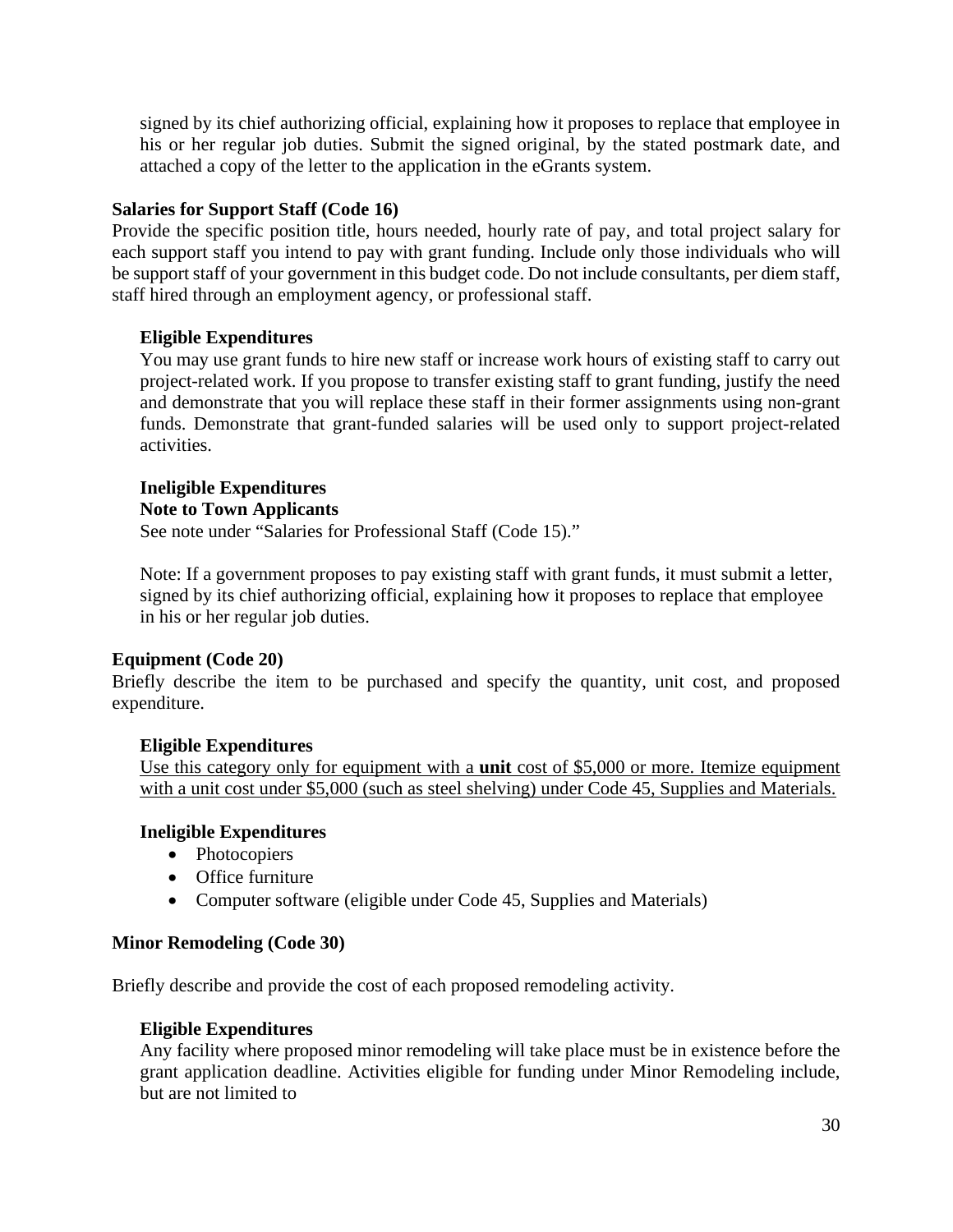signed by its chief authorizing official, explaining how it proposes to replace that employee in his or her regular job duties. Submit the signed original, by the stated postmark date, and attached a copy of the letter to the application in the eGrants system.

### Salaries for Support Staff (Code 16)

Provide the specific position title, hours needed, hourly rate of pay, and total project salary for each support staff you intend to pay with grant funding. Include only those individuals who will be support staff of your government in this budget code. Do not include consultants, per diem staff, staff hired through an employment agency, or professional staff.

#### Eligible Expenditures

You may use grant funds to hire new staff or increase work hours of existing staff to carry out project-related work. If you propose to transfer existing staff to grant funding, justify the need and demonstrate that you will replace these staff in their former assignments using non-grant funds. Demonstrate that grant-funded salaries will be used only to support project-related activities.

#### Ineligible Expenditures

**Note to Town Applicants**

See note under "Salaries for Professional Staff (Code 15)."

Note: If a government proposes to pay existing staff with grant funds, it must submit a letter, signed by its chief authorizing official, explaining how it proposes to replace that employee in his or her regular job duties.

### Equipment (Code 20)

Briefly describe the item to be purchased and specify the quantity, unit cost, and proposed expenditure.

#### Eligible Expenditures

<u>Use this category only for equipment with a **unit** cost of $5,000 or more. Itemize equipment with a unit cost under $5,000 (such as steel shelving) under Code 45, Supplies and Materials.</u>

#### Ineligible Expenditures

- Photocopiers
- Office furniture
- Computer software (eligible under Code 45, Supplies and Materials)

### Minor Remodeling (Code 30)

Briefly describe and provide the cost of each proposed remodeling activity.

#### Eligible Expenditures

Any facility where proposed minor remodeling will take place must be in existence before the grant application deadline. Activities eligible for funding under Minor Remodeling include, but are not limited to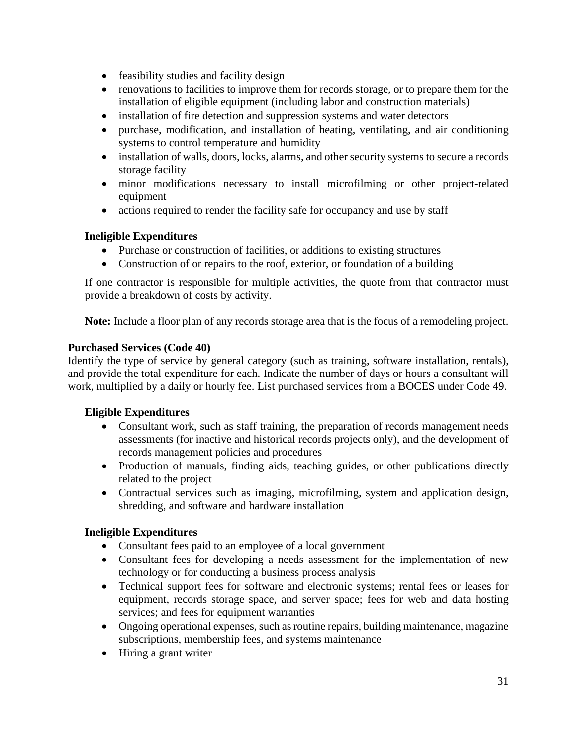- feasibility studies and facility design
- renovations to facilities to improve them for records storage, or to prepare them for the installation of eligible equipment (including labor and construction materials)
- installation of fire detection and suppression systems and water detectors
- purchase, modification, and installation of heating, ventilating, and air conditioning systems to control temperature and humidity
- installation of walls, doors, locks, alarms, and other security systems to secure a records storage facility
- minor modifications necessary to install microfilming or other project-related equipment
- actions required to render the facility safe for occupancy and use by staff

**Ineligible Expenditures**

- Purchase or construction of facilities, or additions to existing structures
- Construction of or repairs to the roof, exterior, or foundation of a building

If one contractor is responsible for multiple activities, the quote from that contractor must provide a breakdown of costs by activity.

**Note:** Include a floor plan of any records storage area that is the focus of a remodeling project.

**Purchased Services (Code 40)**

Identify the type of service by general category (such as training, software installation, rentals), and provide the total expenditure for each. Indicate the number of days or hours a consultant will work, multiplied by a daily or hourly fee. List purchased services from a BOCES under Code 49.

**Eligible Expenditures**

- Consultant work, such as staff training, the preparation of records management needs assessments (for inactive and historical records projects only), and the development of records management policies and procedures
- Production of manuals, finding aids, teaching guides, or other publications directly related to the project
- Contractual services such as imaging, microfilming, system and application design, shredding, and software and hardware installation

**Ineligible Expenditures**

- Consultant fees paid to an employee of a local government
- Consultant fees for developing a needs assessment for the implementation of new technology or for conducting a business process analysis
- Technical support fees for software and electronic systems; rental fees or leases for equipment, records storage space, and server space; fees for web and data hosting services; and fees for equipment warranties
- Ongoing operational expenses, such as routine repairs, building maintenance, magazine subscriptions, membership fees, and systems maintenance
- Hiring a grant writer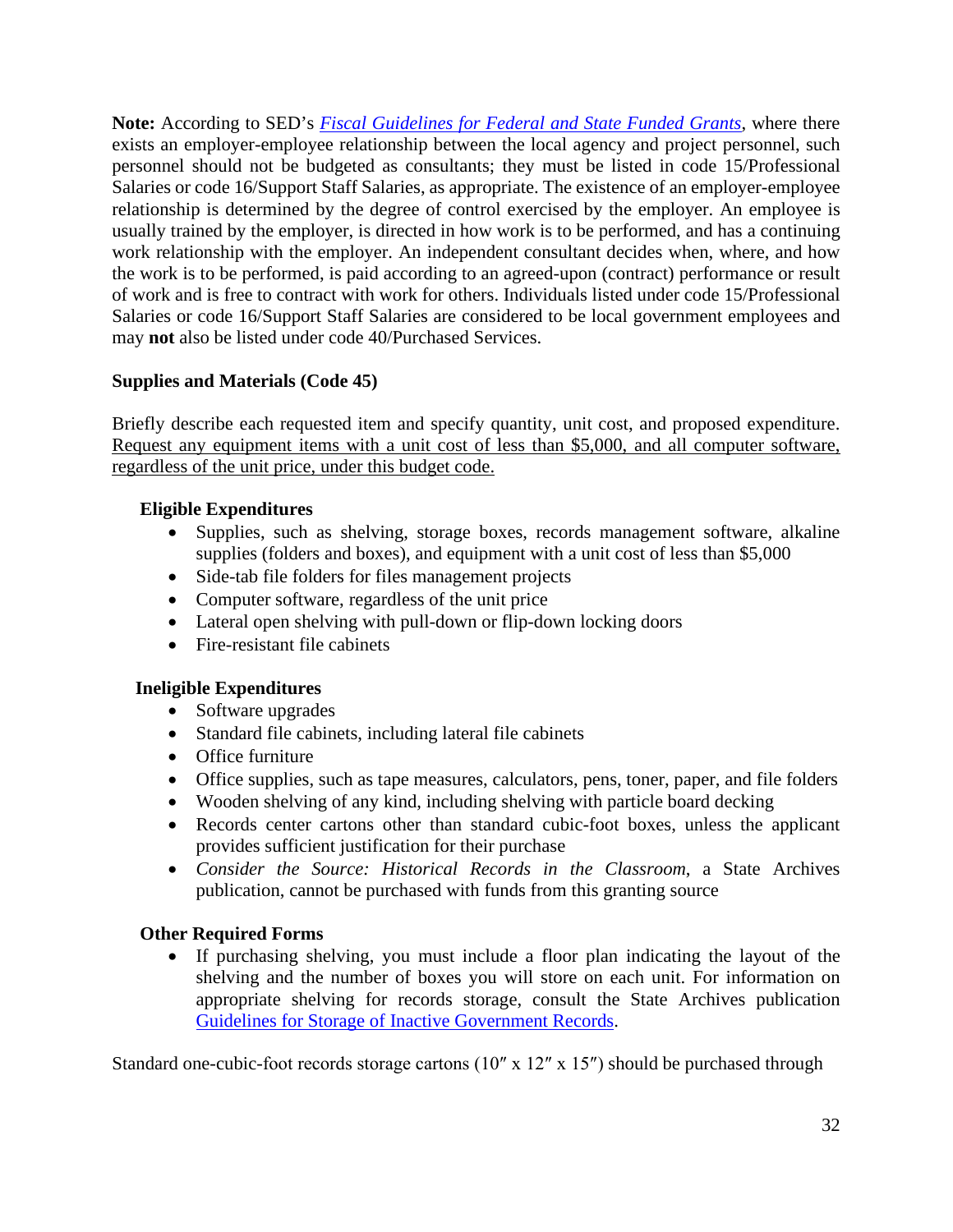**Note:** According to SED's *Fiscal Guidelines for Federal and State Funded Grants*, where there exists an employer-employee relationship between the local agency and project personnel, such personnel should not be budgeted as consultants; they must be listed in code 15/Professional Salaries or code 16/Support Staff Salaries, as appropriate. The existence of an employer-employee relationship is determined by the degree of control exercised by the employer. An employee is usually trained by the employer, is directed in how work is to be performed, and has a continuing work relationship with the employer. An independent consultant decides when, where, and how the work is to be performed, is paid according to an agreed-upon (contract) performance or result of work and is free to contract with work for others. Individuals listed under code 15/Professional Salaries or code 16/Support Staff Salaries are considered to be local government employees and may **not** also be listed under code 40/Purchased Services.

**Supplies and Materials (Code 45)**

Briefly describe each requested item and specify quantity, unit cost, and proposed expenditure. Request any equipment items with a unit cost of less than $5,000, and all computer software, regardless of the unit price, under this budget code.

**Eligible Expenditures**

- Supplies, such as shelving, storage boxes, records management software, alkaline supplies (folders and boxes), and equipment with a unit cost of less than $5,000
- Side-tab file folders for files management projects
- Computer software, regardless of the unit price
- Lateral open shelving with pull-down or flip-down locking doors
- Fire-resistant file cabinets

**Ineligible Expenditures**

- Software upgrades
- Standard file cabinets, including lateral file cabinets
- Office furniture
- Office supplies, such as tape measures, calculators, pens, toner, paper, and file folders
- Wooden shelving of any kind, including shelving with particle board decking
- Records center cartons other than standard cubic-foot boxes, unless the applicant provides sufficient justification for their purchase
- *Consider the Source: Historical Records in the Classroom*, a State Archives publication, cannot be purchased with funds from this granting source

**Other Required Forms**

- If purchasing shelving, you must include a floor plan indicating the layout of the shelving and the number of boxes you will store on each unit. For information on appropriate shelving for records storage, consult the State Archives publication Guidelines for Storage of Inactive Government Records.

Standard one-cubic-foot records storage cartons (10″ x 12″ x 15″) should be purchased through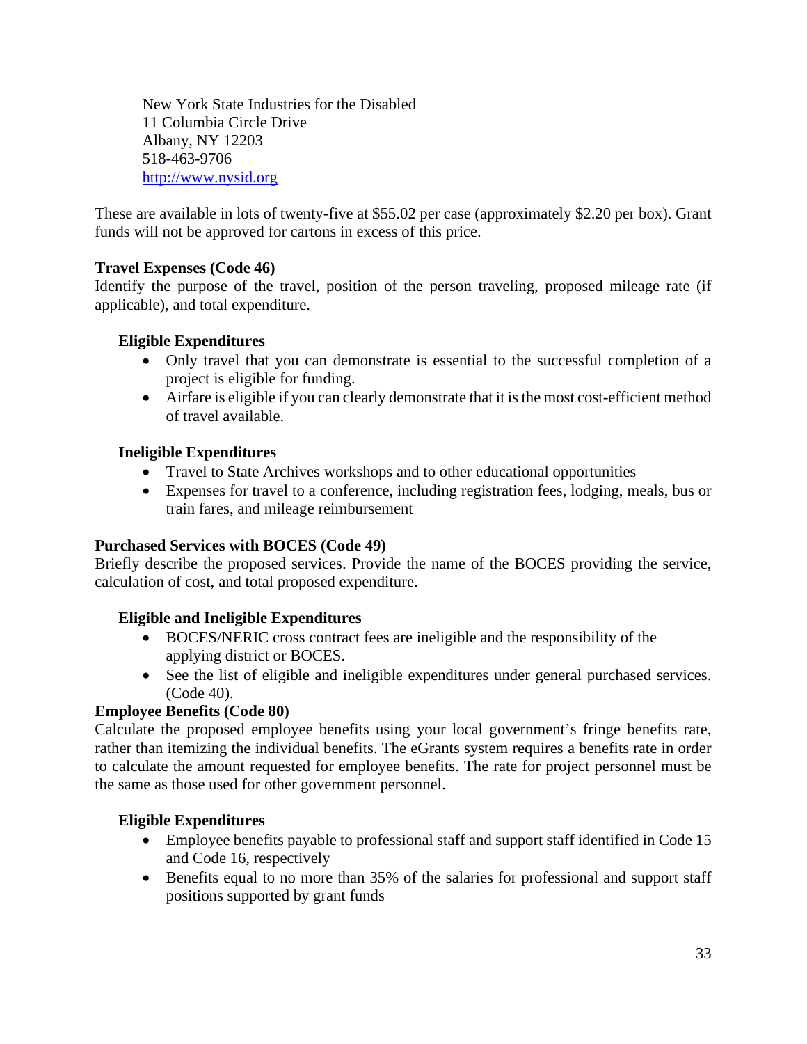New York State Industries for the Disabled
11 Columbia Circle Drive
Albany, NY 12203
518-463-9706
http://www.nysid.org

These are available in lots of twenty-five at $55.02 per case (approximately $2.20 per box). Grant funds will not be approved for cartons in excess of this price.

**Travel Expenses (Code 46)**
Identify the purpose of the travel, position of the person traveling, proposed mileage rate (if applicable), and total expenditure.

**Eligible Expenditures**

- Only travel that you can demonstrate is essential to the successful completion of a project is eligible for funding.
- Airfare is eligible if you can clearly demonstrate that it is the most cost-efficient method of travel available.

**Ineligible Expenditures**

- Travel to State Archives workshops and to other educational opportunities
- Expenses for travel to a conference, including registration fees, lodging, meals, bus or train fares, and mileage reimbursement

**Purchased Services with BOCES (Code 49)**
Briefly describe the proposed services. Provide the name of the BOCES providing the service, calculation of cost, and total proposed expenditure.

**Eligible and Ineligible Expenditures**

- BOCES/NERIC cross contract fees are ineligible and the responsibility of the applying district or BOCES.
- See the list of eligible and ineligible expenditures under general purchased services. (Code 40).

**Employee Benefits (Code 80)**
Calculate the proposed employee benefits using your local government's fringe benefits rate, rather than itemizing the individual benefits. The eGrants system requires a benefits rate in order to calculate the amount requested for employee benefits. The rate for project personnel must be the same as those used for other government personnel.

**Eligible Expenditures**

- Employee benefits payable to professional staff and support staff identified in Code 15 and Code 16, respectively
- Benefits equal to no more than 35% of the salaries for professional and support staff positions supported by grant funds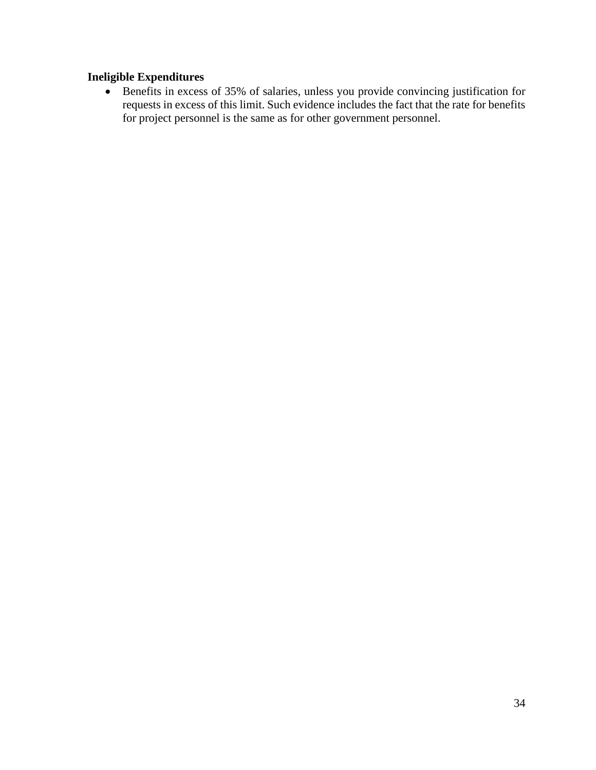**Ineligible Expenditures**

- Benefits in excess of 35% of salaries, unless you provide convincing justification for requests in excess of this limit. Such evidence includes the fact that the rate for benefits for project personnel is the same as for other government personnel.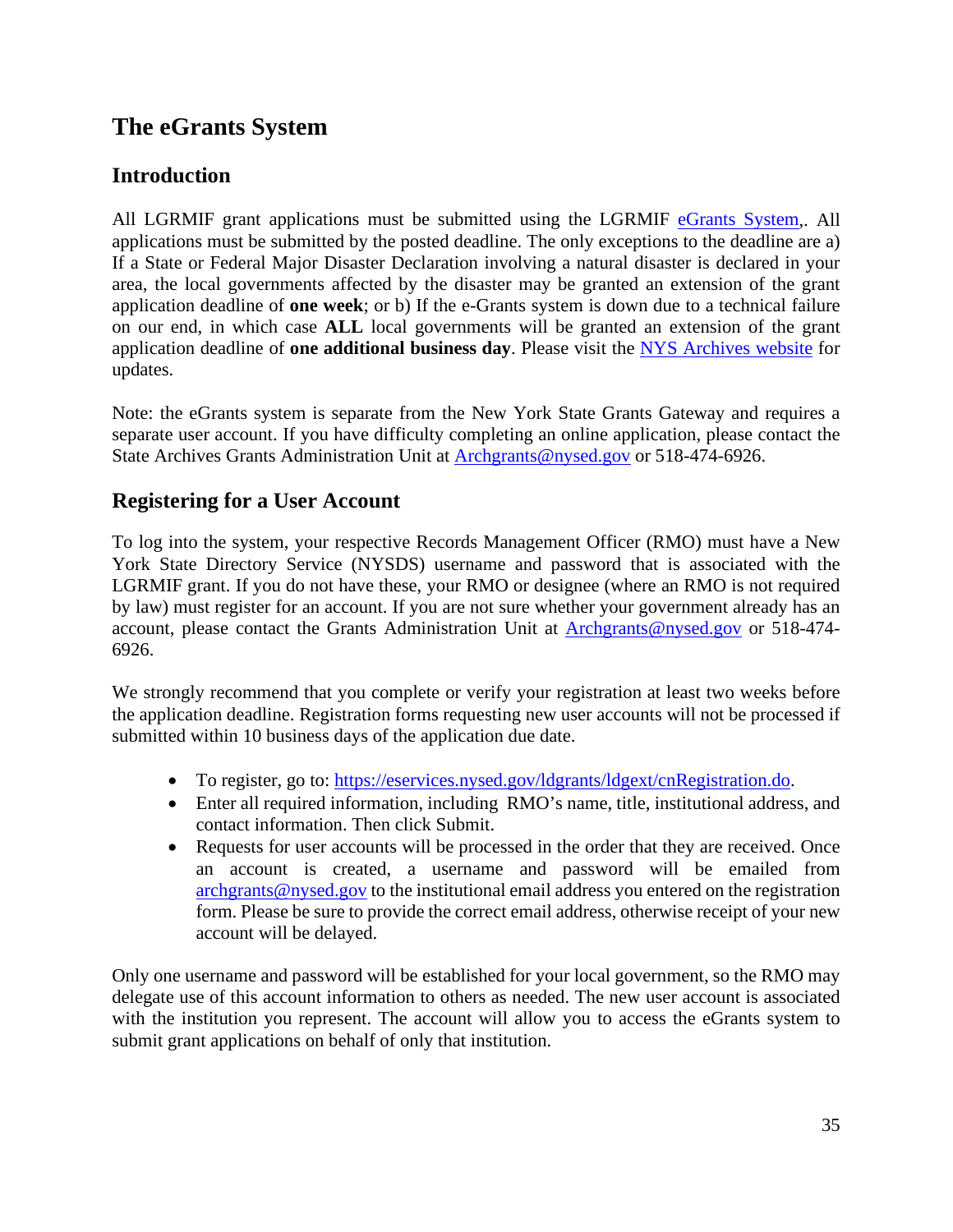# The eGrants System

## Introduction

All LGRMIF grant applications must be submitted using the LGRMIF eGrants System,. All applications must be submitted by the posted deadline. The only exceptions to the deadline are a) If a State or Federal Major Disaster Declaration involving a natural disaster is declared in your area, the local governments affected by the disaster may be granted an extension of the grant application deadline of **one week**; or b) If the e-Grants system is down due to a technical failure on our end, in which case **ALL** local governments will be granted an extension of the grant application deadline of **one additional business day**. Please visit the NYS Archives website for updates.

Note: the eGrants system is separate from the New York State Grants Gateway and requires a separate user account. If you have difficulty completing an online application, please contact the State Archives Grants Administration Unit at Archgrants@nysed.gov or 518-474-6926.

## Registering for a User Account

To log into the system, your respective Records Management Officer (RMO) must have a New York State Directory Service (NYSDS) username and password that is associated with the LGRMIF grant. If you do not have these, your RMO or designee (where an RMO is not required by law) must register for an account. If you are not sure whether your government already has an account, please contact the Grants Administration Unit at Archgrants@nysed.gov or 518-474-6926.

We strongly recommend that you complete or verify your registration at least two weeks before the application deadline. Registration forms requesting new user accounts will not be processed if submitted within 10 business days of the application due date.

- To register, go to: https://eservices.nysed.gov/ldgrants/ldgext/cnRegistration.do.
- Enter all required information, including RMO's name, title, institutional address, and contact information. Then click Submit.
- Requests for user accounts will be processed in the order that they are received. Once an account is created, a username and password will be emailed from archgrants@nysed.gov to the institutional email address you entered on the registration form. Please be sure to provide the correct email address, otherwise receipt of your new account will be delayed.

Only one username and password will be established for your local government, so the RMO may delegate use of this account information to others as needed. The new user account is associated with the institution you represent. The account will allow you to access the eGrants system to submit grant applications on behalf of only that institution.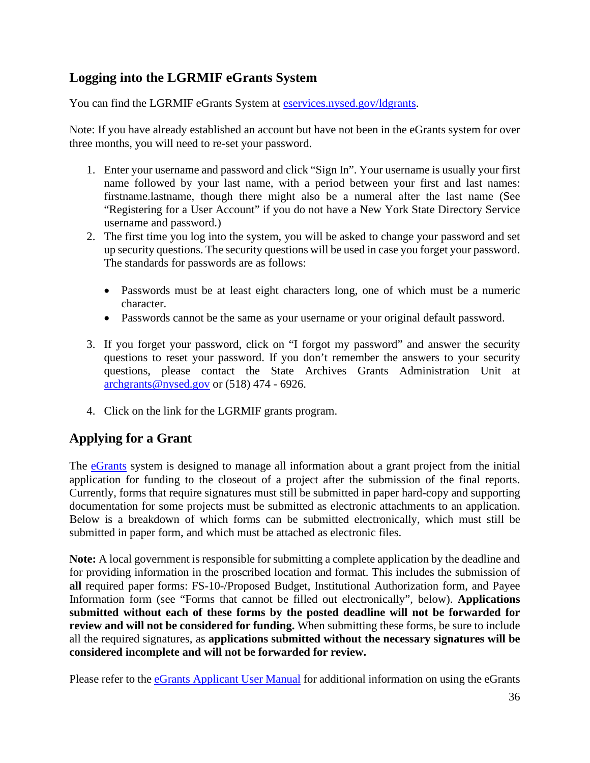## Logging into the LGRMIF eGrants System

You can find the LGRMIF eGrants System at [eservices.nysed.gov/ldgrants](eservices.nysed.gov/ldgrants).

Note: If you have already established an account but have not been in the eGrants system for over three months, you will need to re-set your password.

1. Enter your username and password and click "Sign In". Your username is usually your first name followed by your last name, with a period between your first and last names: firstname.lastname, though there might also be a numeral after the last name (See "Registering for a User Account" if you do not have a New York State Directory Service username and password.)
2. The first time you log into the system, you will be asked to change your password and set up security questions. The security questions will be used in case you forget your password. The standards for passwords are as follows:

   - Passwords must be at least eight characters long, one of which must be a numeric character.
   - Passwords cannot be the same as your username or your original default password.

3. If you forget your password, click on "I forgot my password" and answer the security questions to reset your password. If you don't remember the answers to your security questions, please contact the State Archives Grants Administration Unit at [archgrants@nysed.gov](mailto:archgrants@nysed.gov) or (518) 474 - 6926.

4. Click on the link for the LGRMIF grants program.

## Applying for a Grant

The eGrants system is designed to manage all information about a grant project from the initial application for funding to the closeout of a project after the submission of the final reports. Currently, forms that require signatures must still be submitted in paper hard-copy and supporting documentation for some projects must be submitted as electronic attachments to an application. Below is a breakdown of which forms can be submitted electronically, which must still be submitted in paper form, and which must be attached as electronic files.

**Note:** A local government is responsible for submitting a complete application by the deadline and for providing information in the proscribed location and format. This includes the submission of **all** required paper forms: FS-10-/Proposed Budget, Institutional Authorization form, and Payee Information form (see "Forms that cannot be filled out electronically", below). **Applications submitted without each of these forms by the posted deadline will not be forwarded for review and will not be considered for funding.** When submitting these forms, be sure to include all the required signatures, as **applications submitted without the necessary signatures will be considered incomplete and will not be forwarded for review.**

Please refer to the eGrants Applicant User Manual for additional information on using the eGrants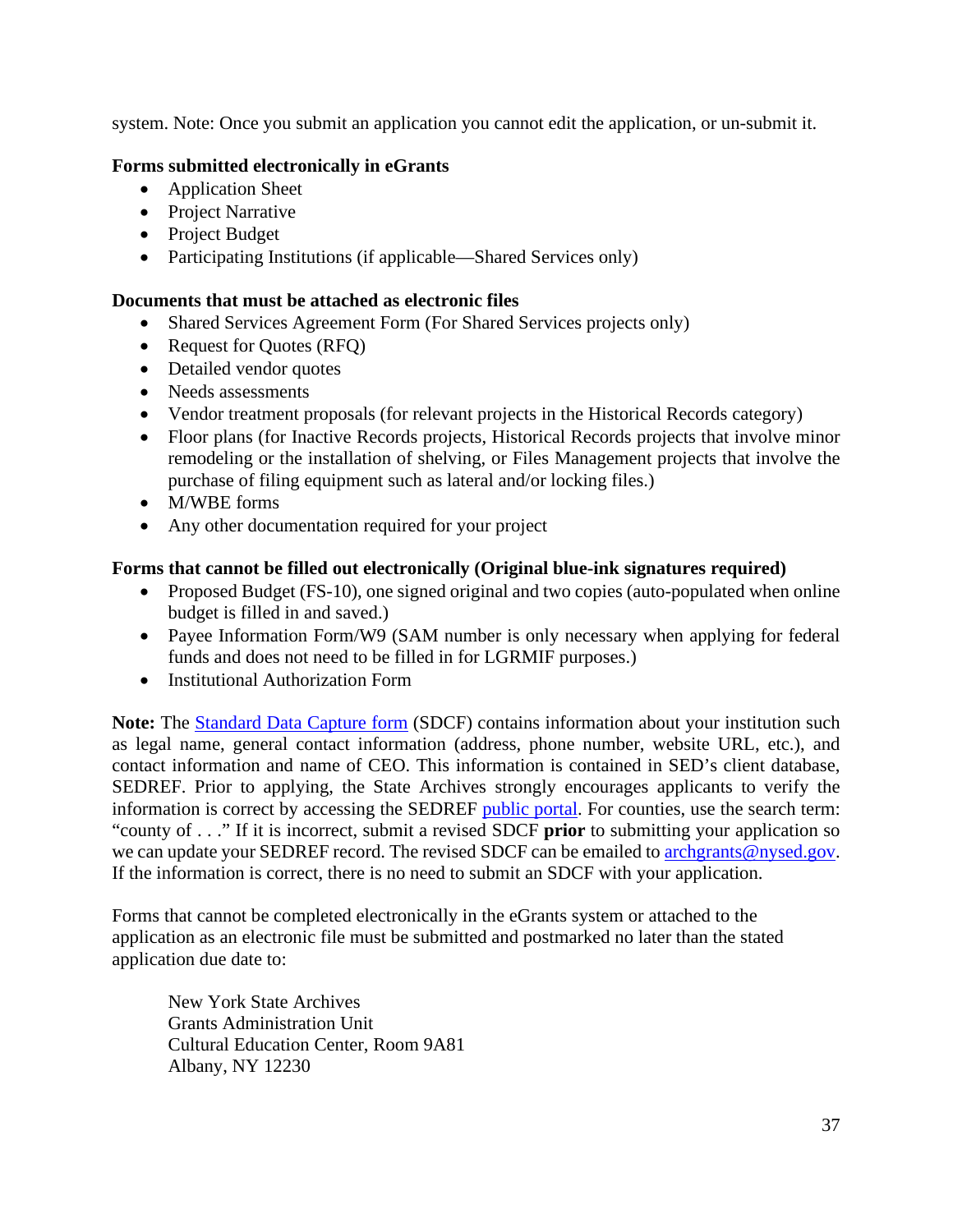system. Note: Once you submit an application you cannot edit the application, or un-submit it.

**Forms submitted electronically in eGrants**

- Application Sheet
- Project Narrative
- Project Budget
- Participating Institutions (if applicable—Shared Services only)

**Documents that must be attached as electronic files**

- Shared Services Agreement Form (For Shared Services projects only)
- Request for Quotes (RFQ)
- Detailed vendor quotes
- Needs assessments
- Vendor treatment proposals (for relevant projects in the Historical Records category)
- Floor plans (for Inactive Records projects, Historical Records projects that involve minor remodeling or the installation of shelving, or Files Management projects that involve the purchase of filing equipment such as lateral and/or locking files.)
- M/WBE forms
- Any other documentation required for your project

**Forms that cannot be filled out electronically (Original blue-ink signatures required)**

- Proposed Budget (FS-10), one signed original and two copies (auto-populated when online budget is filled in and saved.)
- Payee Information Form/W9 (SAM number is only necessary when applying for federal funds and does not need to be filled in for LGRMIF purposes.)
- Institutional Authorization Form

**Note:** The Standard Data Capture form (SDCF) contains information about your institution such as legal name, general contact information (address, phone number, website URL, etc.), and contact information and name of CEO. This information is contained in SED's client database, SEDREF. Prior to applying, the State Archives strongly encourages applicants to verify the information is correct by accessing the SEDREF public portal. For counties, use the search term: "county of . . ." If it is incorrect, submit a revised SDCF **prior** to submitting your application so we can update your SEDREF record. The revised SDCF can be emailed to archgrants@nysed.gov. If the information is correct, there is no need to submit an SDCF with your application.

Forms that cannot be completed electronically in the eGrants system or attached to the application as an electronic file must be submitted and postmarked no later than the stated application due date to:

New York State Archives
Grants Administration Unit
Cultural Education Center, Room 9A81
Albany, NY 12230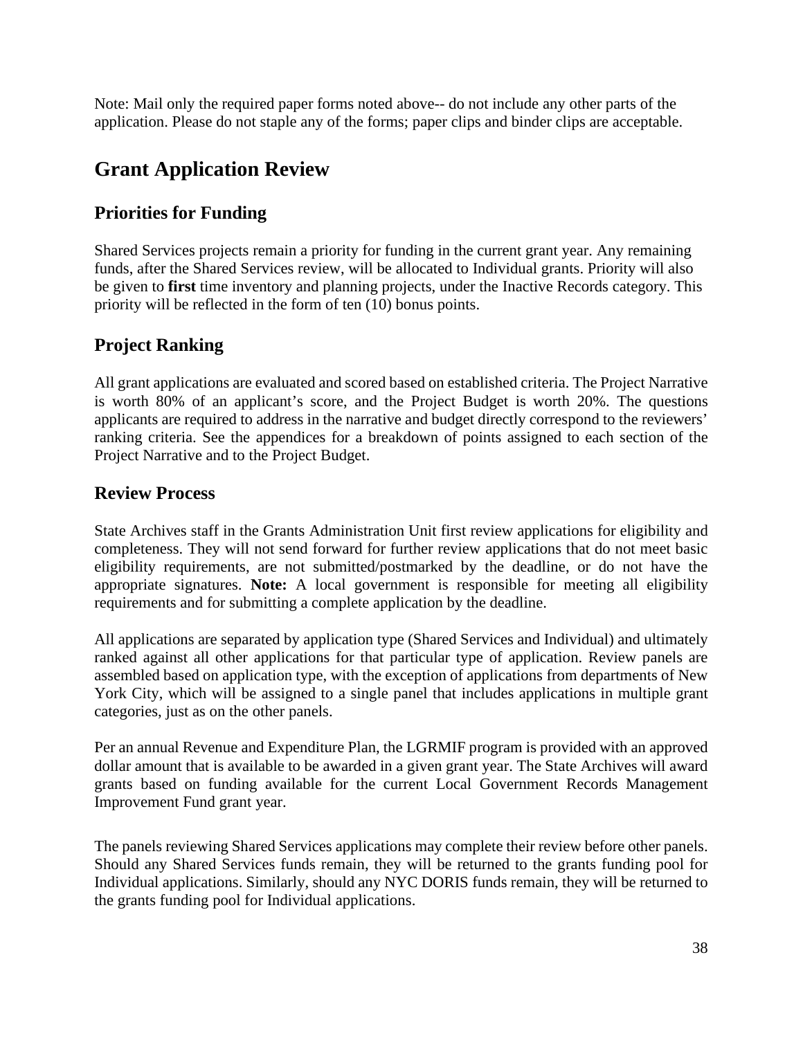Note: Mail only the required paper forms noted above-- do not include any other parts of the application. Please do not staple any of the forms; paper clips and binder clips are acceptable.

# Grant Application Review

## Priorities for Funding

Shared Services projects remain a priority for funding in the current grant year. Any remaining funds, after the Shared Services review, will be allocated to Individual grants. Priority will also be given to **first** time inventory and planning projects, under the Inactive Records category. This priority will be reflected in the form of ten (10) bonus points.

## Project Ranking

All grant applications are evaluated and scored based on established criteria. The Project Narrative is worth 80% of an applicant's score, and the Project Budget is worth 20%. The questions applicants are required to address in the narrative and budget directly correspond to the reviewers' ranking criteria. See the appendices for a breakdown of points assigned to each section of the Project Narrative and to the Project Budget.

## Review Process

State Archives staff in the Grants Administration Unit first review applications for eligibility and completeness. They will not send forward for further review applications that do not meet basic eligibility requirements, are not submitted/postmarked by the deadline, or do not have the appropriate signatures. **Note:** A local government is responsible for meeting all eligibility requirements and for submitting a complete application by the deadline.

All applications are separated by application type (Shared Services and Individual) and ultimately ranked against all other applications for that particular type of application. Review panels are assembled based on application type, with the exception of applications from departments of New York City, which will be assigned to a single panel that includes applications in multiple grant categories, just as on the other panels.

Per an annual Revenue and Expenditure Plan, the LGRMIF program is provided with an approved dollar amount that is available to be awarded in a given grant year. The State Archives will award grants based on funding available for the current Local Government Records Management Improvement Fund grant year.

The panels reviewing Shared Services applications may complete their review before other panels. Should any Shared Services funds remain, they will be returned to the grants funding pool for Individual applications. Similarly, should any NYC DORIS funds remain, they will be returned to the grants funding pool for Individual applications.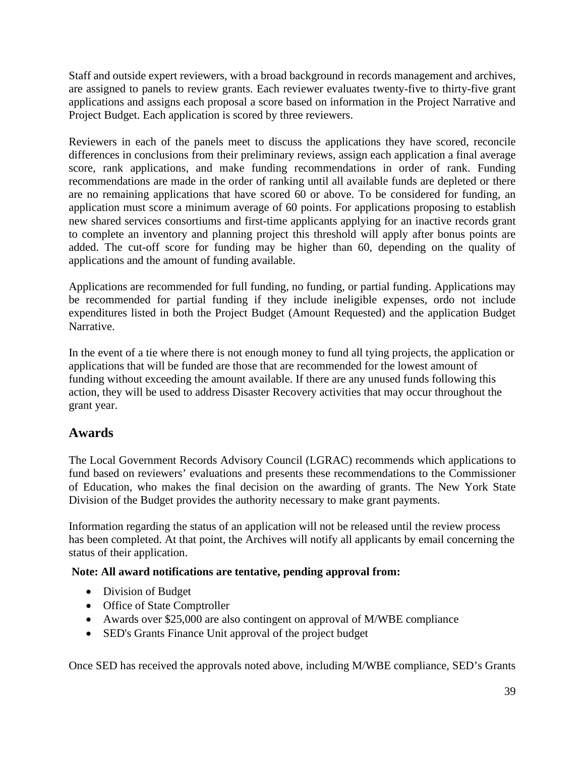Staff and outside expert reviewers, with a broad background in records management and archives, are assigned to panels to review grants. Each reviewer evaluates twenty-five to thirty-five grant applications and assigns each proposal a score based on information in the Project Narrative and Project Budget. Each application is scored by three reviewers.

Reviewers in each of the panels meet to discuss the applications they have scored, reconcile differences in conclusions from their preliminary reviews, assign each application a final average score, rank applications, and make funding recommendations in order of rank. Funding recommendations are made in the order of ranking until all available funds are depleted or there are no remaining applications that have scored 60 or above. To be considered for funding, an application must score a minimum average of 60 points. For applications proposing to establish new shared services consortiums and first-time applicants applying for an inactive records grant to complete an inventory and planning project this threshold will apply after bonus points are added. The cut-off score for funding may be higher than 60, depending on the quality of applications and the amount of funding available.

Applications are recommended for full funding, no funding, or partial funding. Applications may be recommended for partial funding if they include ineligible expenses, ordo not include expenditures listed in both the Project Budget (Amount Requested) and the application Budget Narrative.

In the event of a tie where there is not enough money to fund all tying projects, the application or applications that will be funded are those that are recommended for the lowest amount of funding without exceeding the amount available. If there are any unused funds following this action, they will be used to address Disaster Recovery activities that may occur throughout the grant year.

## Awards

The Local Government Records Advisory Council (LGRAC) recommends which applications to fund based on reviewers' evaluations and presents these recommendations to the Commissioner of Education, who makes the final decision on the awarding of grants. The New York State Division of the Budget provides the authority necessary to make grant payments.

Information regarding the status of an application will not be released until the review process has been completed. At that point, the Archives will notify all applicants by email concerning the status of their application.

**Note: All award notifications are tentative, pending approval from:**

- Division of Budget
- Office of State Comptroller
- Awards over $25,000 are also contingent on approval of M/WBE compliance
- SED's Grants Finance Unit approval of the project budget

Once SED has received the approvals noted above, including M/WBE compliance, SED's Grants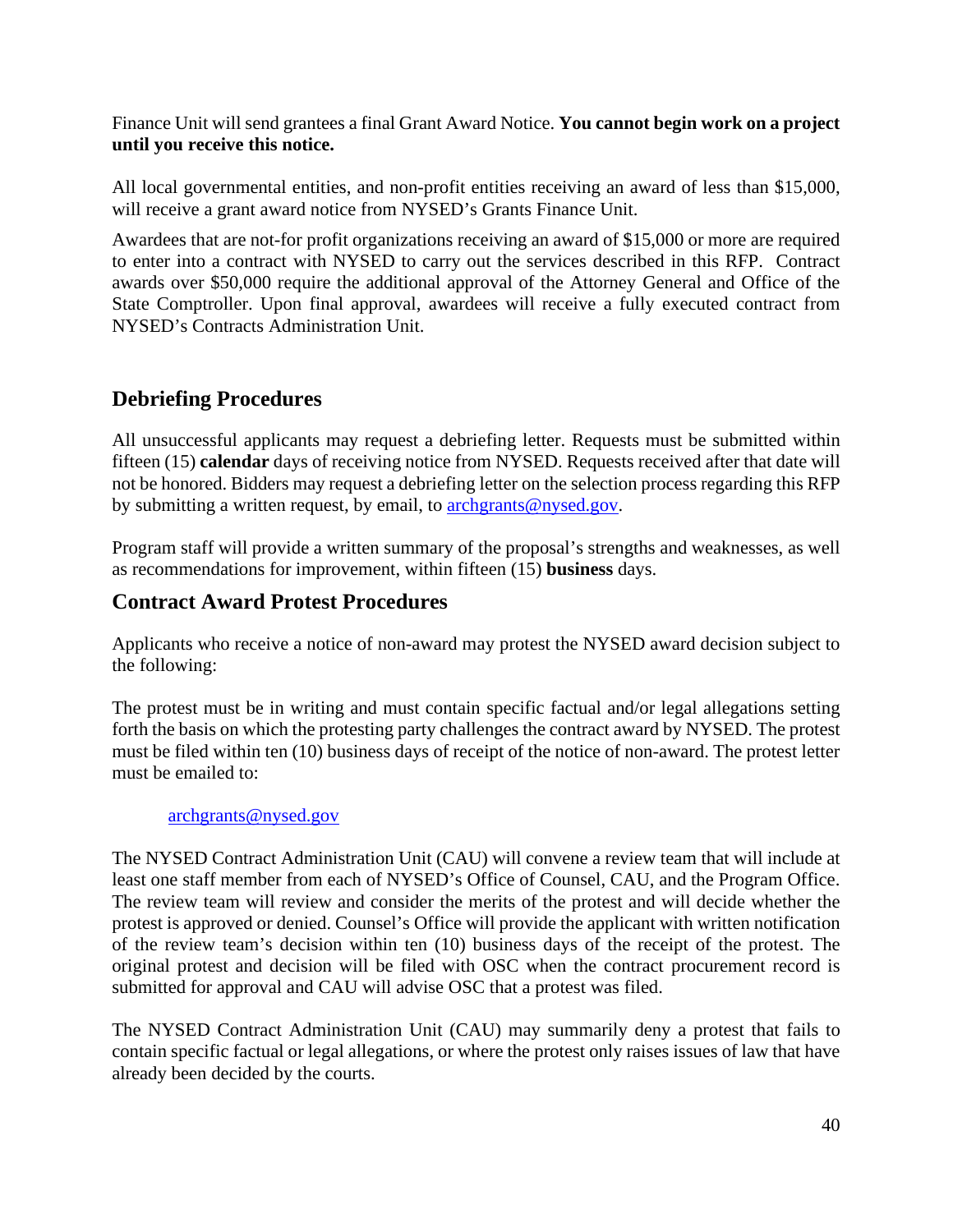Finance Unit will send grantees a final Grant Award Notice. **You cannot begin work on a project until you receive this notice.**

All local governmental entities, and non-profit entities receiving an award of less than $15,000, will receive a grant award notice from NYSED's Grants Finance Unit.

Awardees that are not-for profit organizations receiving an award of $15,000 or more are required to enter into a contract with NYSED to carry out the services described in this RFP. Contract awards over $50,000 require the additional approval of the Attorney General and Office of the State Comptroller. Upon final approval, awardees will receive a fully executed contract from NYSED's Contracts Administration Unit.

## Debriefing Procedures

All unsuccessful applicants may request a debriefing letter. Requests must be submitted within fifteen (15) **calendar** days of receiving notice from NYSED. Requests received after that date will not be honored. Bidders may request a debriefing letter on the selection process regarding this RFP by submitting a written request, by email, to archgrants@nysed.gov.

Program staff will provide a written summary of the proposal's strengths and weaknesses, as well as recommendations for improvement, within fifteen (15) **business** days.

## Contract Award Protest Procedures

Applicants who receive a notice of non-award may protest the NYSED award decision subject to the following:

The protest must be in writing and must contain specific factual and/or legal allegations setting forth the basis on which the protesting party challenges the contract award by NYSED. The protest must be filed within ten (10) business days of receipt of the notice of non-award. The protest letter must be emailed to:

archgrants@nysed.gov

The NYSED Contract Administration Unit (CAU) will convene a review team that will include at least one staff member from each of NYSED's Office of Counsel, CAU, and the Program Office. The review team will review and consider the merits of the protest and will decide whether the protest is approved or denied. Counsel's Office will provide the applicant with written notification of the review team's decision within ten (10) business days of the receipt of the protest. The original protest and decision will be filed with OSC when the contract procurement record is submitted for approval and CAU will advise OSC that a protest was filed.

The NYSED Contract Administration Unit (CAU) may summarily deny a protest that fails to contain specific factual or legal allegations, or where the protest only raises issues of law that have already been decided by the courts.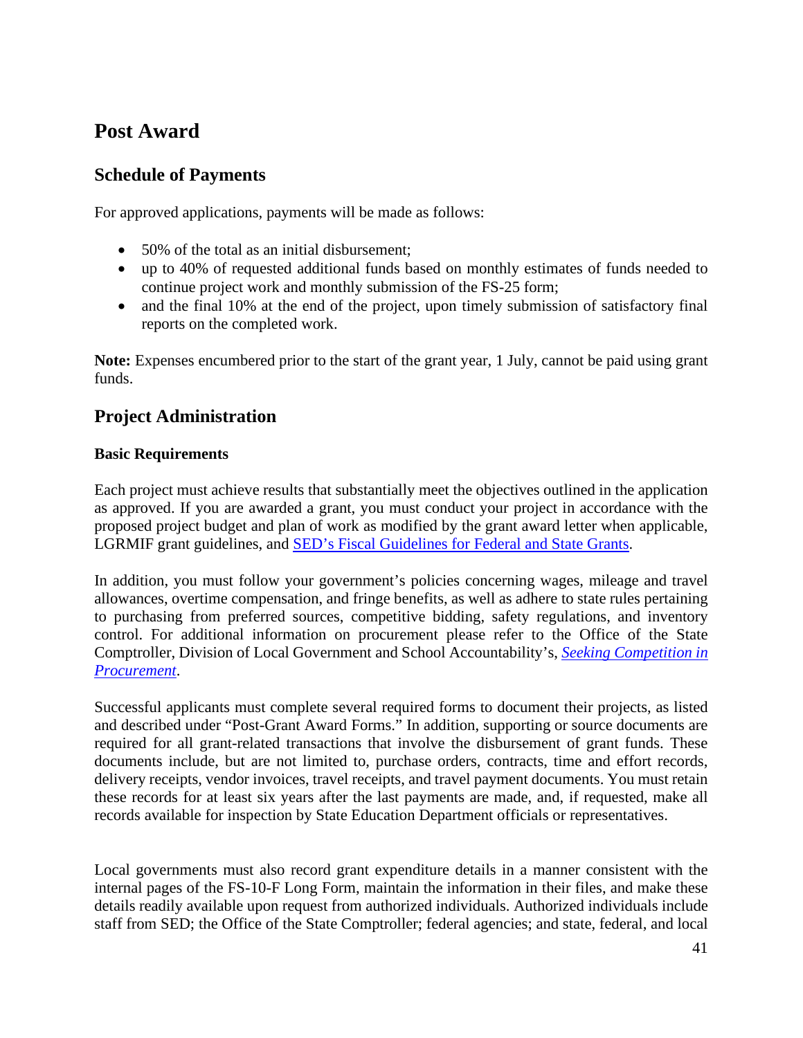# Post Award

## Schedule of Payments

For approved applications, payments will be made as follows:

- 50% of the total as an initial disbursement;
- up to 40% of requested additional funds based on monthly estimates of funds needed to continue project work and monthly submission of the FS-25 form;
- and the final 10% at the end of the project, upon timely submission of satisfactory final reports on the completed work.

**Note:** Expenses encumbered prior to the start of the grant year, 1 July, cannot be paid using grant funds.

## Project Administration

### Basic Requirements

Each project must achieve results that substantially meet the objectives outlined in the application as approved. If you are awarded a grant, you must conduct your project in accordance with the proposed project budget and plan of work as modified by the grant award letter when applicable, LGRMIF grant guidelines, and [SED's Fiscal Guidelines for Federal and State Grants](#).

In addition, you must follow your government's policies concerning wages, mileage and travel allowances, overtime compensation, and fringe benefits, as well as adhere to state rules pertaining to purchasing from preferred sources, competitive bidding, safety regulations, and inventory control. For additional information on procurement please refer to the Office of the State Comptroller, Division of Local Government and School Accountability's, [*Seeking Competition in Procurement*](#).

Successful applicants must complete several required forms to document their projects, as listed and described under "Post-Grant Award Forms." In addition, supporting or source documents are required for all grant-related transactions that involve the disbursement of grant funds. These documents include, but are not limited to, purchase orders, contracts, time and effort records, delivery receipts, vendor invoices, travel receipts, and travel payment documents. You must retain these records for at least six years after the last payments are made, and, if requested, make all records available for inspection by State Education Department officials or representatives.

Local governments must also record grant expenditure details in a manner consistent with the internal pages of the FS-10-F Long Form, maintain the information in their files, and make these details readily available upon request from authorized individuals. Authorized individuals include staff from SED; the Office of the State Comptroller; federal agencies; and state, federal, and local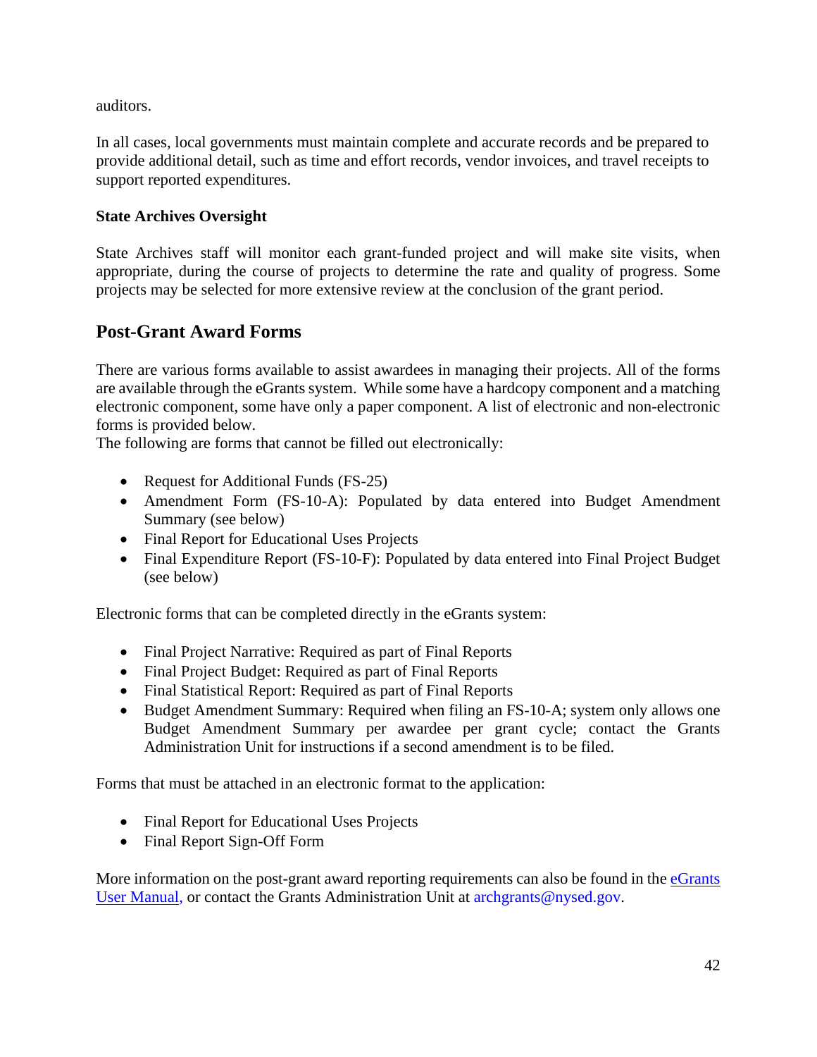auditors.

In all cases, local governments must maintain complete and accurate records and be prepared to provide additional detail, such as time and effort records, vendor invoices, and travel receipts to support reported expenditures.

**State Archives Oversight**

State Archives staff will monitor each grant-funded project and will make site visits, when appropriate, during the course of projects to determine the rate and quality of progress. Some projects may be selected for more extensive review at the conclusion of the grant period.

## Post-Grant Award Forms

There are various forms available to assist awardees in managing their projects. All of the forms are available through the eGrants system. While some have a hardcopy component and a matching electronic component, some have only a paper component. A list of electronic and non-electronic forms is provided below.
The following are forms that cannot be filled out electronically:

- Request for Additional Funds (FS-25)
- Amendment Form (FS-10-A): Populated by data entered into Budget Amendment Summary (see below)
- Final Report for Educational Uses Projects
- Final Expenditure Report (FS-10-F): Populated by data entered into Final Project Budget (see below)

Electronic forms that can be completed directly in the eGrants system:

- Final Project Narrative: Required as part of Final Reports
- Final Project Budget: Required as part of Final Reports
- Final Statistical Report: Required as part of Final Reports
- Budget Amendment Summary: Required when filing an FS-10-A; system only allows one Budget Amendment Summary per awardee per grant cycle; contact the Grants Administration Unit for instructions if a second amendment is to be filed.

Forms that must be attached in an electronic format to the application:

- Final Report for Educational Uses Projects
- Final Report Sign-Off Form

More information on the post-grant award reporting requirements can also be found in the eGrants User Manual, or contact the Grants Administration Unit at archgrants@nysed.gov.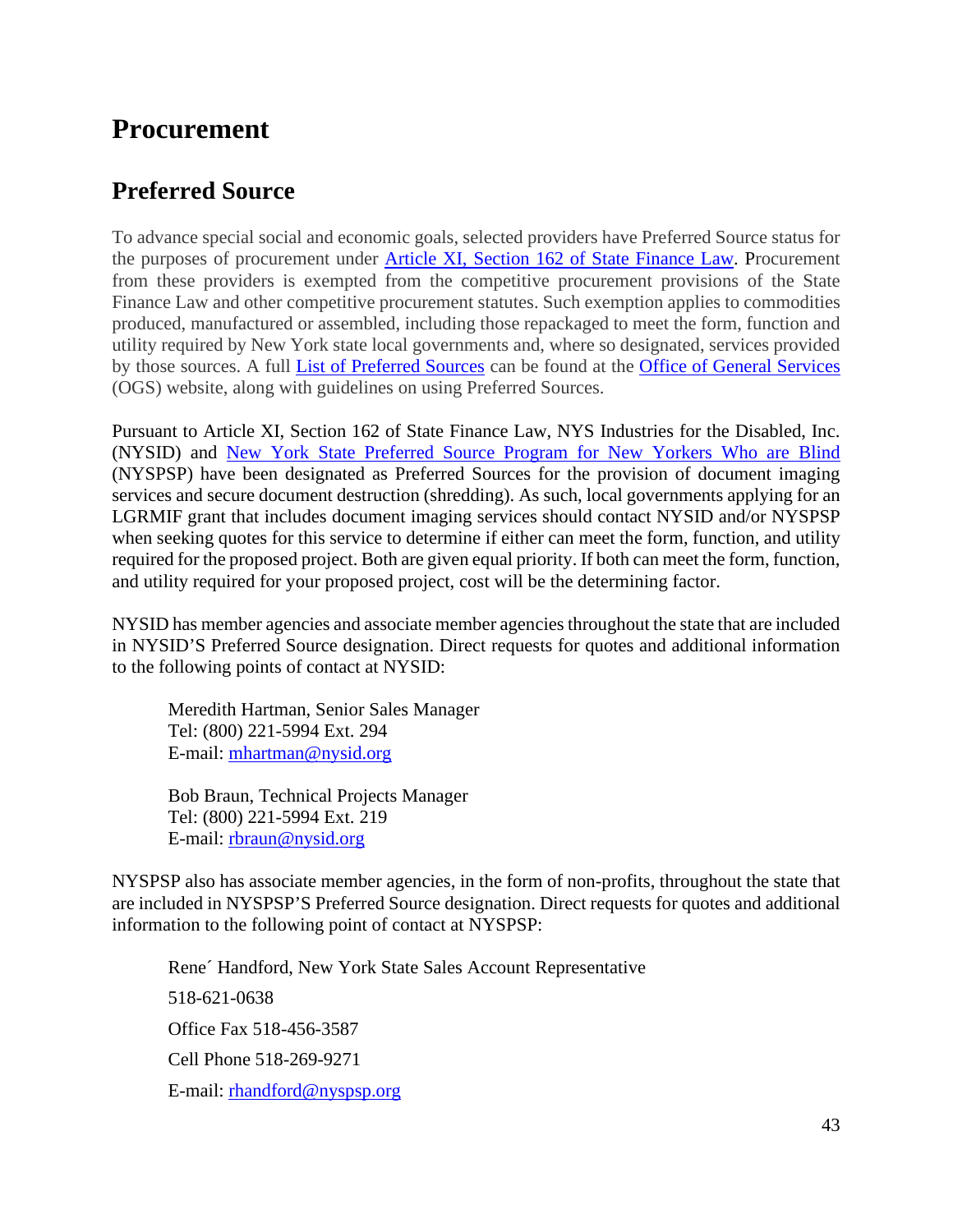# Procurement

## Preferred Source

To advance special social and economic goals, selected providers have Preferred Source status for the purposes of procurement under Article XI, Section 162 of State Finance Law. Procurement from these providers is exempted from the competitive procurement provisions of the State Finance Law and other competitive procurement statutes. Such exemption applies to commodities produced, manufactured or assembled, including those repackaged to meet the form, function and utility required by New York state local governments and, where so designated, services provided by those sources. A full List of Preferred Sources can be found at the Office of General Services (OGS) website, along with guidelines on using Preferred Sources.

Pursuant to Article XI, Section 162 of State Finance Law, NYS Industries for the Disabled, Inc. (NYSID) and New York State Preferred Source Program for New Yorkers Who are Blind (NYSPSP) have been designated as Preferred Sources for the provision of document imaging services and secure document destruction (shredding). As such, local governments applying for an LGRMIF grant that includes document imaging services should contact NYSID and/or NYSPSP when seeking quotes for this service to determine if either can meet the form, function, and utility required for the proposed project. Both are given equal priority. If both can meet the form, function, and utility required for your proposed project, cost will be the determining factor.

NYSID has member agencies and associate member agencies throughout the state that are included in NYSID'S Preferred Source designation. Direct requests for quotes and additional information to the following points of contact at NYSID:

Meredith Hartman, Senior Sales Manager
Tel: (800) 221-5994 Ext. 294
E-mail: mhartman@nysid.org

Bob Braun, Technical Projects Manager
Tel: (800) 221-5994 Ext. 219
E-mail: rbraun@nysid.org

NYSPSP also has associate member agencies, in the form of non-profits, throughout the state that are included in NYSPSP'S Preferred Source designation. Direct requests for quotes and additional information to the following point of contact at NYSPSP:

Rene´ Handford, New York State Sales Account Representative

518-621-0638

Office Fax 518-456-3587

Cell Phone 518-269-9271

E-mail: rhandford@nyspsp.org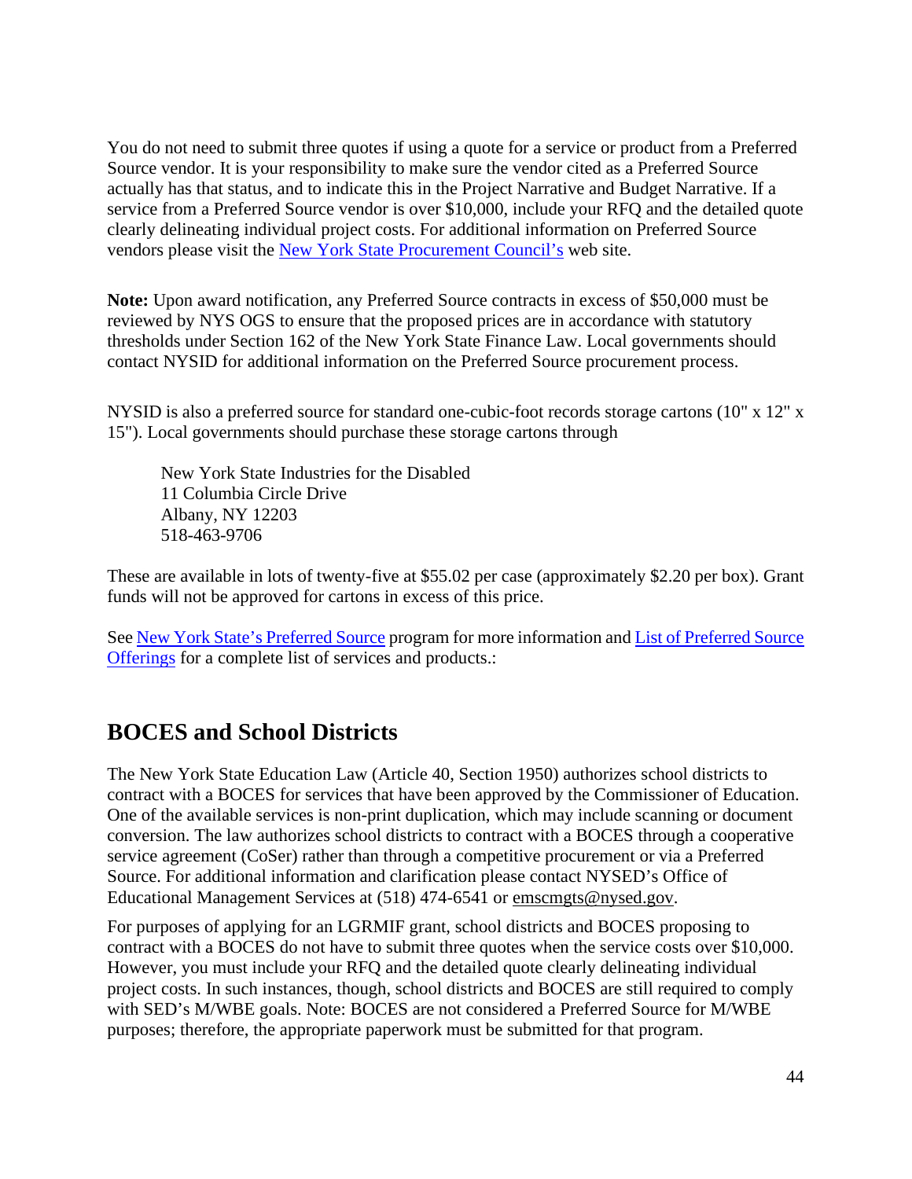You do not need to submit three quotes if using a quote for a service or product from a Preferred Source vendor. It is your responsibility to make sure the vendor cited as a Preferred Source actually has that status, and to indicate this in the Project Narrative and Budget Narrative. If a service from a Preferred Source vendor is over $10,000, include your RFQ and the detailed quote clearly delineating individual project costs. For additional information on Preferred Source vendors please visit the New York State Procurement Council's web site.

**Note:** Upon award notification, any Preferred Source contracts in excess of $50,000 must be reviewed by NYS OGS to ensure that the proposed prices are in accordance with statutory thresholds under Section 162 of the New York State Finance Law. Local governments should contact NYSID for additional information on the Preferred Source procurement process.

NYSID is also a preferred source for standard one-cubic-foot records storage cartons (10" x 12" x 15"). Local governments should purchase these storage cartons through

> New York State Industries for the Disabled
> 11 Columbia Circle Drive
> Albany, NY 12203
> 518-463-9706

These are available in lots of twenty-five at $55.02 per case (approximately $2.20 per box). Grant funds will not be approved for cartons in excess of this price.

See New York State's Preferred Source program for more information and List of Preferred Source Offerings for a complete list of services and products.:

## BOCES and School Districts

The New York State Education Law (Article 40, Section 1950) authorizes school districts to contract with a BOCES for services that have been approved by the Commissioner of Education. One of the available services is non-print duplication, which may include scanning or document conversion. The law authorizes school districts to contract with a BOCES through a cooperative service agreement (CoSer) rather than through a competitive procurement or via a Preferred Source. For additional information and clarification please contact NYSED's Office of Educational Management Services at (518) 474-6541 or emscmgts@nysed.gov.

For purposes of applying for an LGRMIF grant, school districts and BOCES proposing to contract with a BOCES do not have to submit three quotes when the service costs over $10,000. However, you must include your RFQ and the detailed quote clearly delineating individual project costs. In such instances, though, school districts and BOCES are still required to comply with SED's M/WBE goals. Note: BOCES are not considered a Preferred Source for M/WBE purposes; therefore, the appropriate paperwork must be submitted for that program.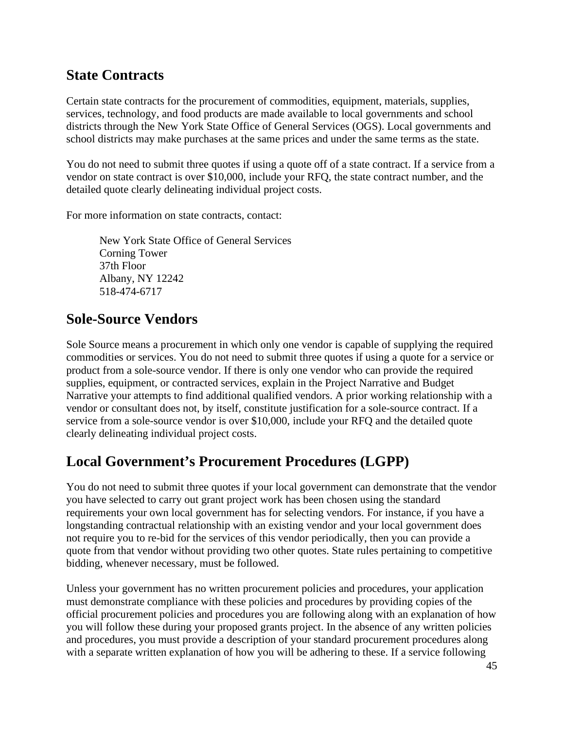## State Contracts

Certain state contracts for the procurement of commodities, equipment, materials, supplies, services, technology, and food products are made available to local governments and school districts through the New York State Office of General Services (OGS). Local governments and school districts may make purchases at the same prices and under the same terms as the state.

You do not need to submit three quotes if using a quote off of a state contract. If a service from a vendor on state contract is over $10,000, include your RFQ, the state contract number, and the detailed quote clearly delineating individual project costs.

For more information on state contracts, contact:

> New York State Office of General Services
> Corning Tower
> 37th Floor
> Albany, NY 12242
> 518-474-6717

## Sole-Source Vendors

Sole Source means a procurement in which only one vendor is capable of supplying the required commodities or services. You do not need to submit three quotes if using a quote for a service or product from a sole-source vendor. If there is only one vendor who can provide the required supplies, equipment, or contracted services, explain in the Project Narrative and Budget Narrative your attempts to find additional qualified vendors. A prior working relationship with a vendor or consultant does not, by itself, constitute justification for a sole-source contract. If a service from a sole-source vendor is over $10,000, include your RFQ and the detailed quote clearly delineating individual project costs.

## Local Government's Procurement Procedures (LGPP)

You do not need to submit three quotes if your local government can demonstrate that the vendor you have selected to carry out grant project work has been chosen using the standard requirements your own local government has for selecting vendors. For instance, if you have a longstanding contractual relationship with an existing vendor and your local government does not require you to re-bid for the services of this vendor periodically, then you can provide a quote from that vendor without providing two other quotes. State rules pertaining to competitive bidding, whenever necessary, must be followed.

Unless your government has no written procurement policies and procedures, your application must demonstrate compliance with these policies and procedures by providing copies of the official procurement policies and procedures you are following along with an explanation of how you will follow these during your proposed grants project. In the absence of any written policies and procedures, you must provide a description of your standard procurement procedures along with a separate written explanation of how you will be adhering to these. If a service following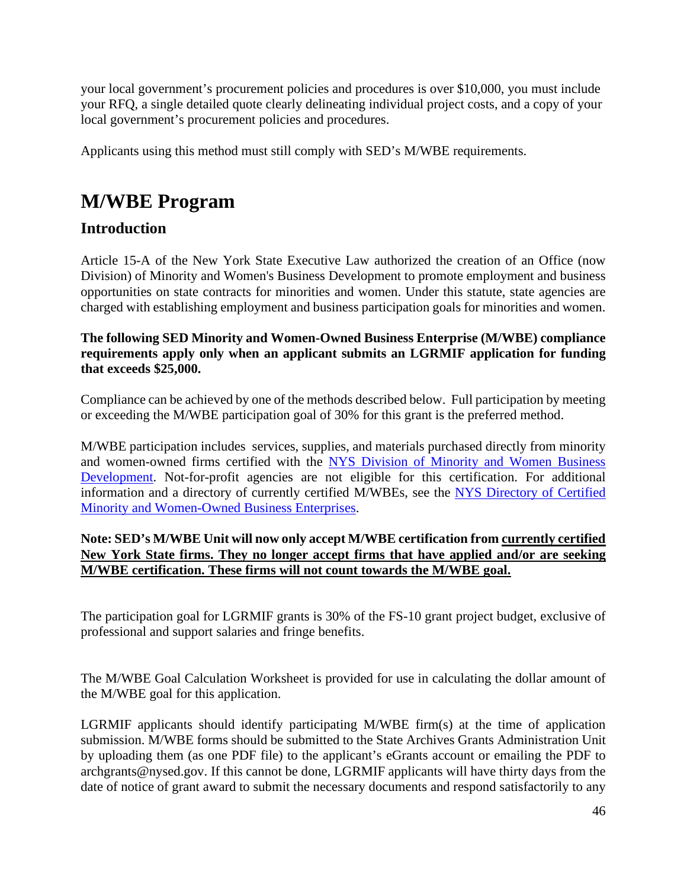your local government's procurement policies and procedures is over $10,000, you must include your RFQ, a single detailed quote clearly delineating individual project costs, and a copy of your local government's procurement policies and procedures.

Applicants using this method must still comply with SED's M/WBE requirements.

# M/WBE Program

## Introduction

Article 15-A of the New York State Executive Law authorized the creation of an Office (now Division) of Minority and Women's Business Development to promote employment and business opportunities on state contracts for minorities and women. Under this statute, state agencies are charged with establishing employment and business participation goals for minorities and women.

**The following SED Minority and Women-Owned Business Enterprise (M/WBE) compliance requirements apply only when an applicant submits an LGRMIF application for funding that exceeds $25,000.**

Compliance can be achieved by one of the methods described below. Full participation by meeting or exceeding the M/WBE participation goal of 30% for this grant is the preferred method.

M/WBE participation includes services, supplies, and materials purchased directly from minority and women-owned firms certified with the [NYS Division of Minority and Women Business Development](). Not-for-profit agencies are not eligible for this certification. For additional information and a directory of currently certified M/WBEs, see the [NYS Directory of Certified Minority and Women-Owned Business Enterprises]().

**Note: SED's M/WBE Unit will now only accept M/WBE certification from <u>currently certified New York State firms. They no longer accept firms that have applied and/or are seeking M/WBE certification. These firms will not count towards the M/WBE goal.</u>**

The participation goal for LGRMIF grants is 30% of the FS-10 grant project budget, exclusive of professional and support salaries and fringe benefits.

The M/WBE Goal Calculation Worksheet is provided for use in calculating the dollar amount of the M/WBE goal for this application.

LGRMIF applicants should identify participating M/WBE firm(s) at the time of application submission. M/WBE forms should be submitted to the State Archives Grants Administration Unit by uploading them (as one PDF file) to the applicant's eGrants account or emailing the PDF to archgrants@nysed.gov. If this cannot be done, LGRMIF applicants will have thirty days from the date of notice of grant award to submit the necessary documents and respond satisfactorily to any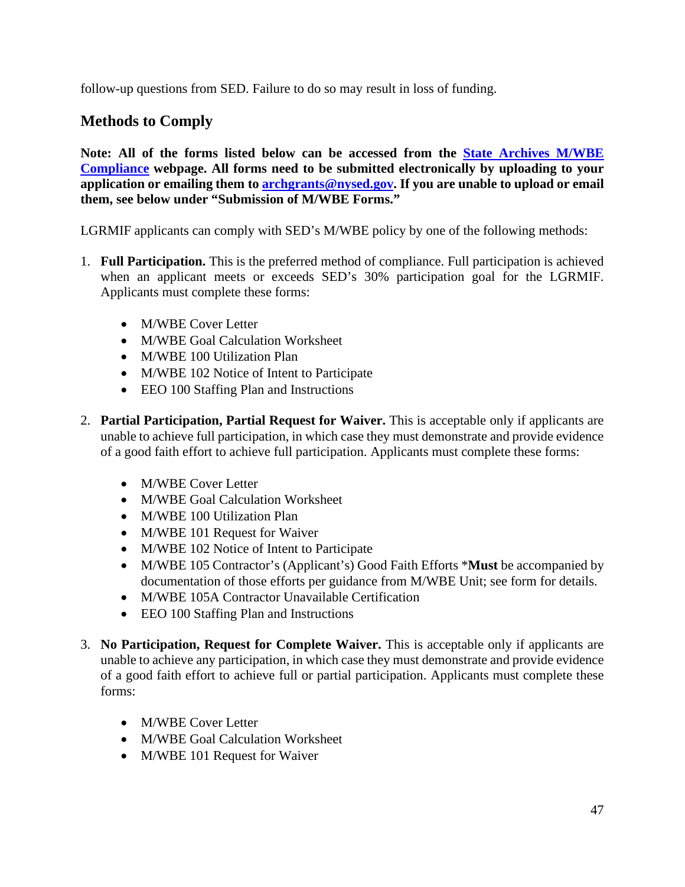follow-up questions from SED. Failure to do so may result in loss of funding.

## Methods to Comply

**Note: All of the forms listed below can be accessed from the [State Archives M/WBE Compliance](#) webpage. All forms need to be submitted electronically by uploading to your application or emailing them to [archgrants@nysed.gov](mailto:archgrants@nysed.gov). If you are unable to upload or email them, see below under "Submission of M/WBE Forms."**

LGRMIF applicants can comply with SED's M/WBE policy by one of the following methods:

1. **Full Participation.** This is the preferred method of compliance. Full participation is achieved when an applicant meets or exceeds SED's 30% participation goal for the LGRMIF. Applicants must complete these forms:

    - M/WBE Cover Letter
    - M/WBE Goal Calculation Worksheet
    - M/WBE 100 Utilization Plan
    - M/WBE 102 Notice of Intent to Participate
    - EEO 100 Staffing Plan and Instructions

2. **Partial Participation, Partial Request for Waiver.** This is acceptable only if applicants are unable to achieve full participation, in which case they must demonstrate and provide evidence of a good faith effort to achieve full participation. Applicants must complete these forms:

    - M/WBE Cover Letter
    - M/WBE Goal Calculation Worksheet
    - M/WBE 100 Utilization Plan
    - M/WBE 101 Request for Waiver
    - M/WBE 102 Notice of Intent to Participate
    - M/WBE 105 Contractor's (Applicant's) Good Faith Efforts ***Must** be accompanied by documentation of those efforts per guidance from M/WBE Unit; see form for details.
    - M/WBE 105A Contractor Unavailable Certification
    - EEO 100 Staffing Plan and Instructions

3. **No Participation, Request for Complete Waiver.** This is acceptable only if applicants are unable to achieve any participation, in which case they must demonstrate and provide evidence of a good faith effort to achieve full or partial participation. Applicants must complete these forms:

    - M/WBE Cover Letter
    - M/WBE Goal Calculation Worksheet
    - M/WBE 101 Request for Waiver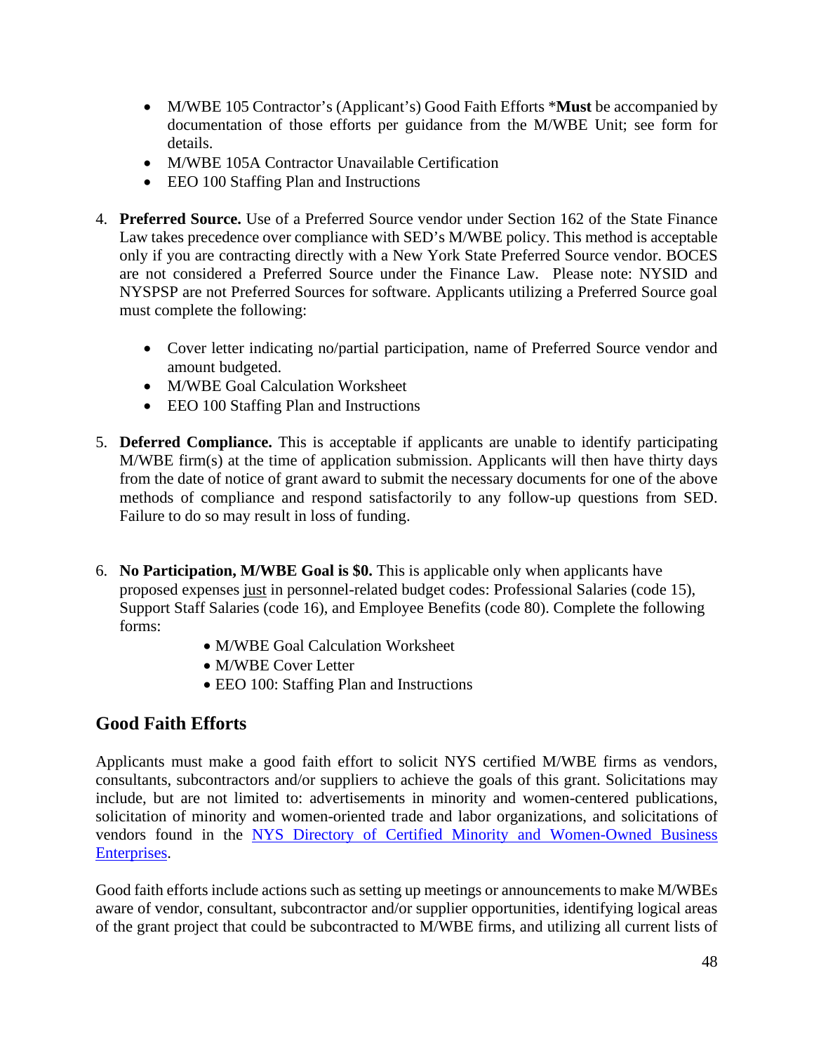- M/WBE 105 Contractor's (Applicant's) Good Faith Efforts ***Must** be accompanied by documentation of those efforts per guidance from the M/WBE Unit; see form for details.
- M/WBE 105A Contractor Unavailable Certification
- EEO 100 Staffing Plan and Instructions

4. **Preferred Source.** Use of a Preferred Source vendor under Section 162 of the State Finance Law takes precedence over compliance with SED's M/WBE policy. This method is acceptable only if you are contracting directly with a New York State Preferred Source vendor. BOCES are not considered a Preferred Source under the Finance Law. Please note: NYSID and NYSPSP are not Preferred Sources for software. Applicants utilizing a Preferred Source goal must complete the following:

    - Cover letter indicating no/partial participation, name of Preferred Source vendor and amount budgeted.
    - M/WBE Goal Calculation Worksheet
    - EEO 100 Staffing Plan and Instructions

5. **Deferred Compliance.** This is acceptable if applicants are unable to identify participating M/WBE firm(s) at the time of application submission. Applicants will then have thirty days from the date of notice of grant award to submit the necessary documents for one of the above methods of compliance and respond satisfactorily to any follow-up questions from SED. Failure to do so may result in loss of funding.

6. **No Participation, M/WBE Goal is $0.** This is applicable only when applicants have proposed expenses just in personnel-related budget codes: Professional Salaries (code 15), Support Staff Salaries (code 16), and Employee Benefits (code 80). Complete the following forms:
    - M/WBE Goal Calculation Worksheet
    - M/WBE Cover Letter
    - EEO 100: Staffing Plan and Instructions

## Good Faith Efforts

Applicants must make a good faith effort to solicit NYS certified M/WBE firms as vendors, consultants, subcontractors and/or suppliers to achieve the goals of this grant. Solicitations may include, but are not limited to: advertisements in minority and women-centered publications, solicitation of minority and women-oriented trade and labor organizations, and solicitations of vendors found in the [NYS Directory of Certified Minority and Women-Owned Business Enterprises](#).

Good faith efforts include actions such as setting up meetings or announcements to make M/WBEs aware of vendor, consultant, subcontractor and/or supplier opportunities, identifying logical areas of the grant project that could be subcontracted to M/WBE firms, and utilizing all current lists of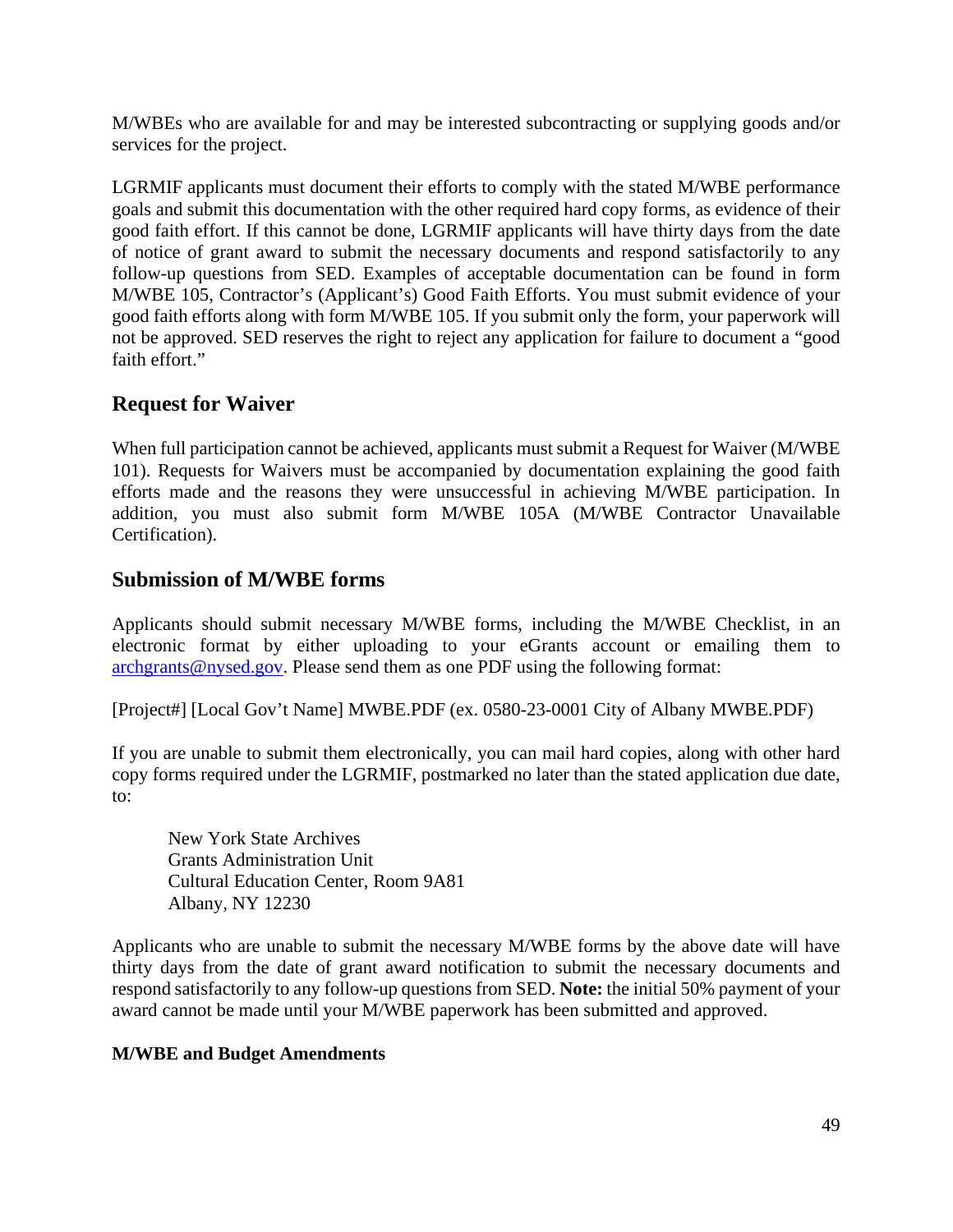M/WBEs who are available for and may be interested subcontracting or supplying goods and/or services for the project.

LGRMIF applicants must document their efforts to comply with the stated M/WBE performance goals and submit this documentation with the other required hard copy forms, as evidence of their good faith effort. If this cannot be done, LGRMIF applicants will have thirty days from the date of notice of grant award to submit the necessary documents and respond satisfactorily to any follow-up questions from SED. Examples of acceptable documentation can be found in form M/WBE 105, Contractor's (Applicant's) Good Faith Efforts. You must submit evidence of your good faith efforts along with form M/WBE 105. If you submit only the form, your paperwork will not be approved. SED reserves the right to reject any application for failure to document a "good faith effort."

## Request for Waiver

When full participation cannot be achieved, applicants must submit a Request for Waiver (M/WBE 101). Requests for Waivers must be accompanied by documentation explaining the good faith efforts made and the reasons they were unsuccessful in achieving M/WBE participation. In addition, you must also submit form M/WBE 105A (M/WBE Contractor Unavailable Certification).

## Submission of M/WBE forms

Applicants should submit necessary M/WBE forms, including the M/WBE Checklist, in an electronic format by either uploading to your eGrants account or emailing them to archgrants@nysed.gov. Please send them as one PDF using the following format:

[Project#] [Local Gov't Name] MWBE.PDF (ex. 0580-23-0001 City of Albany MWBE.PDF)

If you are unable to submit them electronically, you can mail hard copies, along with other hard copy forms required under the LGRMIF, postmarked no later than the stated application due date, to:

New York State Archives  
Grants Administration Unit  
Cultural Education Center, Room 9A81  
Albany, NY 12230

Applicants who are unable to submit the necessary M/WBE forms by the above date will have thirty days from the date of grant award notification to submit the necessary documents and respond satisfactorily to any follow-up questions from SED. **Note:** the initial 50% payment of your award cannot be made until your M/WBE paperwork has been submitted and approved.

**M/WBE and Budget Amendments**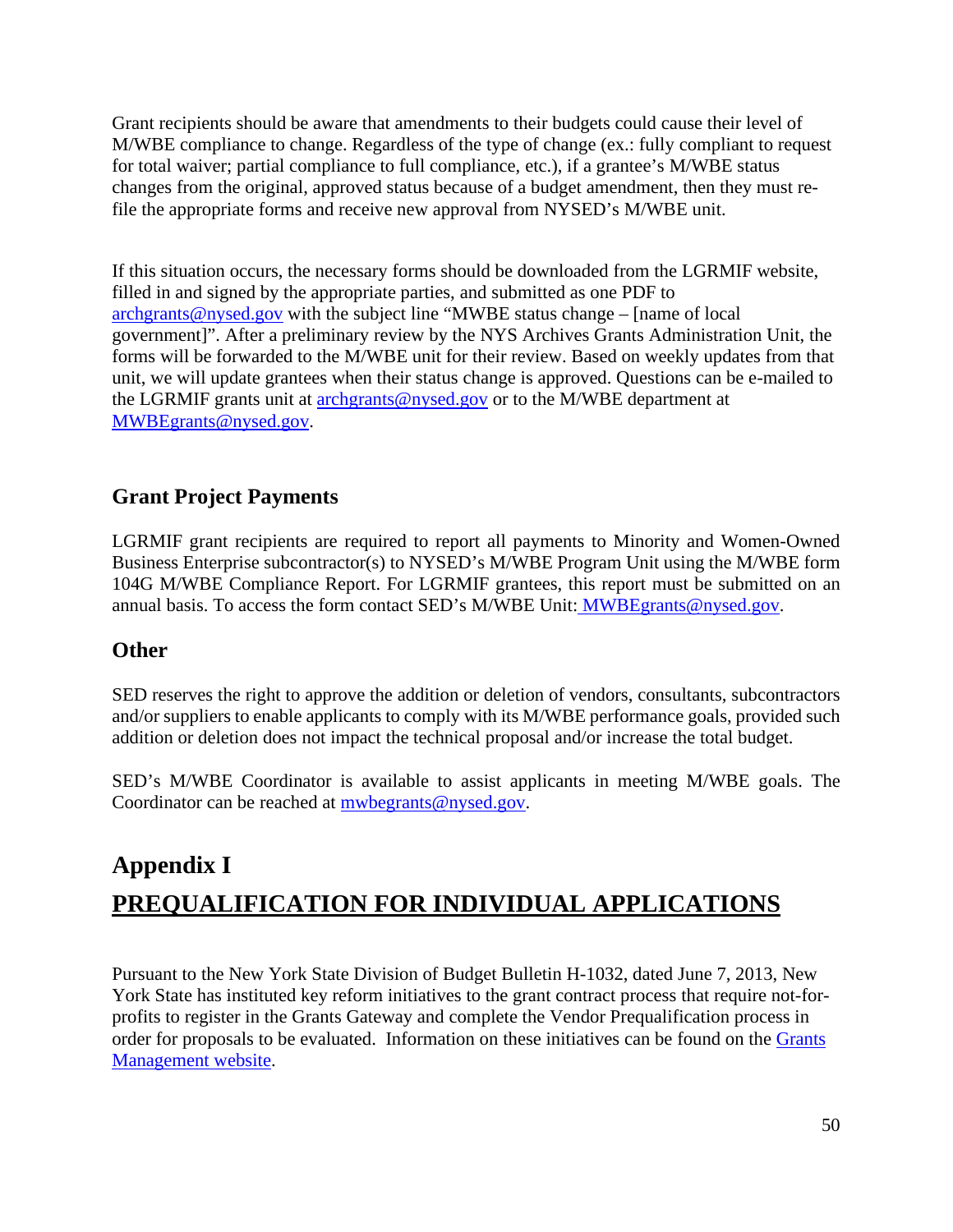Grant recipients should be aware that amendments to their budgets could cause their level of M/WBE compliance to change. Regardless of the type of change (ex.: fully compliant to request for total waiver; partial compliance to full compliance, etc.), if a grantee's M/WBE status changes from the original, approved status because of a budget amendment, then they must re-file the appropriate forms and receive new approval from NYSED's M/WBE unit.

If this situation occurs, the necessary forms should be downloaded from the LGRMIF website, filled in and signed by the appropriate parties, and submitted as one PDF to archgrants@nysed.gov with the subject line "MWBE status change – [name of local government]". After a preliminary review by the NYS Archives Grants Administration Unit, the forms will be forwarded to the M/WBE unit for their review. Based on weekly updates from that unit, we will update grantees when their status change is approved. Questions can be e-mailed to the LGRMIF grants unit at archgrants@nysed.gov or to the M/WBE department at MWBEgrants@nysed.gov.

### Grant Project Payments

LGRMIF grant recipients are required to report all payments to Minority and Women-Owned Business Enterprise subcontractor(s) to NYSED's M/WBE Program Unit using the M/WBE form 104G M/WBE Compliance Report. For LGRMIF grantees, this report must be submitted on an annual basis. To access the form contact SED's M/WBE Unit: MWBEgrants@nysed.gov.

### Other

SED reserves the right to approve the addition or deletion of vendors, consultants, subcontractors and/or suppliers to enable applicants to comply with its M/WBE performance goals, provided such addition or deletion does not impact the technical proposal and/or increase the total budget.

SED's M/WBE Coordinator is available to assist applicants in meeting M/WBE goals. The Coordinator can be reached at mwbegrants@nysed.gov.

## Appendix I

## PREQUALIFICATION FOR INDIVIDUAL APPLICATIONS

Pursuant to the New York State Division of Budget Bulletin H-1032, dated June 7, 2013, New York State has instituted key reform initiatives to the grant contract process that require not-for-profits to register in the Grants Gateway and complete the Vendor Prequalification process in order for proposals to be evaluated. Information on these initiatives can be found on the Grants Management website.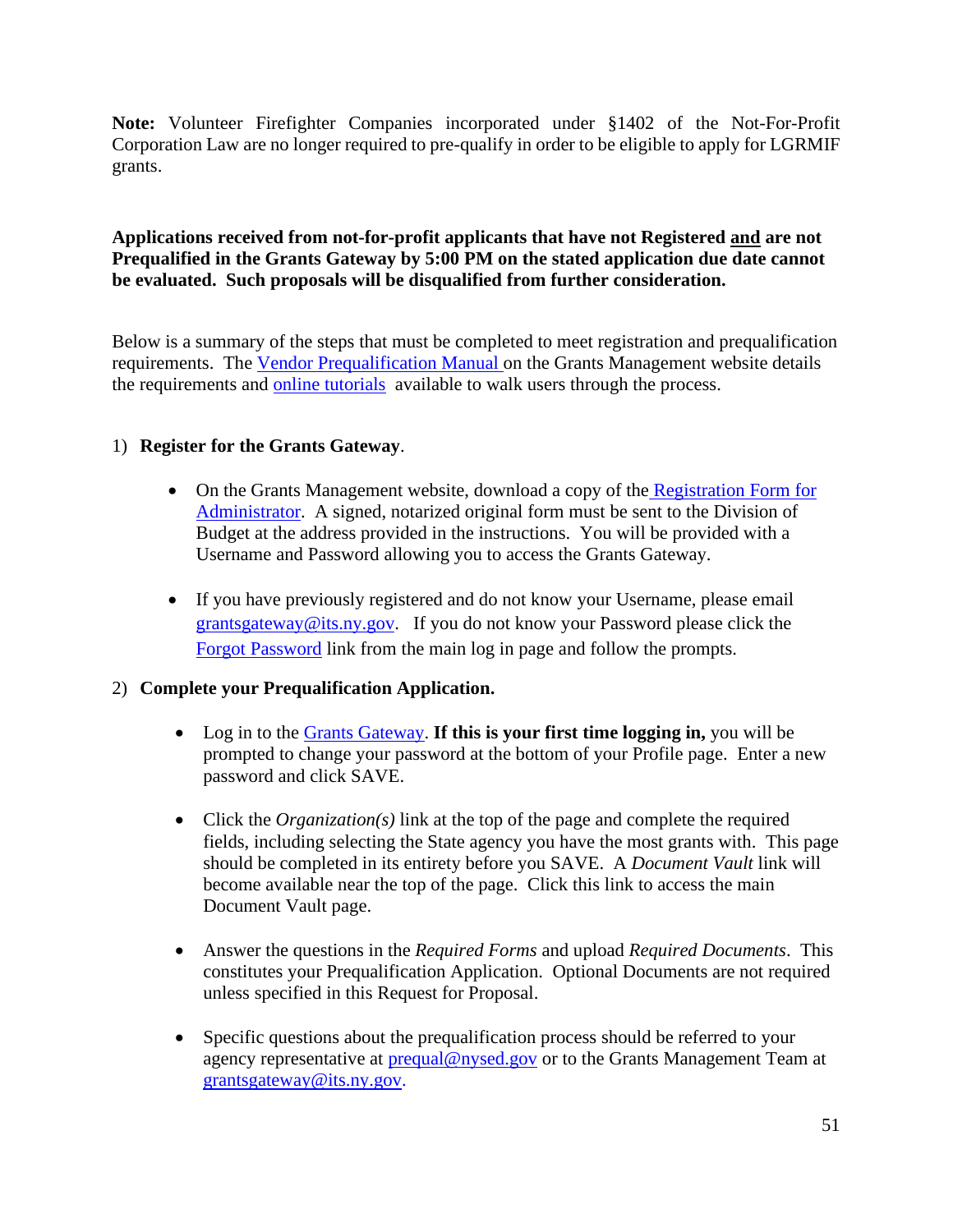**Note:** Volunteer Firefighter Companies incorporated under §1402 of the Not-For-Profit Corporation Law are no longer required to pre-qualify in order to be eligible to apply for LGRMIF grants.

**Applications received from not-for-profit applicants that have not Registered and are not Prequalified in the Grants Gateway by 5:00 PM on the stated application due date cannot be evaluated. Such proposals will be disqualified from further consideration.**

Below is a summary of the steps that must be completed to meet registration and prequalification requirements. The Vendor Prequalification Manual on the Grants Management website details the requirements and online tutorials available to walk users through the process.

1) **Register for the Grants Gateway**.

   - On the Grants Management website, download a copy of the Registration Form for Administrator. A signed, notarized original form must be sent to the Division of Budget at the address provided in the instructions. You will be provided with a Username and Password allowing you to access the Grants Gateway.

   - If you have previously registered and do not know your Username, please email grantsgateway@its.ny.gov. If you do not know your Password please click the Forgot Password link from the main log in page and follow the prompts.

2) **Complete your Prequalification Application.**

   - Log in to the Grants Gateway. **If this is your first time logging in,** you will be prompted to change your password at the bottom of your Profile page. Enter a new password and click SAVE.

   - Click the *Organization(s)* link at the top of the page and complete the required fields, including selecting the State agency you have the most grants with. This page should be completed in its entirety before you SAVE. A *Document Vault* link will become available near the top of the page. Click this link to access the main Document Vault page.

   - Answer the questions in the *Required Forms* and upload *Required Documents*. This constitutes your Prequalification Application. Optional Documents are not required unless specified in this Request for Proposal.

   - Specific questions about the prequalification process should be referred to your agency representative at prequal@nysed.gov or to the Grants Management Team at grantsgateway@its.ny.gov.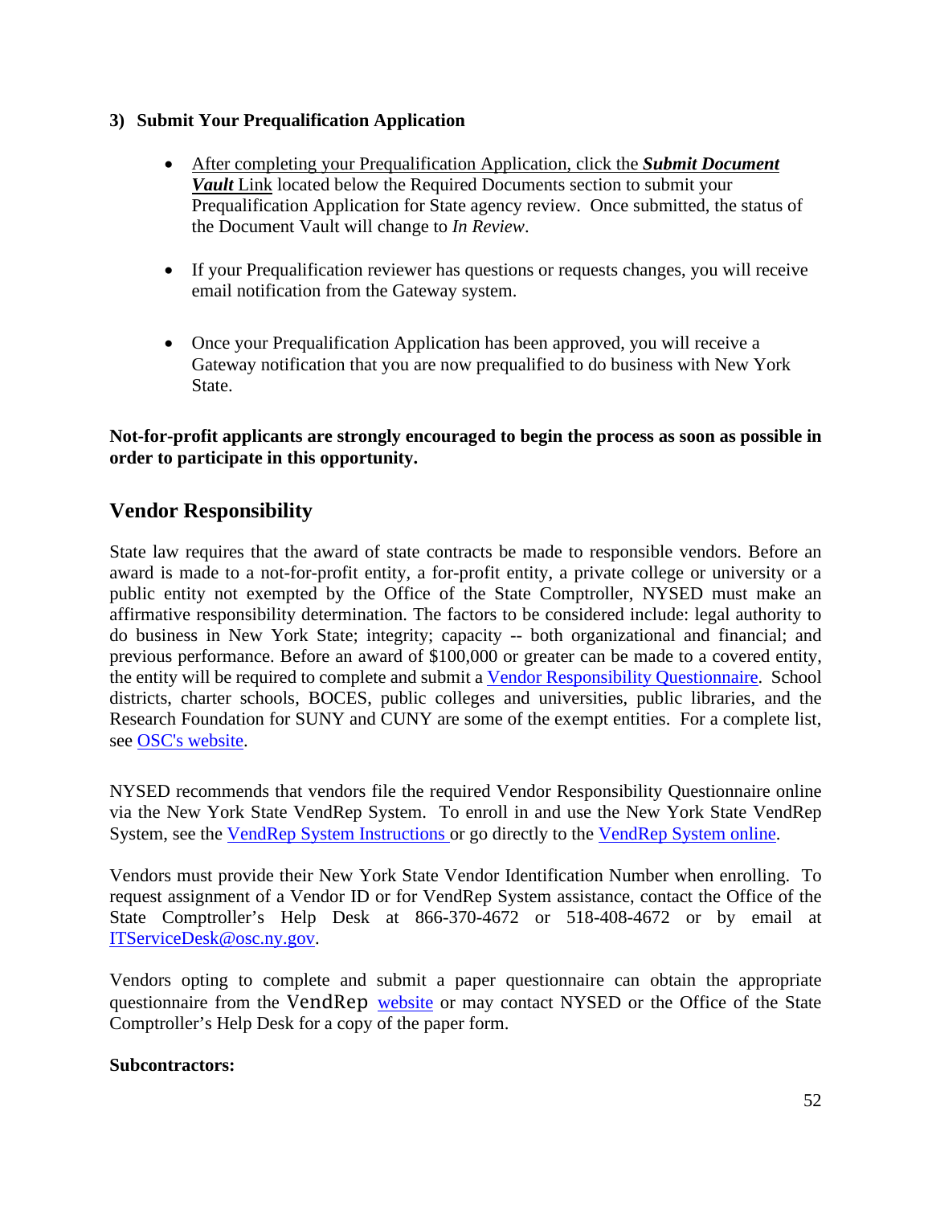**3) Submit Your Prequalification Application**

- After completing your Prequalification Application, click the ***Submit Document Vault*** Link located below the Required Documents section to submit your Prequalification Application for State agency review. Once submitted, the status of the Document Vault will change to *In Review*.

- If your Prequalification reviewer has questions or requests changes, you will receive email notification from the Gateway system.

- Once your Prequalification Application has been approved, you will receive a Gateway notification that you are now prequalified to do business with New York State.

**Not-for-profit applicants are strongly encouraged to begin the process as soon as possible in order to participate in this opportunity.**

## Vendor Responsibility

State law requires that the award of state contracts be made to responsible vendors. Before an award is made to a not-for-profit entity, a for-profit entity, a private college or university or a public entity not exempted by the Office of the State Comptroller, NYSED must make an affirmative responsibility determination. The factors to be considered include: legal authority to do business in New York State; integrity; capacity -- both organizational and financial; and previous performance. Before an award of $100,000 or greater can be made to a covered entity, the entity will be required to complete and submit a Vendor Responsibility Questionnaire. School districts, charter schools, BOCES, public colleges and universities, public libraries, and the Research Foundation for SUNY and CUNY are some of the exempt entities. For a complete list, see OSC's website.

NYSED recommends that vendors file the required Vendor Responsibility Questionnaire online via the New York State VendRep System. To enroll in and use the New York State VendRep System, see the VendRep System Instructions or go directly to the VendRep System online.

Vendors must provide their New York State Vendor Identification Number when enrolling. To request assignment of a Vendor ID or for VendRep System assistance, contact the Office of the State Comptroller's Help Desk at 866-370-4672 or 518-408-4672 or by email at ITServiceDesk@osc.ny.gov.

Vendors opting to complete and submit a paper questionnaire can obtain the appropriate questionnaire from the VendRep website or may contact NYSED or the Office of the State Comptroller's Help Desk for a copy of the paper form.

**Subcontractors:**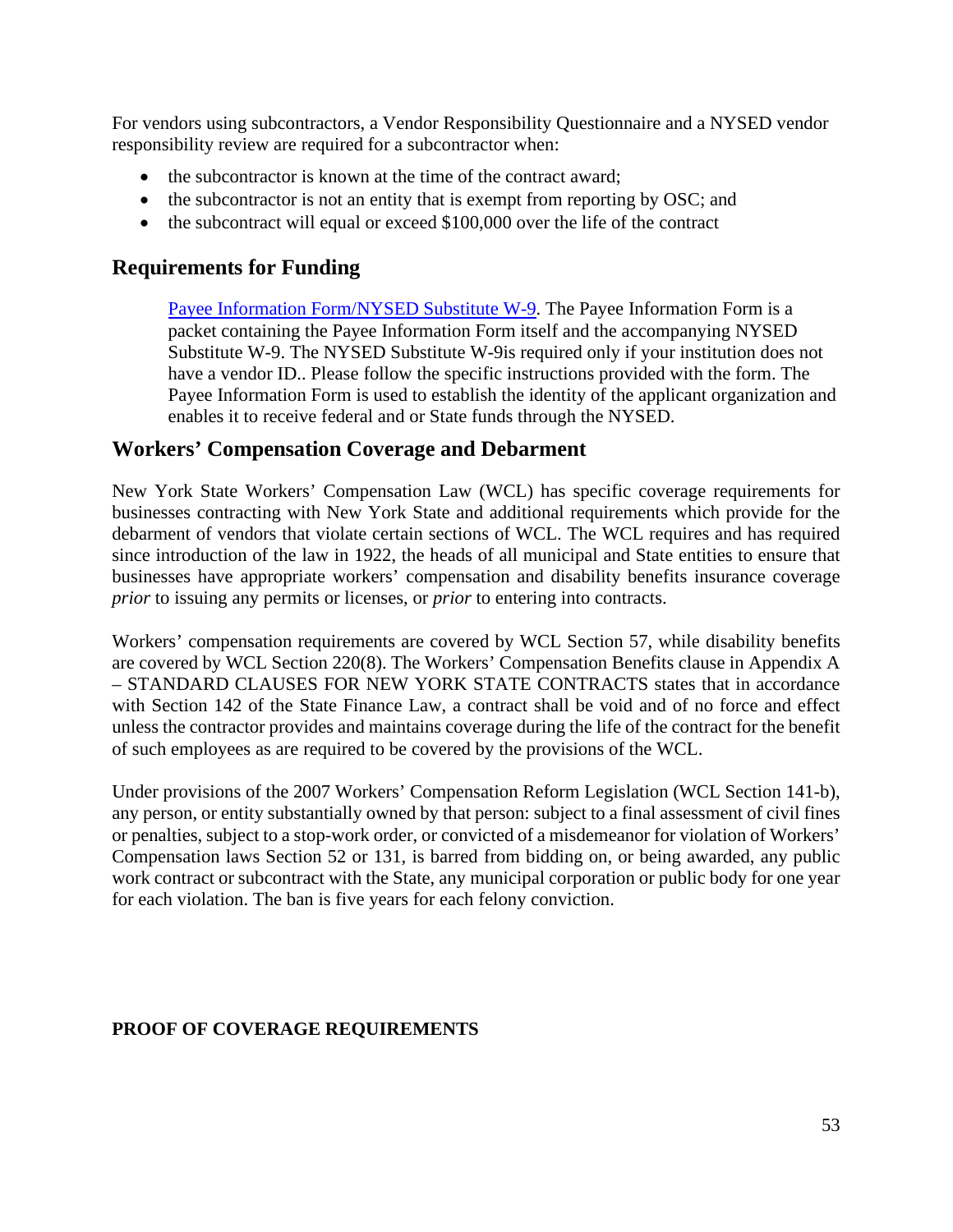For vendors using subcontractors, a Vendor Responsibility Questionnaire and a NYSED vendor responsibility review are required for a subcontractor when:

- the subcontractor is known at the time of the contract award;
- the subcontractor is not an entity that is exempt from reporting by OSC; and
- the subcontract will equal or exceed $100,000 over the life of the contract

## Requirements for Funding

[Payee Information Form/NYSED Substitute W-9](). The Payee Information Form is a packet containing the Payee Information Form itself and the accompanying NYSED Substitute W-9. The NYSED Substitute W-9is required only if your institution does not have a vendor ID.. Please follow the specific instructions provided with the form. The Payee Information Form is used to establish the identity of the applicant organization and enables it to receive federal and or State funds through the NYSED.

## Workers' Compensation Coverage and Debarment

New York State Workers' Compensation Law (WCL) has specific coverage requirements for businesses contracting with New York State and additional requirements which provide for the debarment of vendors that violate certain sections of WCL. The WCL requires and has required since introduction of the law in 1922, the heads of all municipal and State entities to ensure that businesses have appropriate workers' compensation and disability benefits insurance coverage *prior* to issuing any permits or licenses, or *prior* to entering into contracts.

Workers' compensation requirements are covered by WCL Section 57, while disability benefits are covered by WCL Section 220(8). The Workers' Compensation Benefits clause in Appendix A – STANDARD CLAUSES FOR NEW YORK STATE CONTRACTS states that in accordance with Section 142 of the State Finance Law, a contract shall be void and of no force and effect unless the contractor provides and maintains coverage during the life of the contract for the benefit of such employees as are required to be covered by the provisions of the WCL.

Under provisions of the 2007 Workers' Compensation Reform Legislation (WCL Section 141-b), any person, or entity substantially owned by that person: subject to a final assessment of civil fines or penalties, subject to a stop-work order, or convicted of a misdemeanor for violation of Workers' Compensation laws Section 52 or 131, is barred from bidding on, or being awarded, any public work contract or subcontract with the State, any municipal corporation or public body for one year for each violation. The ban is five years for each felony conviction.

**PROOF OF COVERAGE REQUIREMENTS**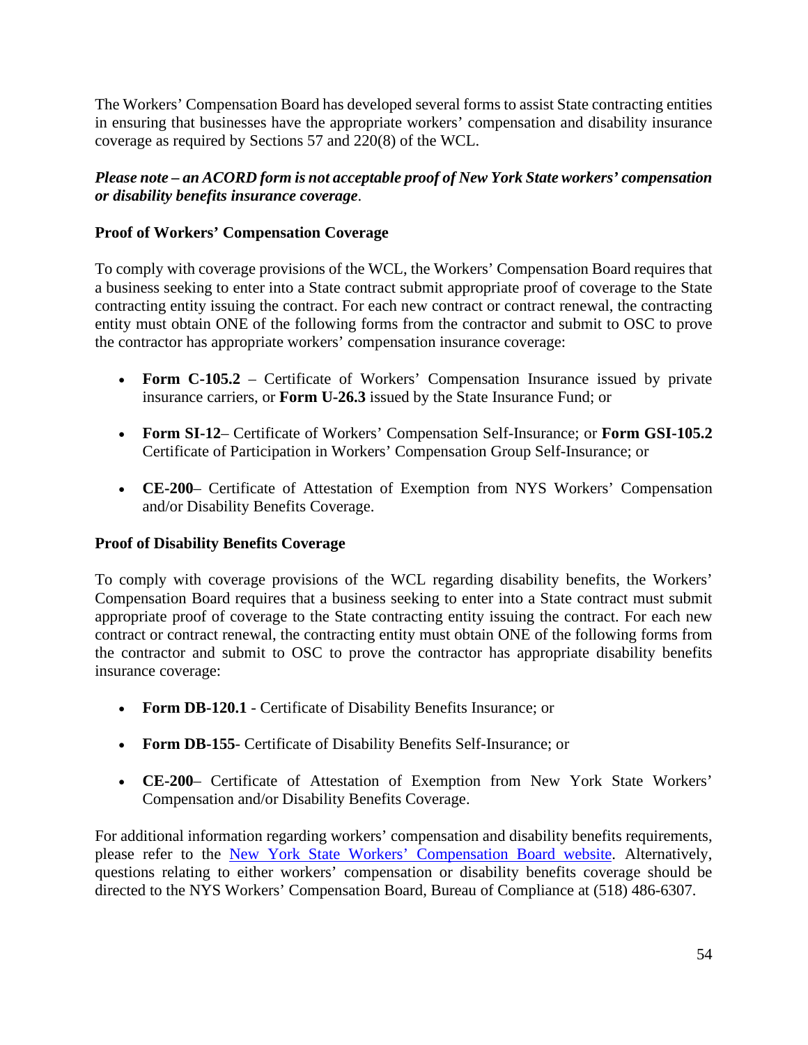The Workers' Compensation Board has developed several forms to assist State contracting entities in ensuring that businesses have the appropriate workers' compensation and disability insurance coverage as required by Sections 57 and 220(8) of the WCL.

***Please note – an ACORD form is not acceptable proof of New York State workers' compensation or disability benefits insurance coverage***.

**Proof of Workers' Compensation Coverage**

To comply with coverage provisions of the WCL, the Workers' Compensation Board requires that a business seeking to enter into a State contract submit appropriate proof of coverage to the State contracting entity issuing the contract. For each new contract or contract renewal, the contracting entity must obtain ONE of the following forms from the contractor and submit to OSC to prove the contractor has appropriate workers' compensation insurance coverage:

- **Form C-105.2** – Certificate of Workers' Compensation Insurance issued by private insurance carriers, or **Form U-26.3** issued by the State Insurance Fund; or
- **Form SI-12**– Certificate of Workers' Compensation Self-Insurance; or **Form GSI-105.2** Certificate of Participation in Workers' Compensation Group Self-Insurance; or
- **CE-200**– Certificate of Attestation of Exemption from NYS Workers' Compensation and/or Disability Benefits Coverage.

**Proof of Disability Benefits Coverage**

To comply with coverage provisions of the WCL regarding disability benefits, the Workers' Compensation Board requires that a business seeking to enter into a State contract must submit appropriate proof of coverage to the State contracting entity issuing the contract. For each new contract or contract renewal, the contracting entity must obtain ONE of the following forms from the contractor and submit to OSC to prove the contractor has appropriate disability benefits insurance coverage:

- **Form DB-120.1** - Certificate of Disability Benefits Insurance; or
- **Form DB-155**- Certificate of Disability Benefits Self-Insurance; or
- **CE-200**– Certificate of Attestation of Exemption from New York State Workers' Compensation and/or Disability Benefits Coverage.

For additional information regarding workers' compensation and disability benefits requirements, please refer to the New York State Workers' Compensation Board website. Alternatively, questions relating to either workers' compensation or disability benefits coverage should be directed to the NYS Workers' Compensation Board, Bureau of Compliance at (518) 486-6307.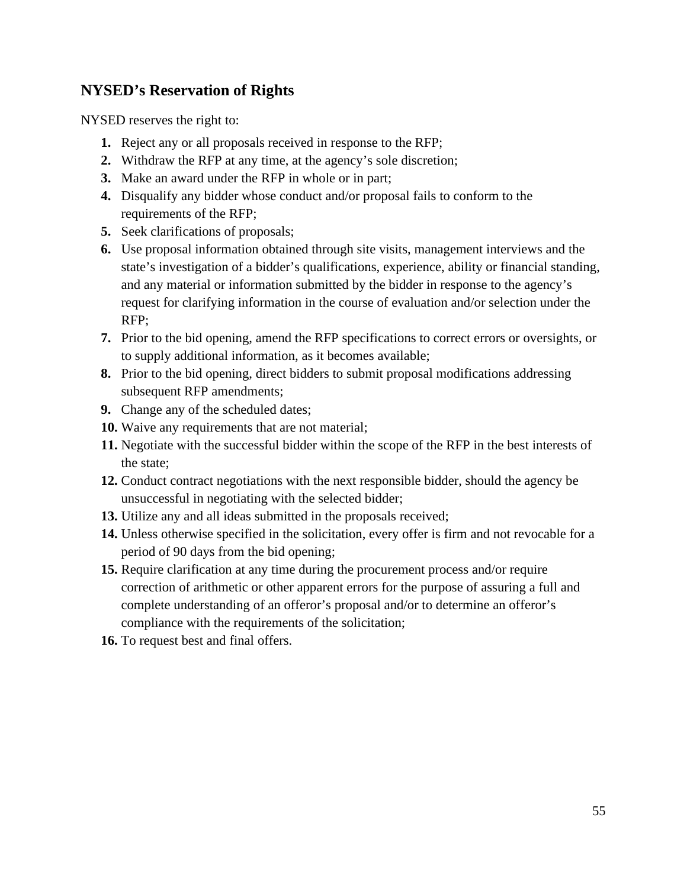## NYSED's Reservation of Rights

NYSED reserves the right to:

1. Reject any or all proposals received in response to the RFP;
2. Withdraw the RFP at any time, at the agency's sole discretion;
3. Make an award under the RFP in whole or in part;
4. Disqualify any bidder whose conduct and/or proposal fails to conform to the requirements of the RFP;
5. Seek clarifications of proposals;
6. Use proposal information obtained through site visits, management interviews and the state's investigation of a bidder's qualifications, experience, ability or financial standing, and any material or information submitted by the bidder in response to the agency's request for clarifying information in the course of evaluation and/or selection under the RFP;
7. Prior to the bid opening, amend the RFP specifications to correct errors or oversights, or to supply additional information, as it becomes available;
8. Prior to the bid opening, direct bidders to submit proposal modifications addressing subsequent RFP amendments;
9. Change any of the scheduled dates;
10. Waive any requirements that are not material;
11. Negotiate with the successful bidder within the scope of the RFP in the best interests of the state;
12. Conduct contract negotiations with the next responsible bidder, should the agency be unsuccessful in negotiating with the selected bidder;
13. Utilize any and all ideas submitted in the proposals received;
14. Unless otherwise specified in the solicitation, every offer is firm and not revocable for a period of 90 days from the bid opening;
15. Require clarification at any time during the procurement process and/or require correction of arithmetic or other apparent errors for the purpose of assuring a full and complete understanding of an offeror's proposal and/or to determine an offeror's compliance with the requirements of the solicitation;
16. To request best and final offers.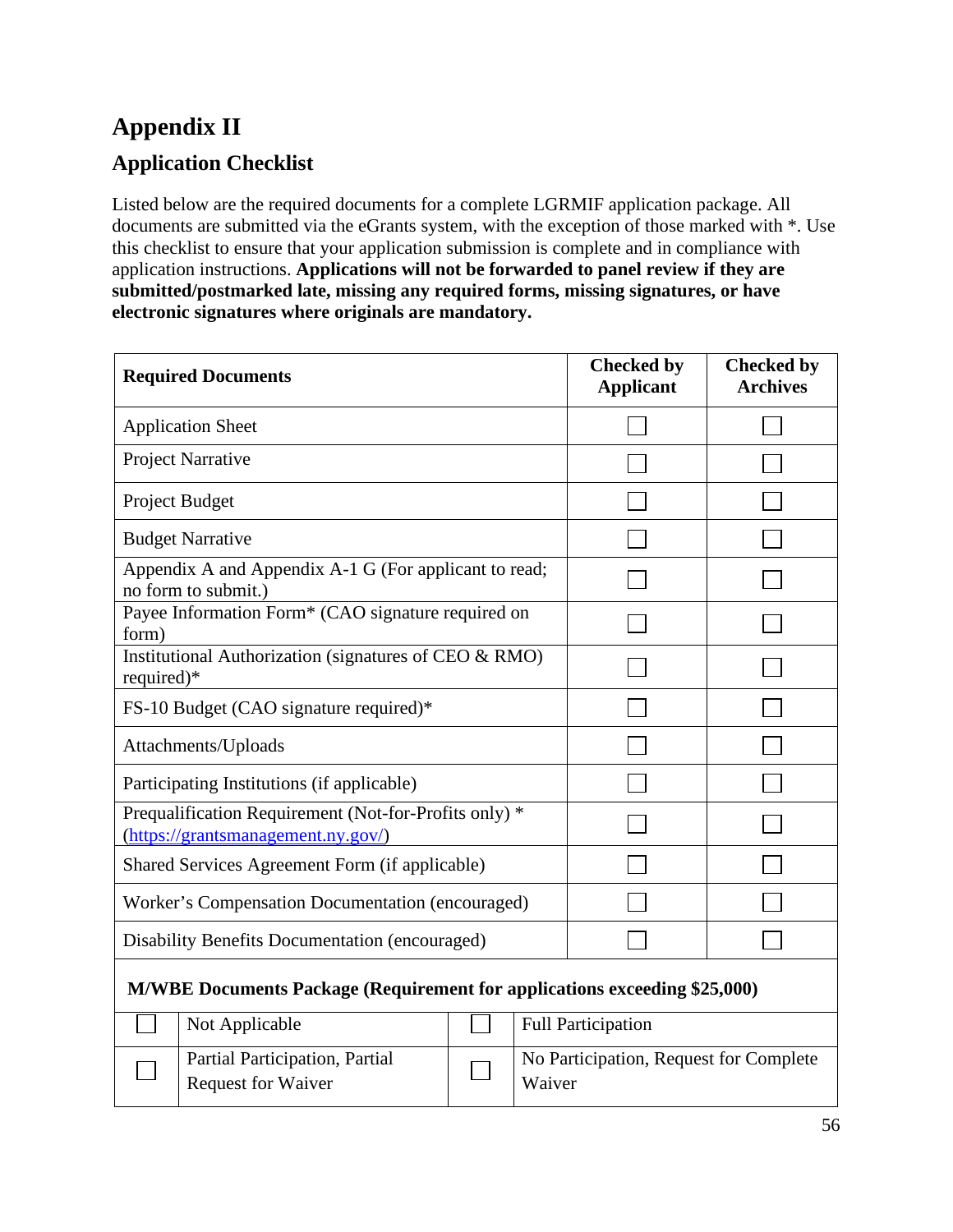# Appendix II

## Application Checklist

Listed below are the required documents for a complete LGRMIF application package. All documents are submitted via the eGrants system, with the exception of those marked with *. Use this checklist to ensure that your application submission is complete and in compliance with application instructions. **Applications will not be forwarded to panel review if they are submitted/postmarked late, missing any required forms, missing signatures, or have electronic signatures where originals are mandatory.**

| Required Documents | Checked by Applicant | Checked by Archives |
|---|---|---|
| Application Sheet | ☐ | ☐ |
| Project Narrative | ☐ | ☐ |
| Project Budget | ☐ | ☐ |
| Budget Narrative | ☐ | ☐ |
| Appendix A and Appendix A-1 G (For applicant to read; no form to submit.) | ☐ | ☐ |
| Payee Information Form* (CAO signature required on form) | ☐ | ☐ |
| Institutional Authorization (signatures of CEO & RMO) required)* | ☐ | ☐ |
| FS-10 Budget (CAO signature required)* | ☐ | ☐ |
| Attachments/Uploads | ☐ | ☐ |
| Participating Institutions (if applicable) | ☐ | ☐ |
| Prequalification Requirement (Not-for-Profits only) * (https://grantsmanagement.ny.gov/) | ☐ | ☐ |
| Shared Services Agreement Form (if applicable) | ☐ | ☐ |
| Worker's Compensation Documentation (encouraged) | ☐ | ☐ |
| Disability Benefits Documentation (encouraged) | ☐ | ☐ |

**M/WBE Documents Package (Requirement for applications exceeding $25,000)**

| ☐ | Not Applicable | ☐ | Full Participation |
|---|---|---|---|
| ☐ | Partial Participation, Partial Request for Waiver | ☐ | No Participation, Request for Complete Waiver |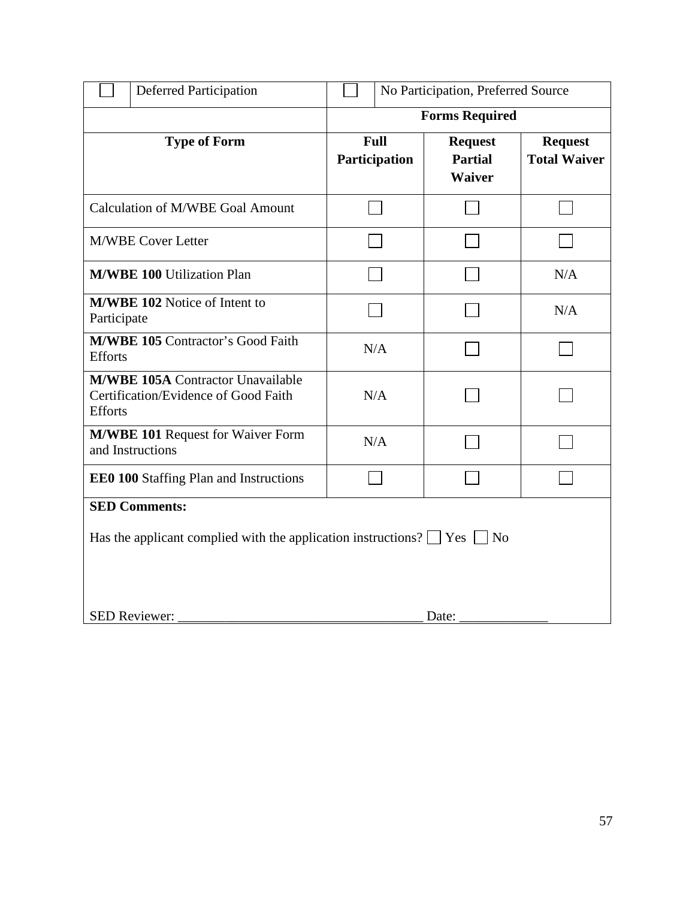| ☐ Deferred Participation | ☐ No Participation, Preferred Source | | |
|---|---|---|---|
| | **Forms Required** | | |
| **Type of Form** | **Full Participation** | **Request Partial Waiver** | **Request Total Waiver** |
| Calculation of M/WBE Goal Amount | ☐ | ☐ | ☐ |
| M/WBE Cover Letter | ☐ | ☐ | ☐ |
| **M/WBE 100** Utilization Plan | ☐ | ☐ | N/A |
| **M/WBE 102** Notice of Intent to Participate | ☐ | ☐ | N/A |
| **M/WBE 105** Contractor's Good Faith Efforts | N/A | ☐ | ☐ |
| **M/WBE 105A** Contractor Unavailable Certification/Evidence of Good Faith Efforts | N/A | ☐ | ☐ |
| **M/WBE 101** Request for Waiver Form and Instructions | N/A | ☐ | ☐ |
| **EE0 100** Staffing Plan and Instructions | ☐ | ☐ | ☐ |

**SED Comments:**

Has the applicant complied with the application instructions? ☐ Yes ☐ No

SED Reviewer: ___________________________________ Date: _____________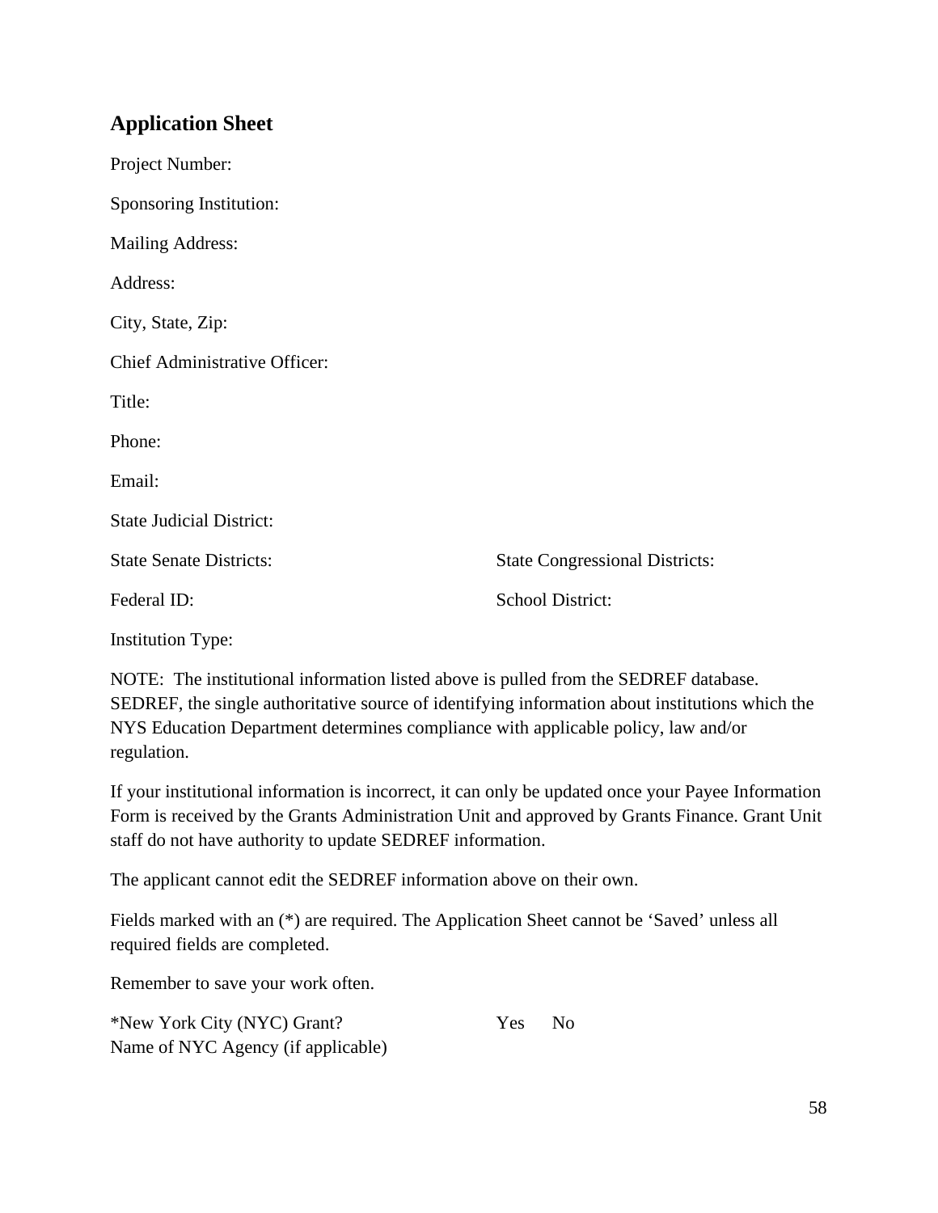## Application Sheet

Project Number:

Sponsoring Institution:

Mailing Address:

Address:

City, State, Zip:

Chief Administrative Officer:

Title:

Phone:

Email:

State Judicial District:

State Senate Districts: State Congressional Districts:

Federal ID: School District:

Institution Type:

NOTE: The institutional information listed above is pulled from the SEDREF database. SEDREF, the single authoritative source of identifying information about institutions which the NYS Education Department determines compliance with applicable policy, law and/or regulation.

If your institutional information is incorrect, it can only be updated once your Payee Information Form is received by the Grants Administration Unit and approved by Grants Finance. Grant Unit staff do not have authority to update SEDREF information.

The applicant cannot edit the SEDREF information above on their own.

Fields marked with an (*) are required. The Application Sheet cannot be 'Saved' unless all required fields are completed.

Remember to save your work often.

*New York City (NYC) Grant? Yes No
Name of NYC Agency (if applicable)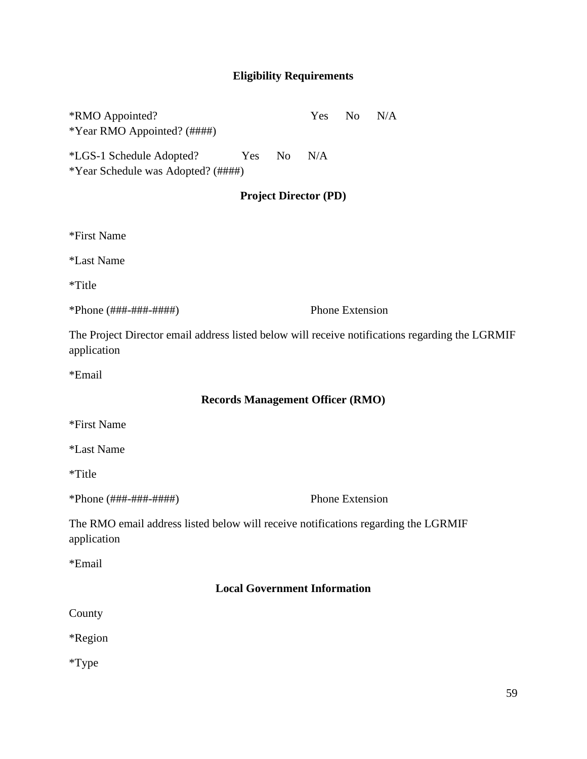## Eligibility Requirements

*RMO Appointed? Yes No N/A
*Year RMO Appointed? (####)

*LGS-1 Schedule Adopted? Yes No N/A
*Year Schedule was Adopted? (####)

## Project Director (PD)

*First Name

*Last Name

*Title

*Phone (###-###-####) Phone Extension

The Project Director email address listed below will receive notifications regarding the LGRMIF application

*Email

## Records Management Officer (RMO)

*First Name

*Last Name

*Title

*Phone (###-###-####) Phone Extension

The RMO email address listed below will receive notifications regarding the LGRMIF application

*Email

## Local Government Information

County

*Region

*Type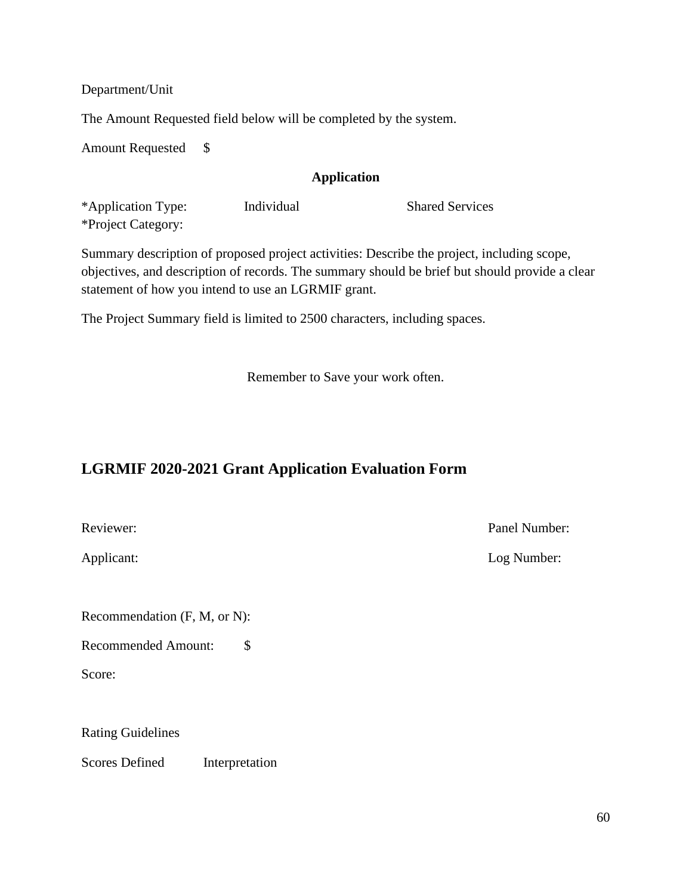Department/Unit

The Amount Requested field below will be completed by the system.

Amount Requested $

**Application**

*Application Type: Individual Shared Services
*Project Category:

Summary description of proposed project activities: Describe the project, including scope, objectives, and description of records. The summary should be brief but should provide a clear statement of how you intend to use an LGRMIF grant.

The Project Summary field is limited to 2500 characters, including spaces.

Remember to Save your work often.

## LGRMIF 2020-2021 Grant Application Evaluation Form

Reviewer: Panel Number:

Applicant: Log Number:

Recommendation (F, M, or N):

Recommended Amount: $

Score:

Rating Guidelines

Scores Defined Interpretation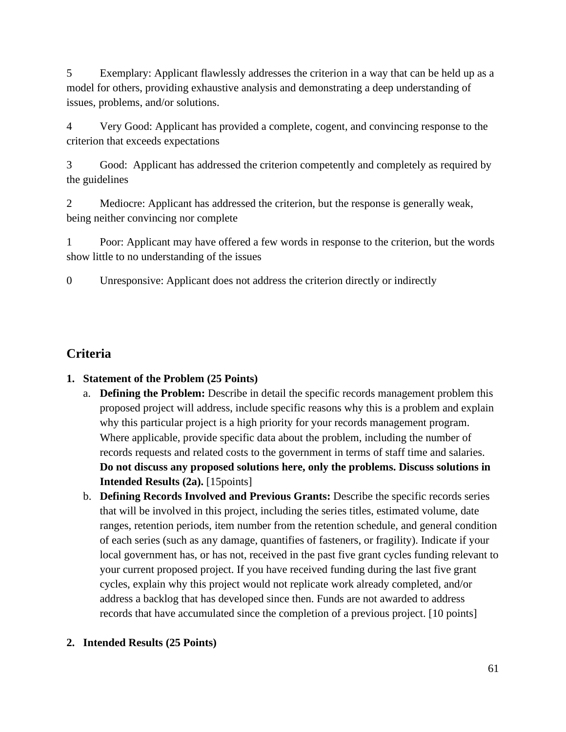5 Exemplary: Applicant flawlessly addresses the criterion in a way that can be held up as a model for others, providing exhaustive analysis and demonstrating a deep understanding of issues, problems, and/or solutions.

4 Very Good: Applicant has provided a complete, cogent, and convincing response to the criterion that exceeds expectations

3 Good: Applicant has addressed the criterion competently and completely as required by the guidelines

2 Mediocre: Applicant has addressed the criterion, but the response is generally weak, being neither convincing nor complete

1 Poor: Applicant may have offered a few words in response to the criterion, but the words show little to no understanding of the issues

0 Unresponsive: Applicant does not address the criterion directly or indirectly

## Criteria

1. **Statement of the Problem (25 Points)**
   a. **Defining the Problem:** Describe in detail the specific records management problem this proposed project will address, include specific reasons why this is a problem and explain why this particular project is a high priority for your records management program. Where applicable, provide specific data about the problem, including the number of records requests and related costs to the government in terms of staff time and salaries. **Do not discuss any proposed solutions here, only the problems. Discuss solutions in Intended Results (2a).** [15points]
   b. **Defining Records Involved and Previous Grants:** Describe the specific records series that will be involved in this project, including the series titles, estimated volume, date ranges, retention periods, item number from the retention schedule, and general condition of each series (such as any damage, quantifies of fasteners, or fragility). Indicate if your local government has, or has not, received in the past five grant cycles funding relevant to your current proposed project. If you have received funding during the last five grant cycles, explain why this project would not replicate work already completed, and/or address a backlog that has developed since then. Funds are not awarded to address records that have accumulated since the completion of a previous project. [10 points]

2. **Intended Results (25 Points)**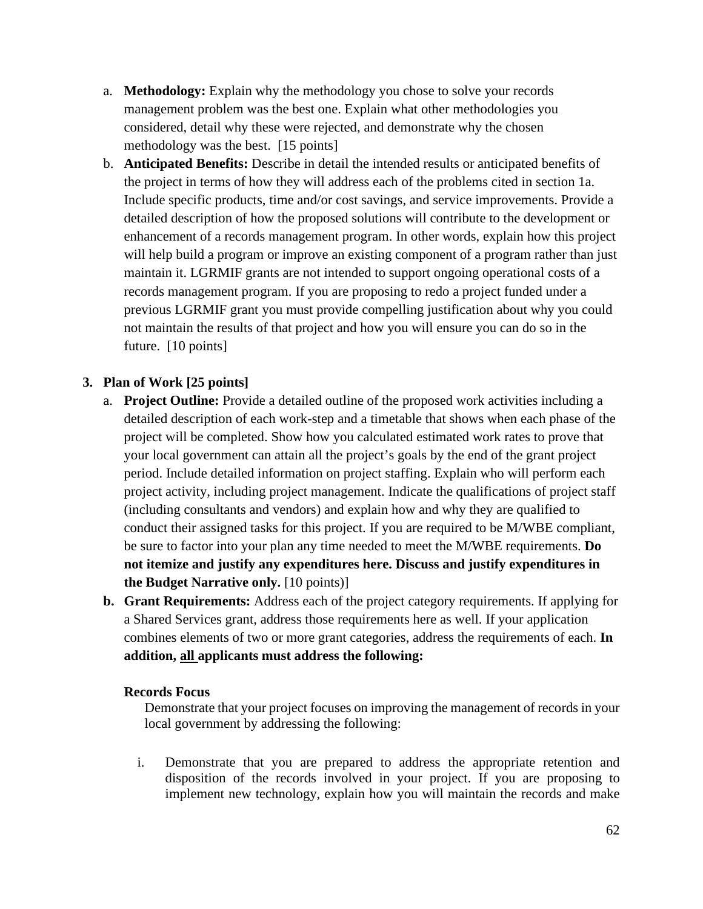a. **Methodology:** Explain why the methodology you chose to solve your records management problem was the best one. Explain what other methodologies you considered, detail why these were rejected, and demonstrate why the chosen methodology was the best. [15 points]

b. **Anticipated Benefits:** Describe in detail the intended results or anticipated benefits of the project in terms of how they will address each of the problems cited in section 1a. Include specific products, time and/or cost savings, and service improvements. Provide a detailed description of how the proposed solutions will contribute to the development or enhancement of a records management program. In other words, explain how this project will help build a program or improve an existing component of a program rather than just maintain it. LGRMIF grants are not intended to support ongoing operational costs of a records management program. If you are proposing to redo a project funded under a previous LGRMIF grant you must provide compelling justification about why you could not maintain the results of that project and how you will ensure you can do so in the future. [10 points]

3. **Plan of Work [25 points]**

   a. **Project Outline:** Provide a detailed outline of the proposed work activities including a detailed description of each work-step and a timetable that shows when each phase of the project will be completed. Show how you calculated estimated work rates to prove that your local government can attain all the project's goals by the end of the grant project period. Include detailed information on project staffing. Explain who will perform each project activity, including project management. Indicate the qualifications of project staff (including consultants and vendors) and explain how and why they are qualified to conduct their assigned tasks for this project. If you are required to be M/WBE compliant, be sure to factor into your plan any time needed to meet the M/WBE requirements. **Do not itemize and justify any expenditures here. Discuss and justify expenditures in the Budget Narrative only.** [10 points)]

   **b. Grant Requirements:** Address each of the project category requirements. If applying for a Shared Services grant, address those requirements here as well. If your application combines elements of two or more grant categories, address the requirements of each. **In addition, <u>all</u> applicants must address the following:**

   **Records Focus**

   Demonstrate that your project focuses on improving the management of records in your local government by addressing the following:

   i. Demonstrate that you are prepared to address the appropriate retention and disposition of the records involved in your project. If you are proposing to implement new technology, explain how you will maintain the records and make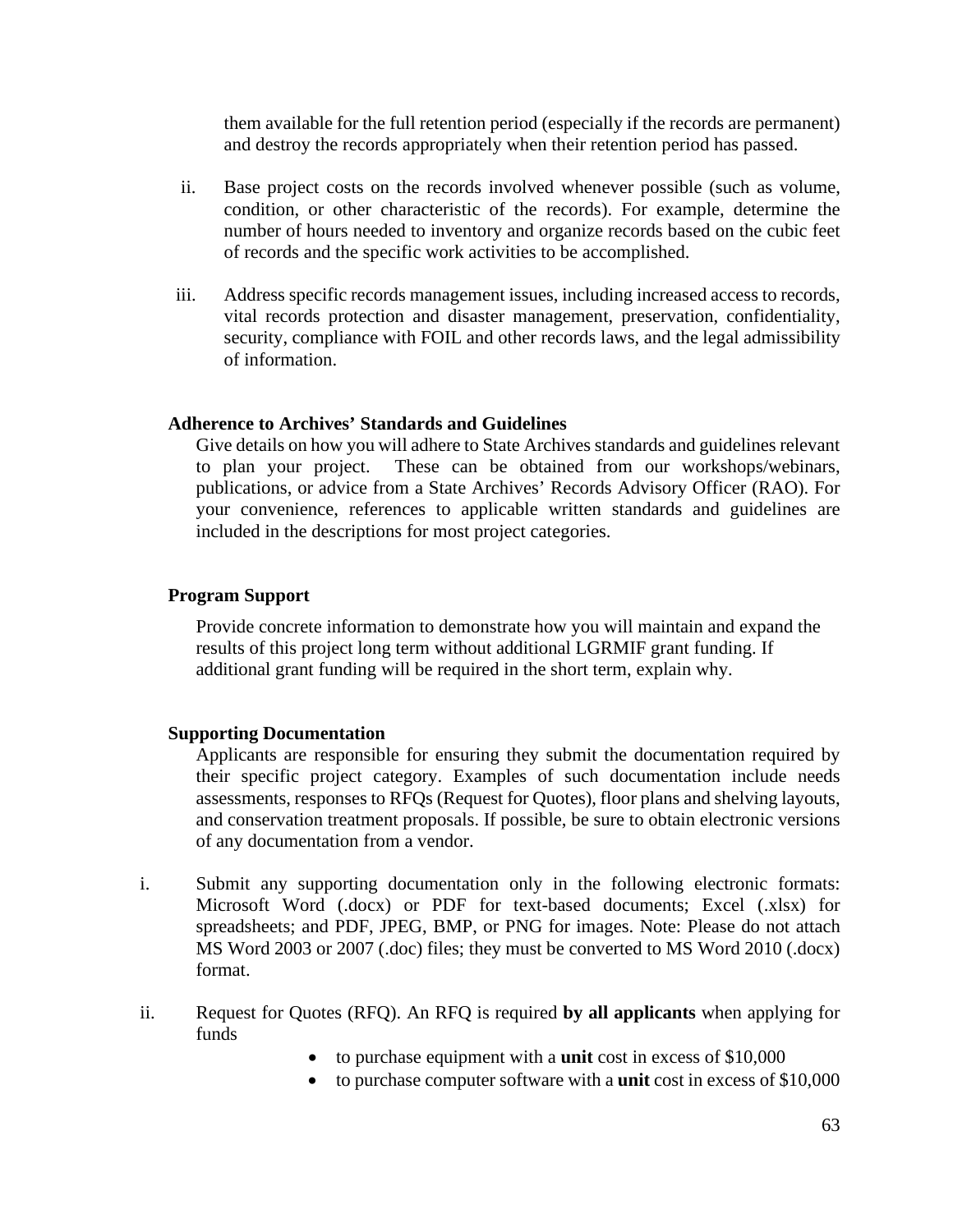them available for the full retention period (especially if the records are permanent) and destroy the records appropriately when their retention period has passed.

ii. Base project costs on the records involved whenever possible (such as volume, condition, or other characteristic of the records). For example, determine the number of hours needed to inventory and organize records based on the cubic feet of records and the specific work activities to be accomplished.

iii. Address specific records management issues, including increased access to records, vital records protection and disaster management, preservation, confidentiality, security, compliance with FOIL and other records laws, and the legal admissibility of information.

**Adherence to Archives' Standards and Guidelines**

Give details on how you will adhere to State Archives standards and guidelines relevant to plan your project. These can be obtained from our workshops/webinars, publications, or advice from a State Archives' Records Advisory Officer (RAO). For your convenience, references to applicable written standards and guidelines are included in the descriptions for most project categories.

**Program Support**

Provide concrete information to demonstrate how you will maintain and expand the results of this project long term without additional LGRMIF grant funding. If additional grant funding will be required in the short term, explain why.

**Supporting Documentation**

Applicants are responsible for ensuring they submit the documentation required by their specific project category. Examples of such documentation include needs assessments, responses to RFQs (Request for Quotes), floor plans and shelving layouts, and conservation treatment proposals. If possible, be sure to obtain electronic versions of any documentation from a vendor.

i. Submit any supporting documentation only in the following electronic formats: Microsoft Word (.docx) or PDF for text-based documents; Excel (.xlsx) for spreadsheets; and PDF, JPEG, BMP, or PNG for images. Note: Please do not attach MS Word 2003 or 2007 (.doc) files; they must be converted to MS Word 2010 (.docx) format.

ii. Request for Quotes (RFQ). An RFQ is required **by all applicants** when applying for funds

- to purchase equipment with a **unit** cost in excess of $10,000
- to purchase computer software with a **unit** cost in excess of $10,000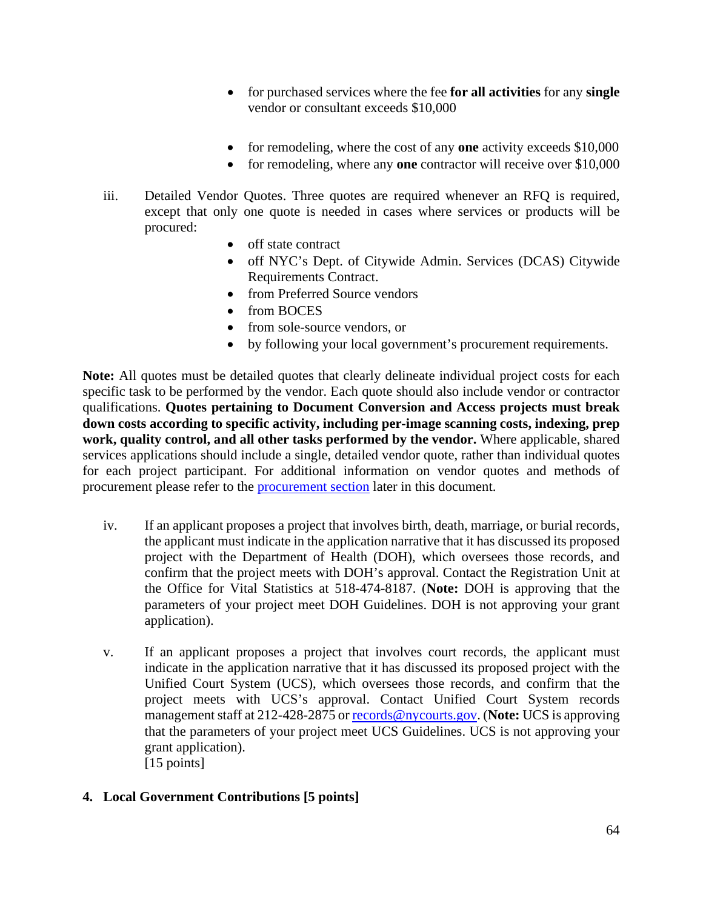- for purchased services where the fee **for all activities** for any **single** vendor or consultant exceeds $10,000
- for remodeling, where the cost of any **one** activity exceeds $10,000
- for remodeling, where any **one** contractor will receive over $10,000

iii. Detailed Vendor Quotes. Three quotes are required whenever an RFQ is required, except that only one quote is needed in cases where services or products will be procured:

- off state contract
- off NYC's Dept. of Citywide Admin. Services (DCAS) Citywide Requirements Contract.
- from Preferred Source vendors
- from BOCES
- from sole-source vendors, or
- by following your local government's procurement requirements.

**Note:** All quotes must be detailed quotes that clearly delineate individual project costs for each specific task to be performed by the vendor. Each quote should also include vendor or contractor qualifications. **Quotes pertaining to Document Conversion and Access projects must break down costs according to specific activity, including per-image scanning costs, indexing, prep work, quality control, and all other tasks performed by the vendor.** Where applicable, shared services applications should include a single, detailed vendor quote, rather than individual quotes for each project participant. For additional information on vendor quotes and methods of procurement please refer to the procurement section later in this document.

iv. If an applicant proposes a project that involves birth, death, marriage, or burial records, the applicant must indicate in the application narrative that it has discussed its proposed project with the Department of Health (DOH), which oversees those records, and confirm that the project meets with DOH's approval. Contact the Registration Unit at the Office for Vital Statistics at 518-474-8187. (**Note:** DOH is approving that the parameters of your project meet DOH Guidelines. DOH is not approving your grant application).

v. If an applicant proposes a project that involves court records, the applicant must indicate in the application narrative that it has discussed its proposed project with the Unified Court System (UCS), which oversees those records, and confirm that the project meets with UCS's approval. Contact Unified Court System records management staff at 212-428-2875 or records@nycourts.gov. (**Note:** UCS is approving that the parameters of your project meet UCS Guidelines. UCS is not approving your grant application).
[15 points]

**4. Local Government Contributions [5 points]**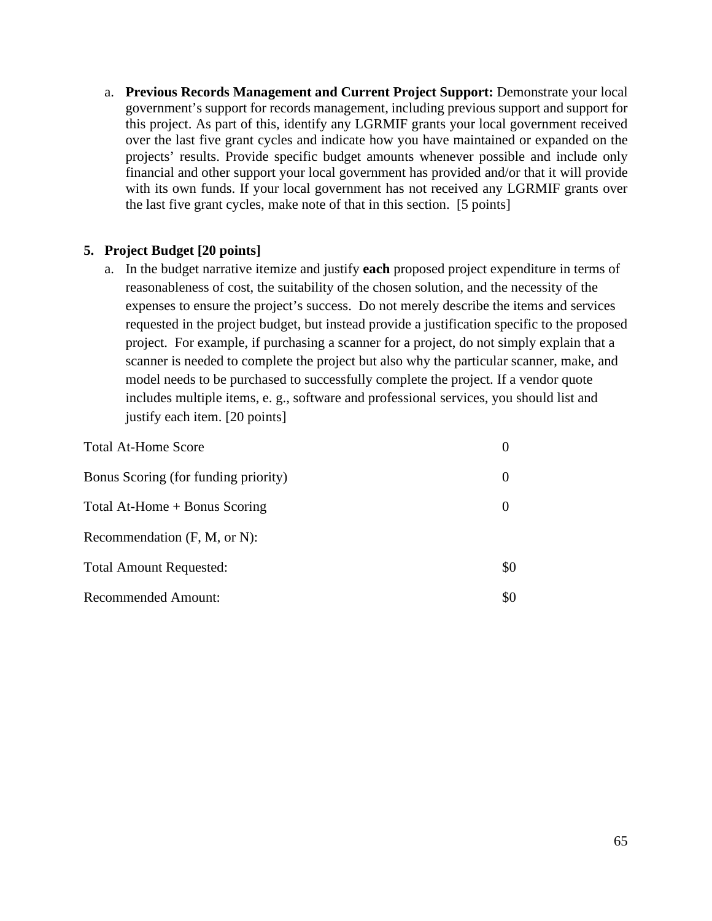a. **Previous Records Management and Current Project Support:** Demonstrate your local government's support for records management, including previous support and support for this project. As part of this, identify any LGRMIF grants your local government received over the last five grant cycles and indicate how you have maintained or expanded on the projects' results. Provide specific budget amounts whenever possible and include only financial and other support your local government has provided and/or that it will provide with its own funds. If your local government has not received any LGRMIF grants over the last five grant cycles, make note of that in this section. [5 points]

**5. Project Budget [20 points]**

a. In the budget narrative itemize and justify **each** proposed project expenditure in terms of reasonableness of cost, the suitability of the chosen solution, and the necessity of the expenses to ensure the project's success. Do not merely describe the items and services requested in the project budget, but instead provide a justification specific to the proposed project. For example, if purchasing a scanner for a project, do not simply explain that a scanner is needed to complete the project but also why the particular scanner, make, and model needs to be purchased to successfully complete the project. If a vendor quote includes multiple items, e. g., software and professional services, you should list and justify each item. [20 points]

| | |
|---|---|
| Total At-Home Score | 0 |
| Bonus Scoring (for funding priority) | 0 |
| Total At-Home + Bonus Scoring | 0 |
| Recommendation (F, M, or N): | |
| Total Amount Requested: | $0 |
| Recommended Amount: | $0 |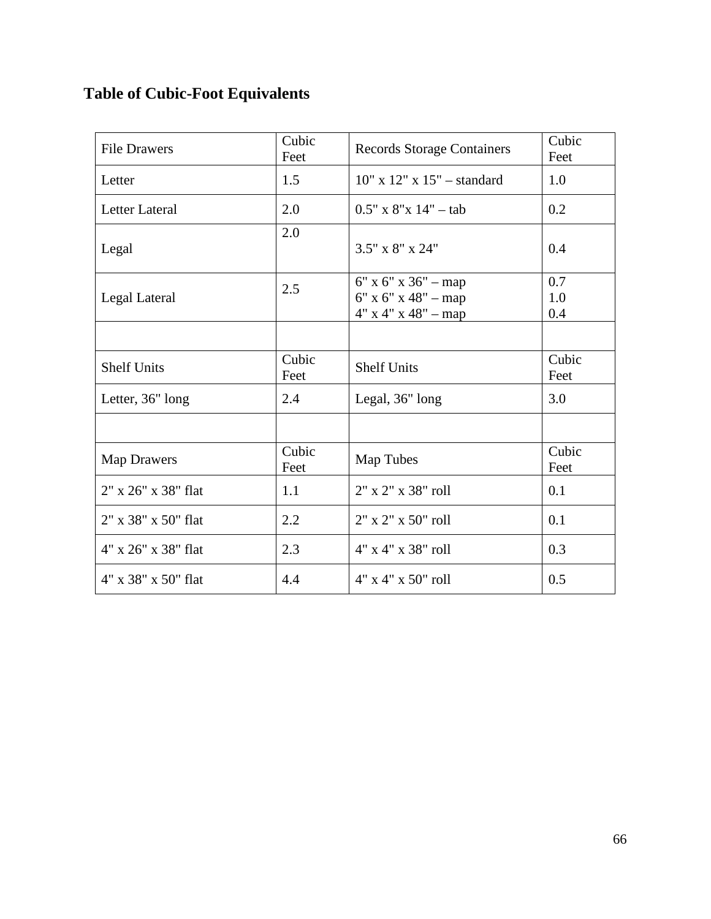## Table of Cubic-Foot Equivalents

| File Drawers | Cubic Feet | Records Storage Containers | Cubic Feet |
|---|---|---|---|
| Letter | 1.5 | 10" x 12" x 15" – standard | 1.0 |
| Letter Lateral | 2.0 | 0.5" x 8"x 14" – tab | 0.2 |
| Legal | 2.0 | 3.5" x 8" x 24" | 0.4 |
| Legal Lateral | 2.5 | 6" x 6" x 36" – map<br>6" x 6" x 48" – map<br>4" x 4" x 48" – map | 0.7<br>1.0<br>0.4 |
| | | | |
| **Shelf Units** | **Cubic Feet** | **Shelf Units** | **Cubic Feet** |
| Letter, 36" long | 2.4 | Legal, 36" long | 3.0 |
| | | | |
| **Map Drawers** | **Cubic Feet** | **Map Tubes** | **Cubic Feet** |
| 2" x 26" x 38" flat | 1.1 | 2" x 2" x 38" roll | 0.1 |
| 2" x 38" x 50" flat | 2.2 | 2" x 2" x 50" roll | 0.1 |
| 4" x 26" x 38" flat | 2.3 | 4" x 4" x 38" roll | 0.3 |
| 4" x 38" x 50" flat | 4.4 | 4" x 4" x 50" roll | 0.5 |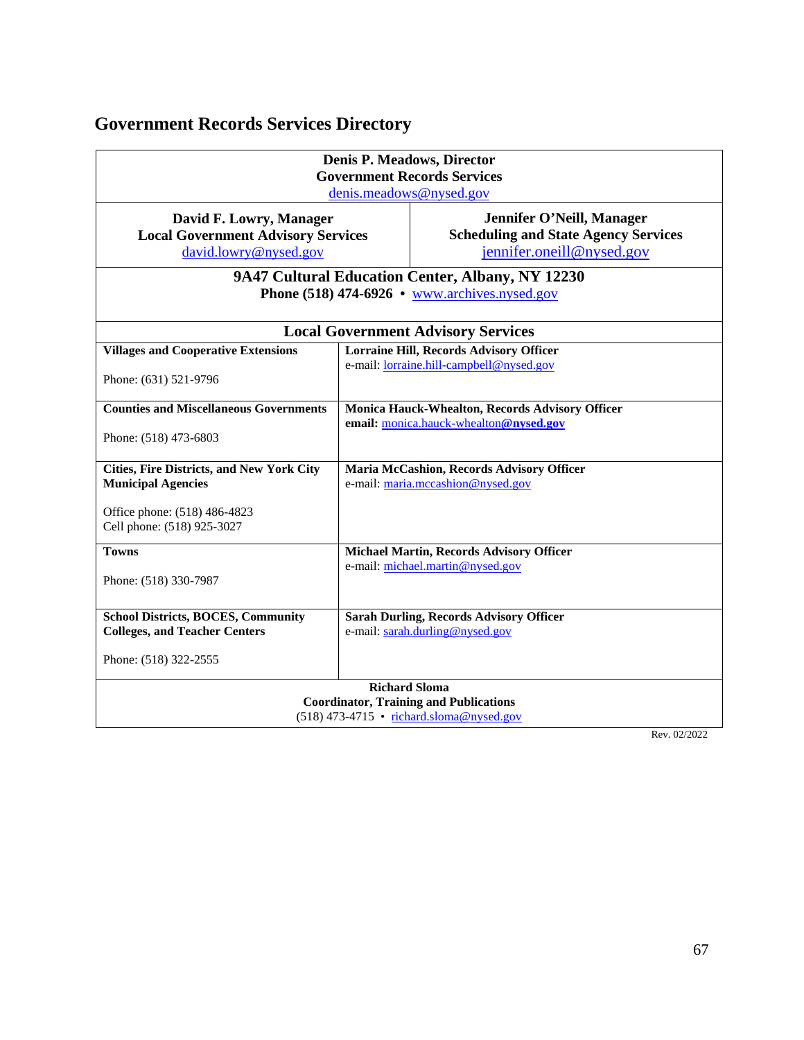# Government Records Services Directory

| | |
|---|---|
| **Denis P. Meadows, Director**<br>**Government Records Services**<br>denis.meadows@nysed.gov | |
| **David F. Lowry, Manager**<br>**Local Government Advisory Services**<br>david.lowry@nysed.gov | **Jennifer O'Neill, Manager**<br>**Scheduling and State Agency Services**<br>jennifer.oneill@nysed.gov |
| **9A47 Cultural Education Center, Albany, NY 12230**<br>**Phone (518) 474-6926 •** www.archives.nysed.gov | |
| **Local Government Advisory Services** | |
| **Villages and Cooperative Extensions**<br><br>Phone: (631) 521-9796 | **Lorraine Hill, Records Advisory Officer**<br>e-mail: lorraine.hill-campbell@nysed.gov |
| **Counties and Miscellaneous Governments**<br><br>Phone: (518) 473-6803 | **Monica Hauck-Whealton, Records Advisory Officer**<br>**email:** monica.hauck-whealton**@nysed.gov** |
| **Cities, Fire Districts, and New York City Municipal Agencies**<br><br>Office phone: (518) 486-4823<br>Cell phone: (518) 925-3027 | **Maria McCashion, Records Advisory Officer**<br>e-mail: maria.mccashion@nysed.gov |
| **Towns**<br><br>Phone: (518) 330-7987 | **Michael Martin, Records Advisory Officer**<br>e-mail: michael.martin@nysed.gov |
| **School Districts, BOCES, Community Colleges, and Teacher Centers**<br><br>Phone: (518) 322-2555 | **Sarah Durling, Records Advisory Officer**<br>e-mail: sarah.durling@nysed.gov |
| **Richard Sloma**<br>**Coordinator, Training and Publications**<br>(518) 473-4715 • richard.sloma@nysed.gov | |

Rev. 02/2022